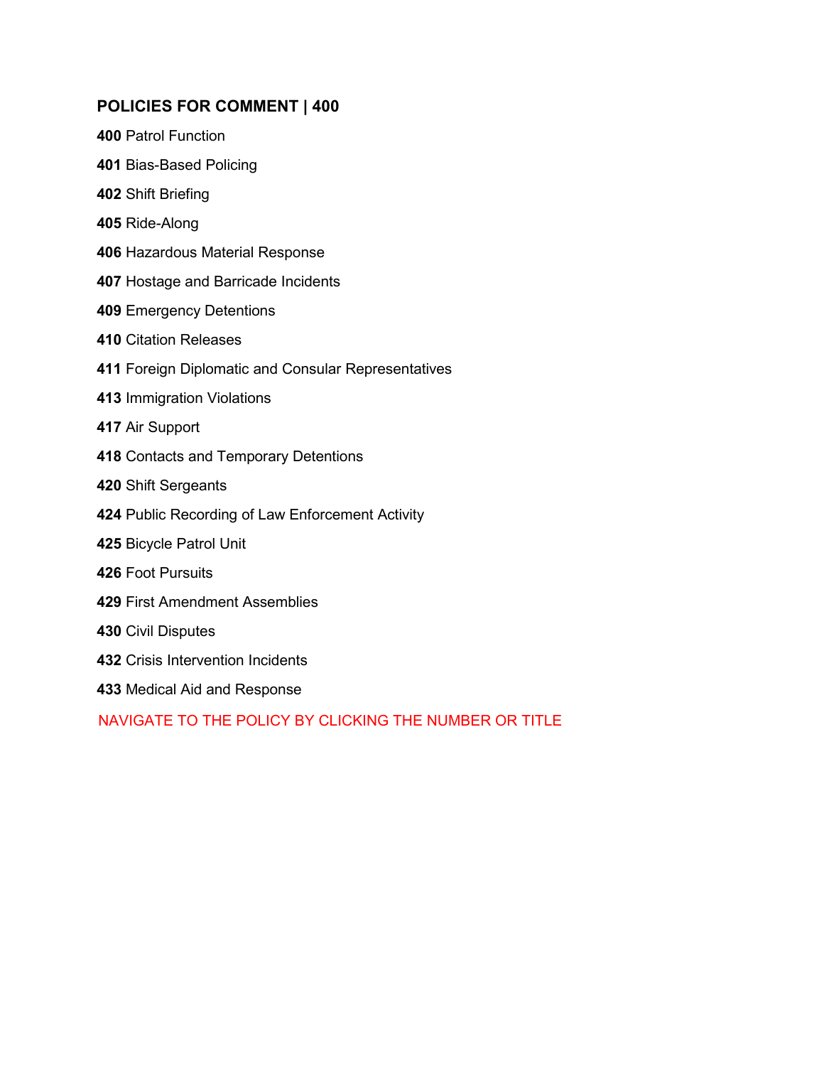## POLICIES FOR COMMENT | 400

**400** Patrol Function

**401** Bias-Based Policing

**402** Shift Briefing

**405** Ride-Along

**406** Hazardous Material Response

**407** Hostage and Barricade Incidents

**409** Emergency Detentions

**410** Citation Releases

**411** Foreign Diplomatic and Consular Representatives

**413** Immigration Violations

**417** Air Support

**418** Contacts and Temporary Detentions

**420** Shift Sergeants

**424** Public Recording of Law Enforcement Activity

**425** Bicycle Patrol Unit

**426** Foot Pursuits

**429** First Amendment Assemblies

**430** Civil Disputes

**432** Crisis Intervention Incidents

**433** Medical Aid and Response

NAVIGATE TO THE POLICY BY CLICKING THE NUMBER OR TITLE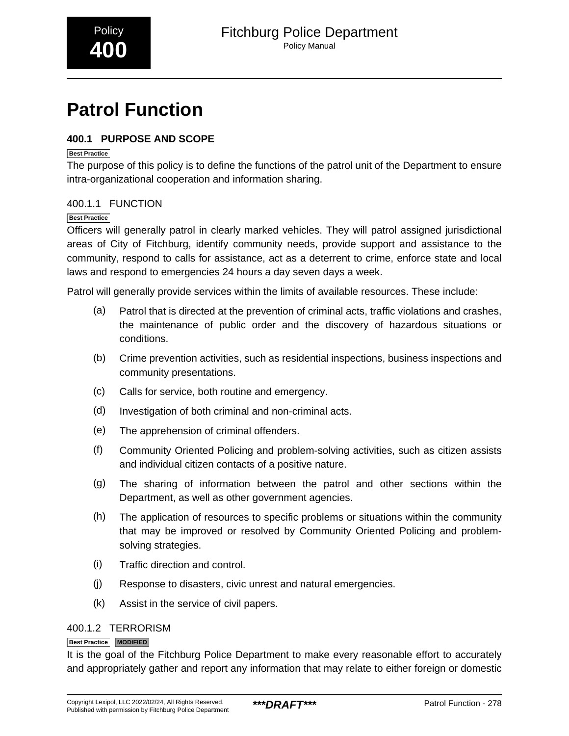Policy
**400**

# Patrol Function

## 400.1 PURPOSE AND SCOPE

Best Practice

The purpose of this policy is to define the functions of the patrol unit of the Department to ensure intra-organizational cooperation and information sharing.

### 400.1.1 FUNCTION

Best Practice

Officers will generally patrol in clearly marked vehicles. They will patrol assigned jurisdictional areas of City of Fitchburg, identify community needs, provide support and assistance to the community, respond to calls for assistance, act as a deterrent to crime, enforce state and local laws and respond to emergencies 24 hours a day seven days a week.

Patrol will generally provide services within the limits of available resources. These include:

(a) Patrol that is directed at the prevention of criminal acts, traffic violations and crashes, the maintenance of public order and the discovery of hazardous situations or conditions.

(b) Crime prevention activities, such as residential inspections, business inspections and community presentations.

(c) Calls for service, both routine and emergency.

(d) Investigation of both criminal and non-criminal acts.

(e) The apprehension of criminal offenders.

(f) Community Oriented Policing and problem-solving activities, such as citizen assists and individual citizen contacts of a positive nature.

(g) The sharing of information between the patrol and other sections within the Department, as well as other government agencies.

(h) The application of resources to specific problems or situations within the community that may be improved or resolved by Community Oriented Policing and problem-solving strategies.

(i) Traffic direction and control.

(j) Response to disasters, civic unrest and natural emergencies.

(k) Assist in the service of civil papers.

### 400.1.2 TERRORISM

Best Practice MODIFIED

It is the goal of the Fitchburg Police Department to make every reasonable effort to accurately and appropriately gather and report any information that may relate to either foreign or domestic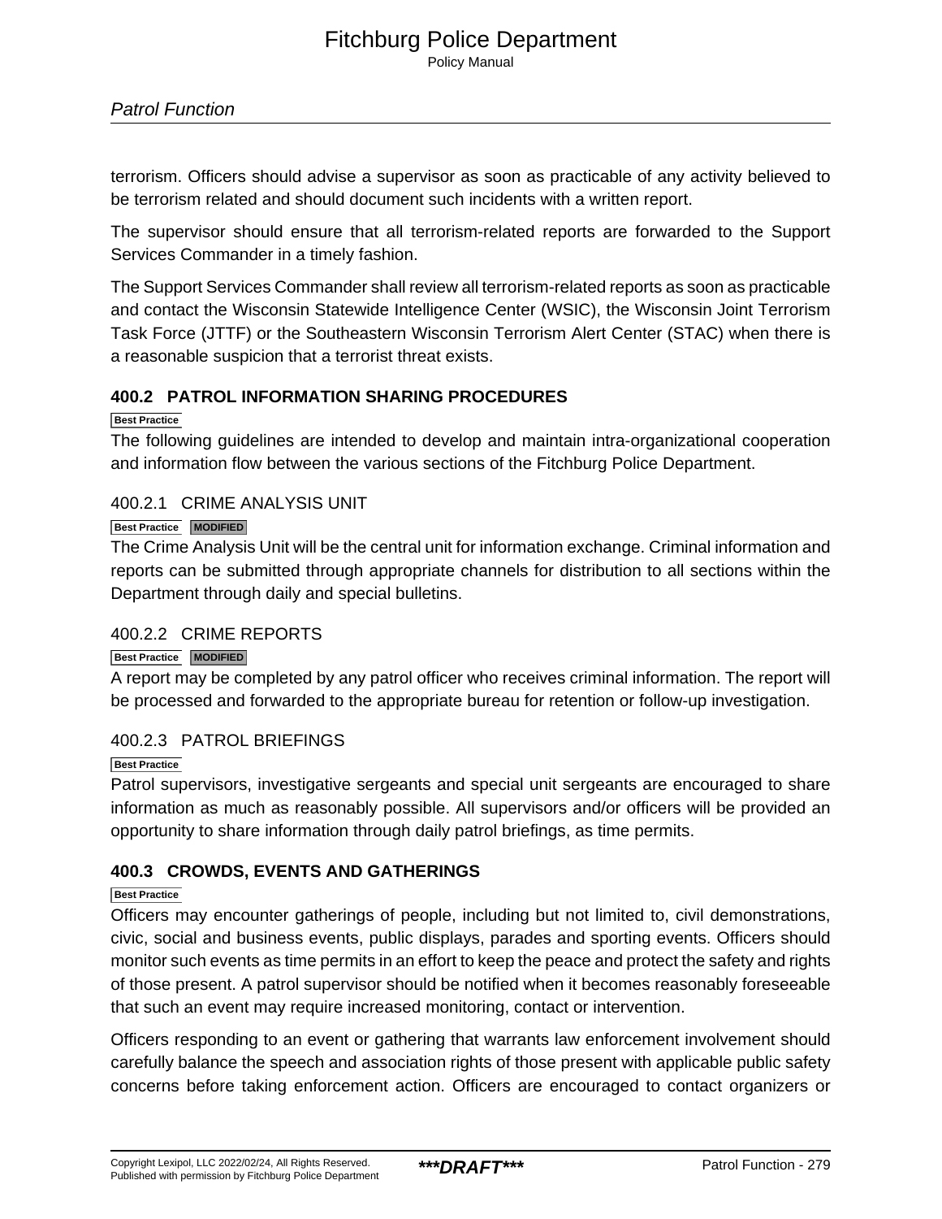terrorism. Officers should advise a supervisor as soon as practicable of any activity believed to be terrorism related and should document such incidents with a written report.

The supervisor should ensure that all terrorism-related reports are forwarded to the Support Services Commander in a timely fashion.

The Support Services Commander shall review all terrorism-related reports as soon as practicable and contact the Wisconsin Statewide Intelligence Center (WSIC), the Wisconsin Joint Terrorism Task Force (JTTF) or the Southeastern Wisconsin Terrorism Alert Center (STAC) when there is a reasonable suspicion that a terrorist threat exists.

## 400.2 PATROL INFORMATION SHARING PROCEDURES

Best Practice

The following guidelines are intended to develop and maintain intra-organizational cooperation and information flow between the various sections of the Fitchburg Police Department.

### 400.2.1 CRIME ANALYSIS UNIT

Best Practice MODIFIED

The Crime Analysis Unit will be the central unit for information exchange. Criminal information and reports can be submitted through appropriate channels for distribution to all sections within the Department through daily and special bulletins.

### 400.2.2 CRIME REPORTS

Best Practice MODIFIED

A report may be completed by any patrol officer who receives criminal information. The report will be processed and forwarded to the appropriate bureau for retention or follow-up investigation.

### 400.2.3 PATROL BRIEFINGS

Best Practice

Patrol supervisors, investigative sergeants and special unit sergeants are encouraged to share information as much as reasonably possible. All supervisors and/or officers will be provided an opportunity to share information through daily patrol briefings, as time permits.

## 400.3 CROWDS, EVENTS AND GATHERINGS

Best Practice

Officers may encounter gatherings of people, including but not limited to, civil demonstrations, civic, social and business events, public displays, parades and sporting events. Officers should monitor such events as time permits in an effort to keep the peace and protect the safety and rights of those present. A patrol supervisor should be notified when it becomes reasonably foreseeable that such an event may require increased monitoring, contact or intervention.

Officers responding to an event or gathering that warrants law enforcement involvement should carefully balance the speech and association rights of those present with applicable public safety concerns before taking enforcement action. Officers are encouraged to contact organizers or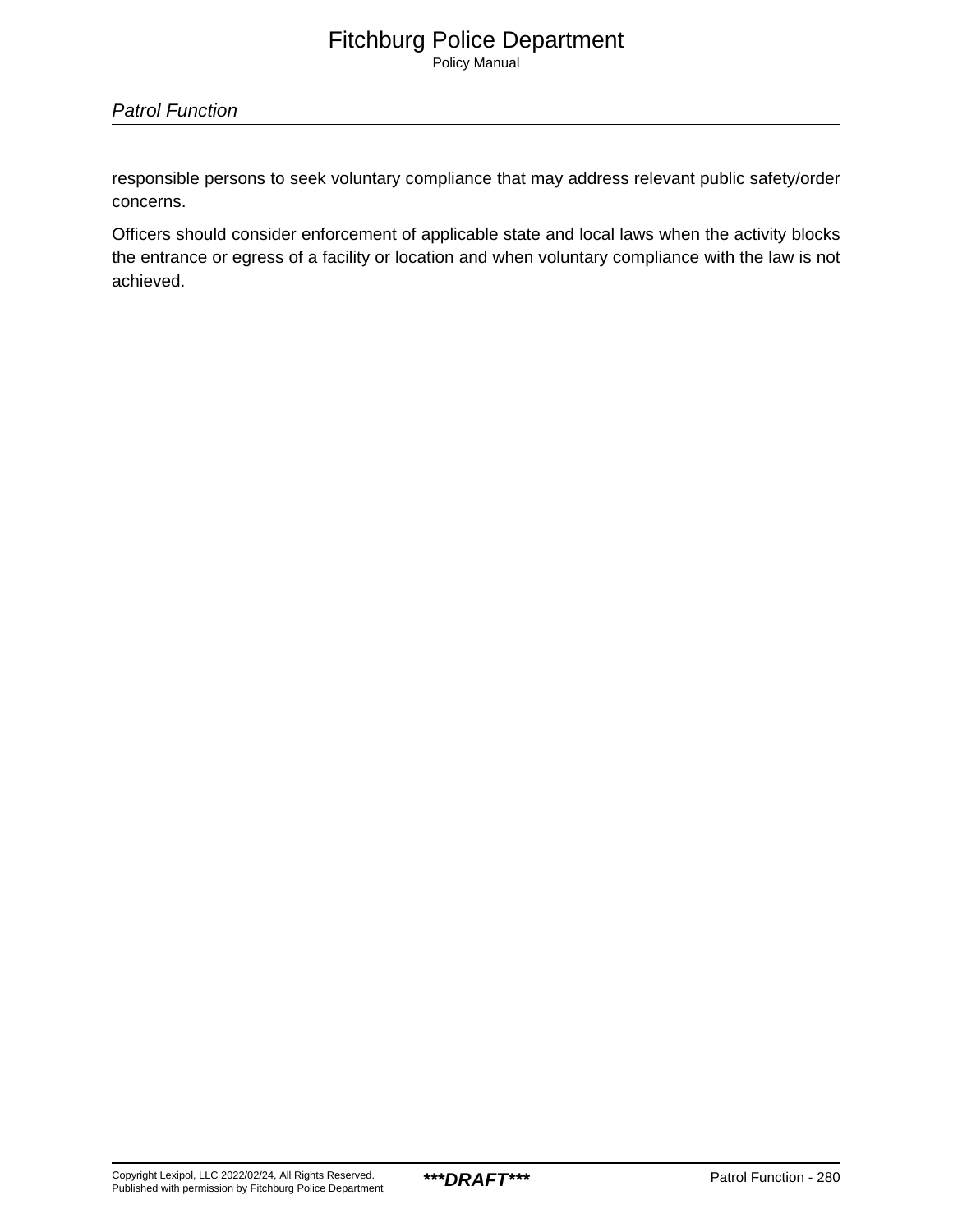responsible persons to seek voluntary compliance that may address relevant public safety/order concerns.

Officers should consider enforcement of applicable state and local laws when the activity blocks the entrance or egress of a facility or location and when voluntary compliance with the law is not achieved.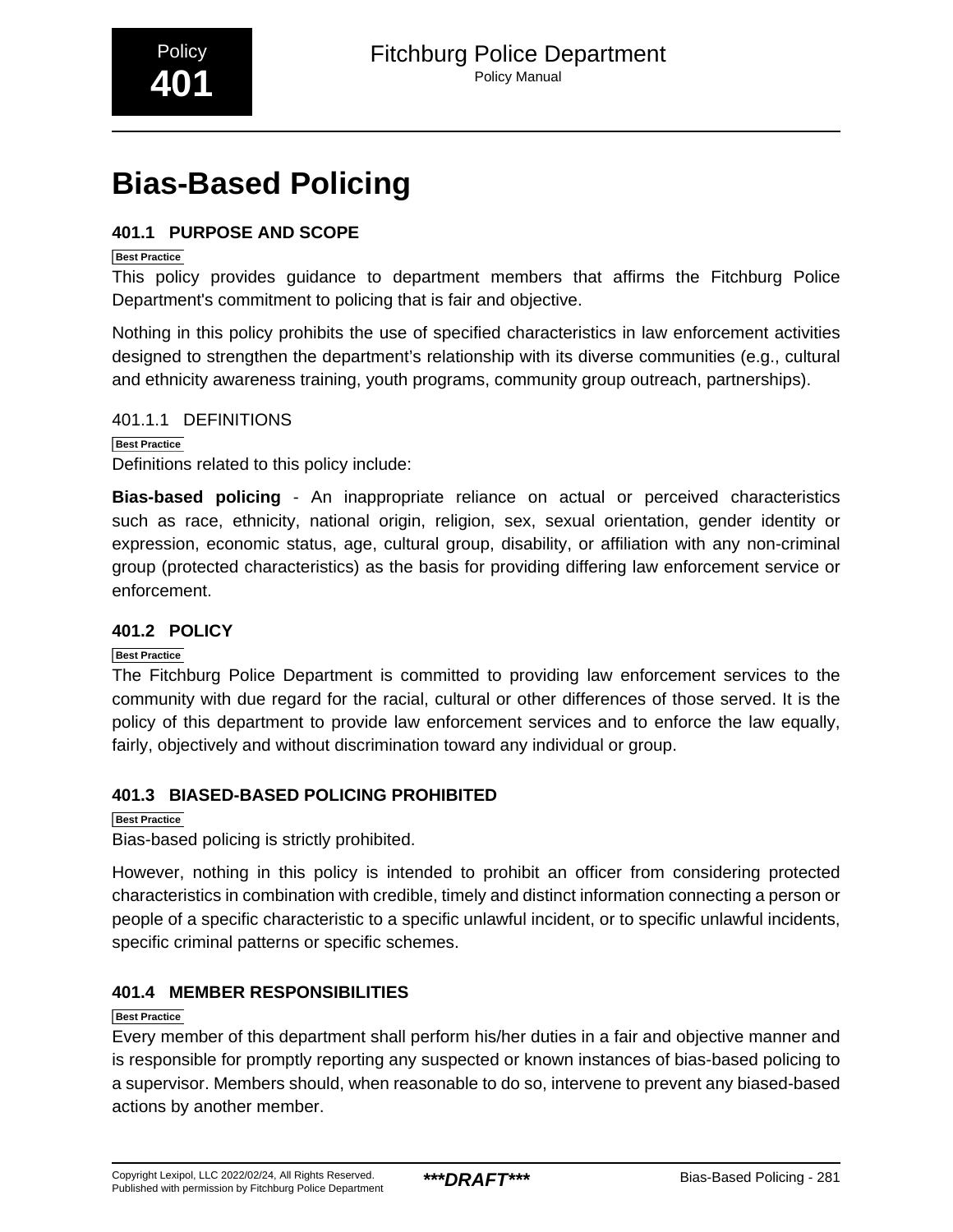# Bias-Based Policing

## 401.1 PURPOSE AND SCOPE

Best Practice

This policy provides guidance to department members that affirms the Fitchburg Police Department's commitment to policing that is fair and objective.

Nothing in this policy prohibits the use of specified characteristics in law enforcement activities designed to strengthen the department's relationship with its diverse communities (e.g., cultural and ethnicity awareness training, youth programs, community group outreach, partnerships).

### 401.1.1 DEFINITIONS

Best Practice

Definitions related to this policy include:

**Bias-based policing** - An inappropriate reliance on actual or perceived characteristics such as race, ethnicity, national origin, religion, sex, sexual orientation, gender identity or expression, economic status, age, cultural group, disability, or affiliation with any non-criminal group (protected characteristics) as the basis for providing differing law enforcement service or enforcement.

## 401.2 POLICY

Best Practice

The Fitchburg Police Department is committed to providing law enforcement services to the community with due regard for the racial, cultural or other differences of those served. It is the policy of this department to provide law enforcement services and to enforce the law equally, fairly, objectively and without discrimination toward any individual or group.

## 401.3 BIASED-BASED POLICING PROHIBITED

Best Practice

Bias-based policing is strictly prohibited.

However, nothing in this policy is intended to prohibit an officer from considering protected characteristics in combination with credible, timely and distinct information connecting a person or people of a specific characteristic to a specific unlawful incident, or to specific unlawful incidents, specific criminal patterns or specific schemes.

## 401.4 MEMBER RESPONSIBILITIES

Best Practice

Every member of this department shall perform his/her duties in a fair and objective manner and is responsible for promptly reporting any suspected or known instances of bias-based policing to a supervisor. Members should, when reasonable to do so, intervene to prevent any biased-based actions by another member.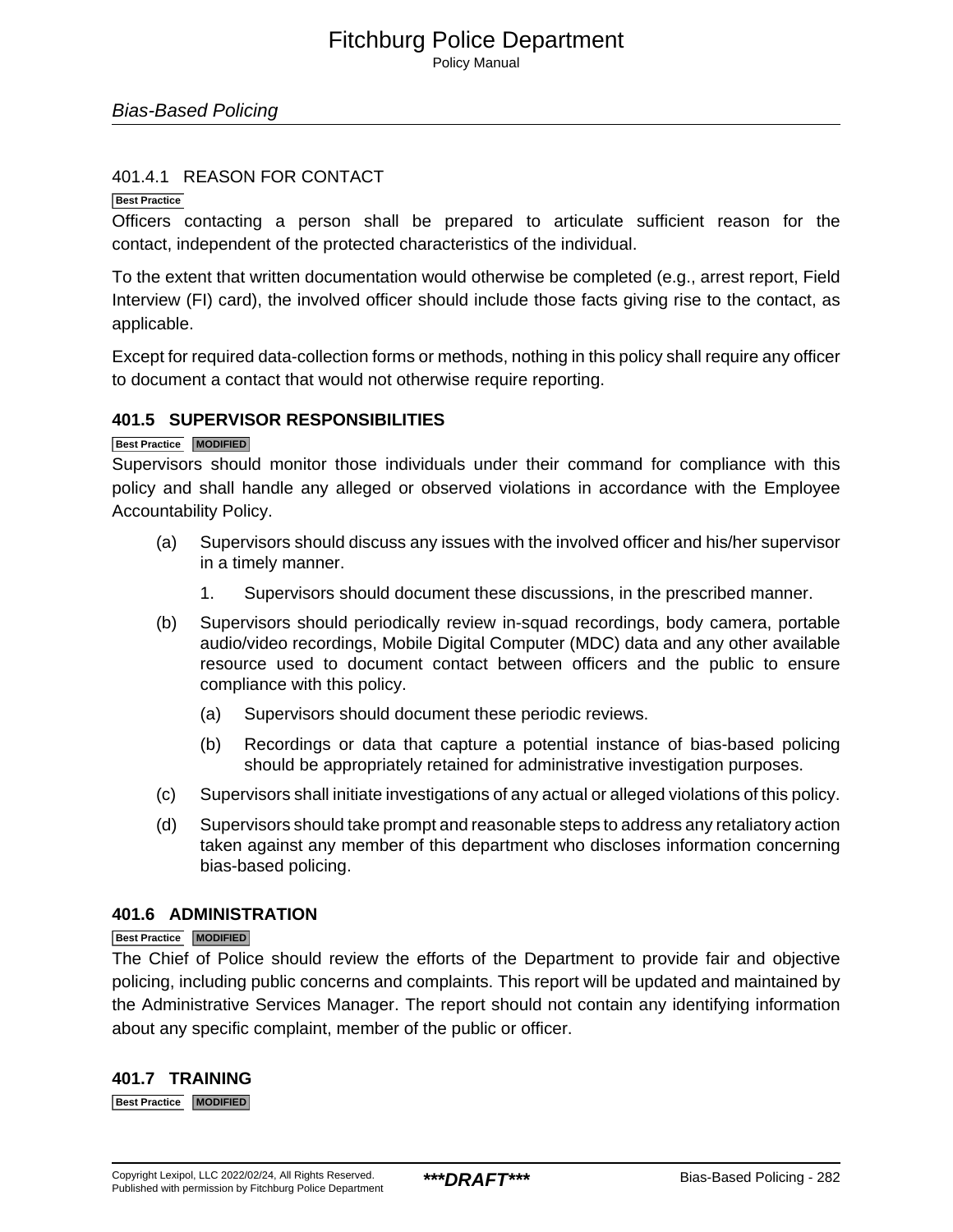#### 401.4.1 REASON FOR CONTACT

Best Practice

Officers contacting a person shall be prepared to articulate sufficient reason for the contact, independent of the protected characteristics of the individual.

To the extent that written documentation would otherwise be completed (e.g., arrest report, Field Interview (FI) card), the involved officer should include those facts giving rise to the contact, as applicable.

Except for required data-collection forms or methods, nothing in this policy shall require any officer to document a contact that would not otherwise require reporting.

### 401.5 SUPERVISOR RESPONSIBILITIES

Best Practice MODIFIED

Supervisors should monitor those individuals under their command for compliance with this policy and shall handle any alleged or observed violations in accordance with the Employee Accountability Policy.

(a) Supervisors should discuss any issues with the involved officer and his/her supervisor in a timely manner.

   1. Supervisors should document these discussions, in the prescribed manner.

(b) Supervisors should periodically review in-squad recordings, body camera, portable audio/video recordings, Mobile Digital Computer (MDC) data and any other available resource used to document contact between officers and the public to ensure compliance with this policy.

   (a) Supervisors should document these periodic reviews.

   (b) Recordings or data that capture a potential instance of bias-based policing should be appropriately retained for administrative investigation purposes.

(c) Supervisors shall initiate investigations of any actual or alleged violations of this policy.

(d) Supervisors should take prompt and reasonable steps to address any retaliatory action taken against any member of this department who discloses information concerning bias-based policing.

### 401.6 ADMINISTRATION

Best Practice MODIFIED

The Chief of Police should review the efforts of the Department to provide fair and objective policing, including public concerns and complaints. This report will be updated and maintained by the Administrative Services Manager. The report should not contain any identifying information about any specific complaint, member of the public or officer.

### 401.7 TRAINING

Best Practice MODIFIED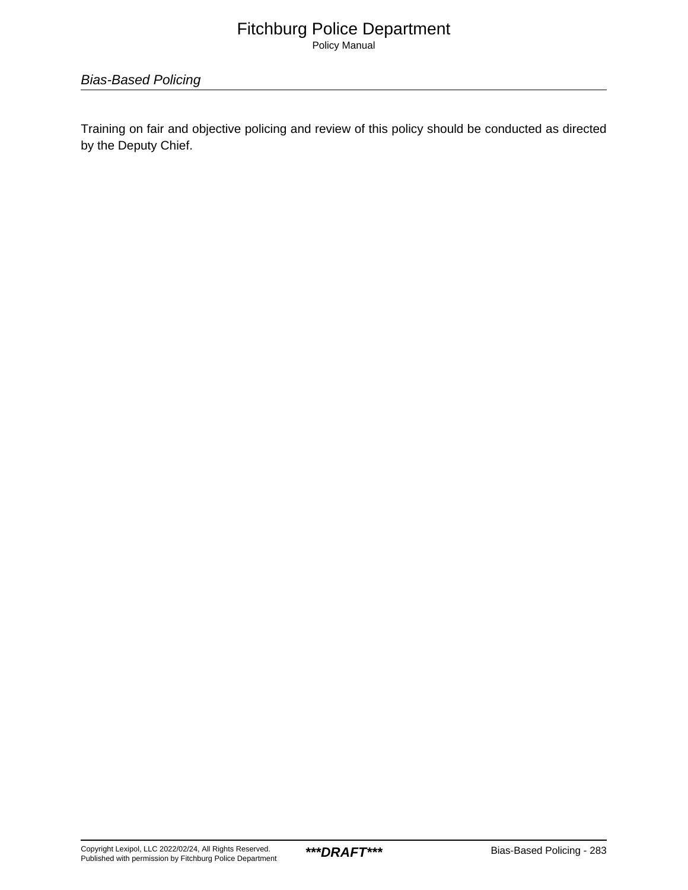Training on fair and objective policing and review of this policy should be conducted as directed by the Deputy Chief.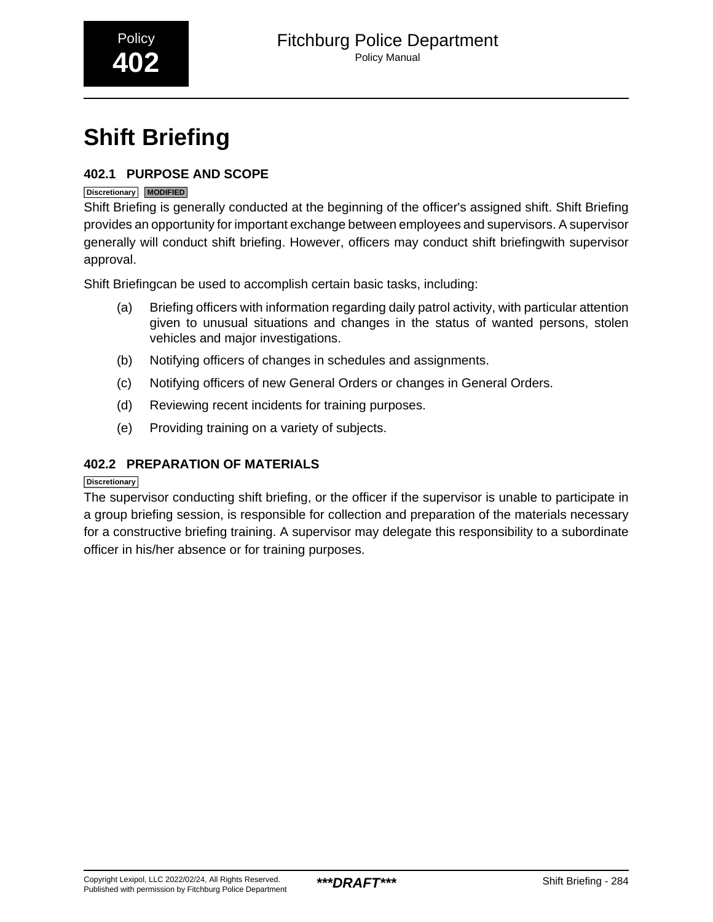Policy
**402**

# Shift Briefing

## 402.1 PURPOSE AND SCOPE

Discretionary MODIFIED

Shift Briefing is generally conducted at the beginning of the officer's assigned shift. Shift Briefing provides an opportunity for important exchange between employees and supervisors. A supervisor generally will conduct shift briefing. However, officers may conduct shift briefingwith supervisor approval.

Shift Briefingcan be used to accomplish certain basic tasks, including:

(a) Briefing officers with information regarding daily patrol activity, with particular attention given to unusual situations and changes in the status of wanted persons, stolen vehicles and major investigations.

(b) Notifying officers of changes in schedules and assignments.

(c) Notifying officers of new General Orders or changes in General Orders.

(d) Reviewing recent incidents for training purposes.

(e) Providing training on a variety of subjects.

## 402.2 PREPARATION OF MATERIALS

Discretionary

The supervisor conducting shift briefing, or the officer if the supervisor is unable to participate in a group briefing session, is responsible for collection and preparation of the materials necessary for a constructive briefing training. A supervisor may delegate this responsibility to a subordinate officer in his/her absence or for training purposes.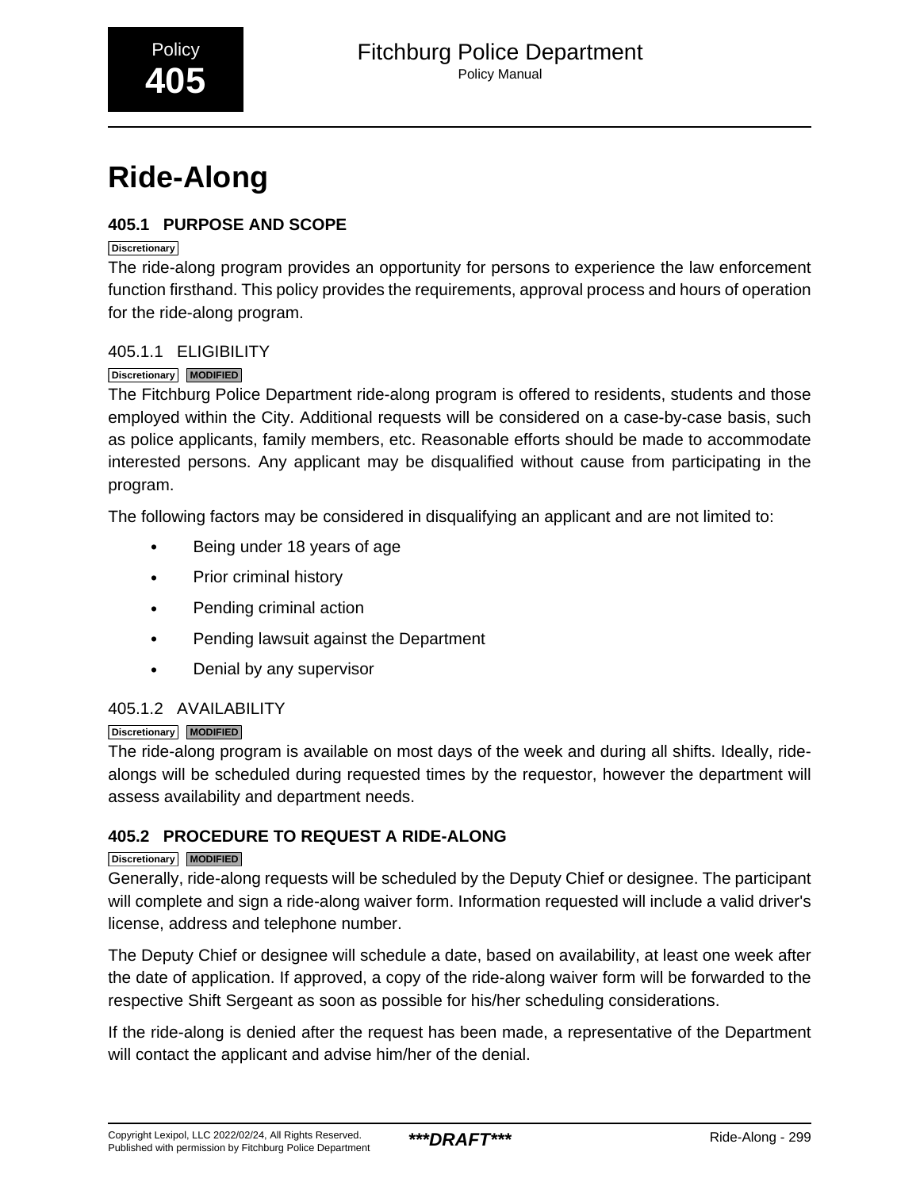# Ride-Along

## 405.1 PURPOSE AND SCOPE

Discretionary

The ride-along program provides an opportunity for persons to experience the law enforcement function firsthand. This policy provides the requirements, approval process and hours of operation for the ride-along program.

### 405.1.1 ELIGIBILITY

Discretionary MODIFIED

The Fitchburg Police Department ride-along program is offered to residents, students and those employed within the City. Additional requests will be considered on a case-by-case basis, such as police applicants, family members, etc. Reasonable efforts should be made to accommodate interested persons. Any applicant may be disqualified without cause from participating in the program.

The following factors may be considered in disqualifying an applicant and are not limited to:

- Being under 18 years of age
- Prior criminal history
- Pending criminal action
- Pending lawsuit against the Department
- Denial by any supervisor

### 405.1.2 AVAILABILITY

Discretionary MODIFIED

The ride-along program is available on most days of the week and during all shifts. Ideally, ride-alongs will be scheduled during requested times by the requestor, however the department will assess availability and department needs.

## 405.2 PROCEDURE TO REQUEST A RIDE-ALONG

Discretionary MODIFIED

Generally, ride-along requests will be scheduled by the Deputy Chief or designee. The participant will complete and sign a ride-along waiver form. Information requested will include a valid driver's license, address and telephone number.

The Deputy Chief or designee will schedule a date, based on availability, at least one week after the date of application. If approved, a copy of the ride-along waiver form will be forwarded to the respective Shift Sergeant as soon as possible for his/her scheduling considerations.

If the ride-along is denied after the request has been made, a representative of the Department will contact the applicant and advise him/her of the denial.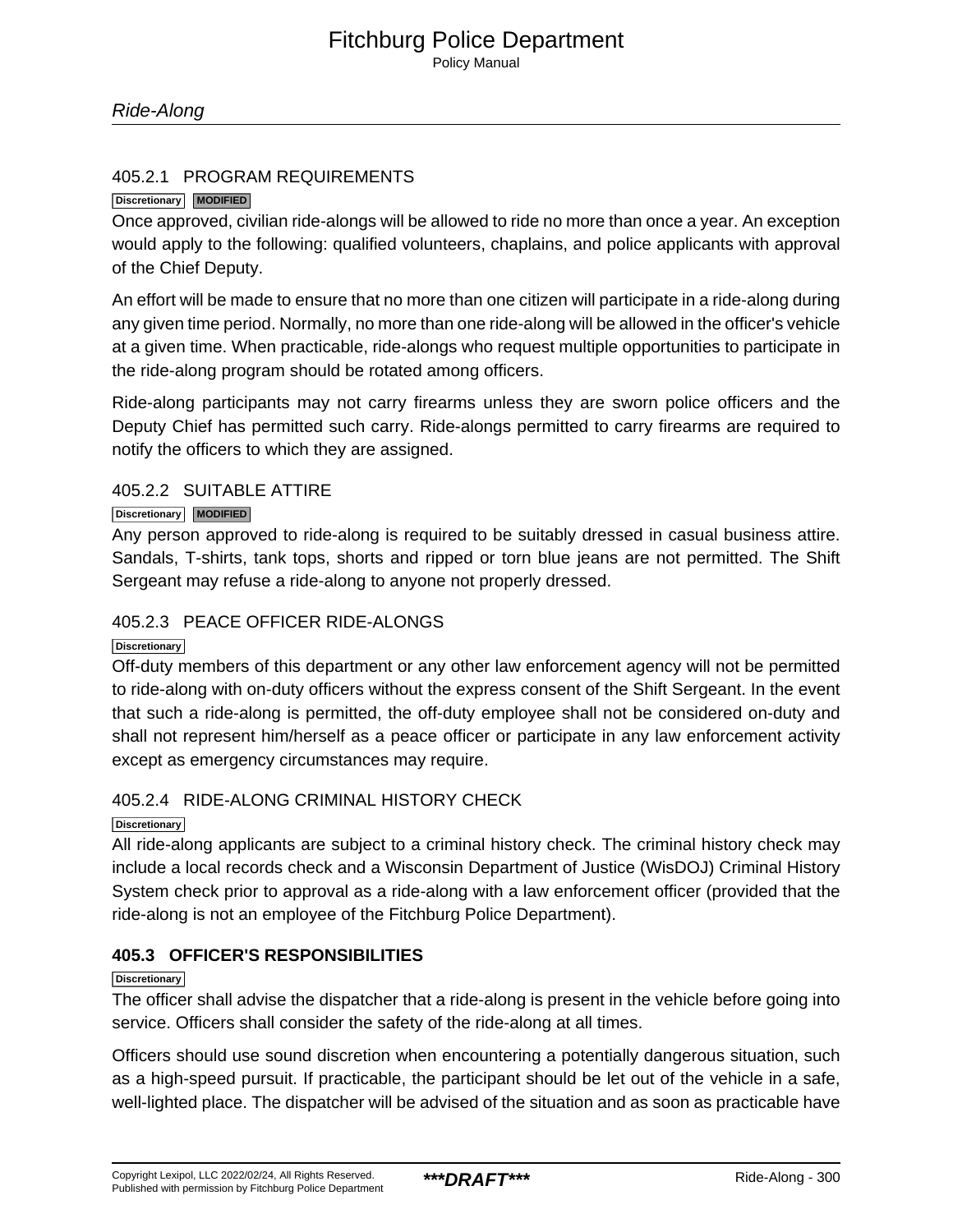#### 405.2.1 PROGRAM REQUIREMENTS

Discretionary MODIFIED

Once approved, civilian ride-alongs will be allowed to ride no more than once a year. An exception would apply to the following: qualified volunteers, chaplains, and police applicants with approval of the Chief Deputy.

An effort will be made to ensure that no more than one citizen will participate in a ride-along during any given time period. Normally, no more than one ride-along will be allowed in the officer's vehicle at a given time. When practicable, ride-alongs who request multiple opportunities to participate in the ride-along program should be rotated among officers.

Ride-along participants may not carry firearms unless they are sworn police officers and the Deputy Chief has permitted such carry. Ride-alongs permitted to carry firearms are required to notify the officers to which they are assigned.

#### 405.2.2 SUITABLE ATTIRE

Discretionary MODIFIED

Any person approved to ride-along is required to be suitably dressed in casual business attire. Sandals, T-shirts, tank tops, shorts and ripped or torn blue jeans are not permitted. The Shift Sergeant may refuse a ride-along to anyone not properly dressed.

#### 405.2.3 PEACE OFFICER RIDE-ALONGS

Discretionary

Off-duty members of this department or any other law enforcement agency will not be permitted to ride-along with on-duty officers without the express consent of the Shift Sergeant. In the event that such a ride-along is permitted, the off-duty employee shall not be considered on-duty and shall not represent him/herself as a peace officer or participate in any law enforcement activity except as emergency circumstances may require.

#### 405.2.4 RIDE-ALONG CRIMINAL HISTORY CHECK

Discretionary

All ride-along applicants are subject to a criminal history check. The criminal history check may include a local records check and a Wisconsin Department of Justice (WisDOJ) Criminal History System check prior to approval as a ride-along with a law enforcement officer (provided that the ride-along is not an employee of the Fitchburg Police Department).

### 405.3 OFFICER'S RESPONSIBILITIES

Discretionary

The officer shall advise the dispatcher that a ride-along is present in the vehicle before going into service. Officers shall consider the safety of the ride-along at all times.

Officers should use sound discretion when encountering a potentially dangerous situation, such as a high-speed pursuit. If practicable, the participant should be let out of the vehicle in a safe, well-lighted place. The dispatcher will be advised of the situation and as soon as practicable have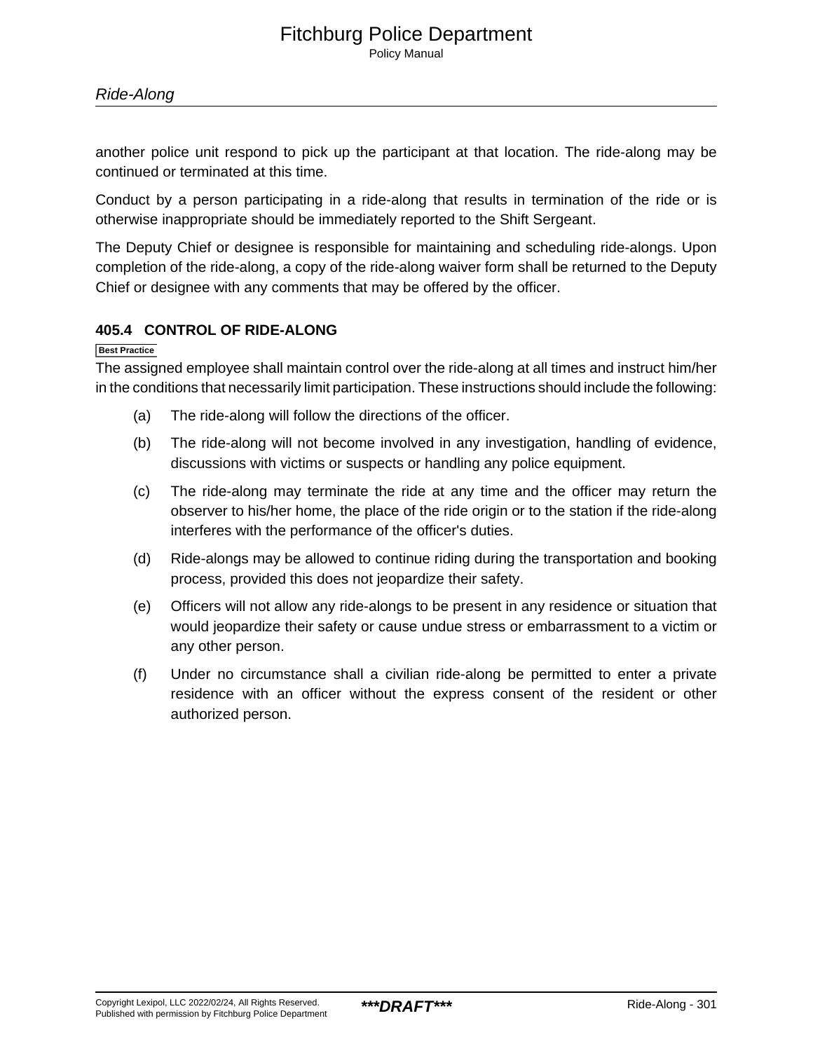another police unit respond to pick up the participant at that location. The ride-along may be continued or terminated at this time.

Conduct by a person participating in a ride-along that results in termination of the ride or is otherwise inappropriate should be immediately reported to the Shift Sergeant.

The Deputy Chief or designee is responsible for maintaining and scheduling ride-alongs. Upon completion of the ride-along, a copy of the ride-along waiver form shall be returned to the Deputy Chief or designee with any comments that may be offered by the officer.

### 405.4 CONTROL OF RIDE-ALONG

Best Practice

The assigned employee shall maintain control over the ride-along at all times and instruct him/her in the conditions that necessarily limit participation. These instructions should include the following:

(a) The ride-along will follow the directions of the officer.

(b) The ride-along will not become involved in any investigation, handling of evidence, discussions with victims or suspects or handling any police equipment.

(c) The ride-along may terminate the ride at any time and the officer may return the observer to his/her home, the place of the ride origin or to the station if the ride-along interferes with the performance of the officer's duties.

(d) Ride-alongs may be allowed to continue riding during the transportation and booking process, provided this does not jeopardize their safety.

(e) Officers will not allow any ride-alongs to be present in any residence or situation that would jeopardize their safety or cause undue stress or embarrassment to a victim or any other person.

(f) Under no circumstance shall a civilian ride-along be permitted to enter a private residence with an officer without the express consent of the resident or other authorized person.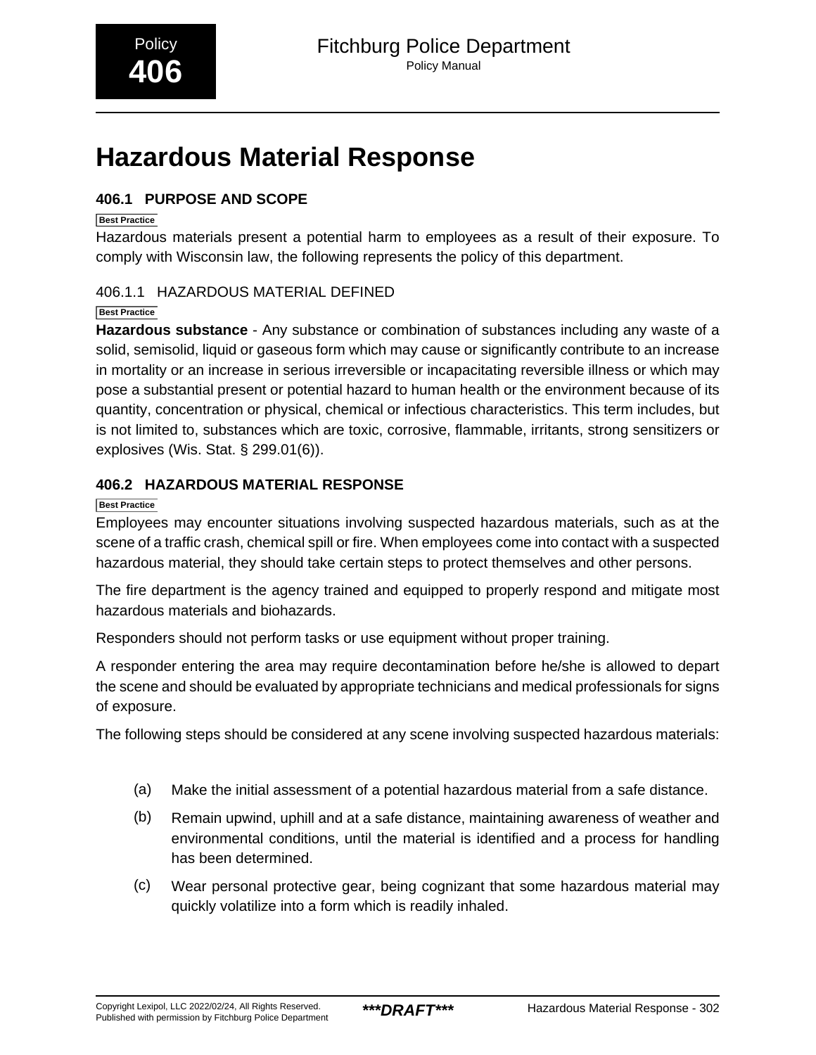Policy
**406**

# Hazardous Material Response

## 406.1 PURPOSE AND SCOPE

Best Practice

Hazardous materials present a potential harm to employees as a result of their exposure. To comply with Wisconsin law, the following represents the policy of this department.

### 406.1.1 HAZARDOUS MATERIAL DEFINED

Best Practice

**Hazardous substance** - Any substance or combination of substances including any waste of a solid, semisolid, liquid or gaseous form which may cause or significantly contribute to an increase in mortality or an increase in serious irreversible or incapacitating reversible illness or which may pose a substantial present or potential hazard to human health or the environment because of its quantity, concentration or physical, chemical or infectious characteristics. This term includes, but is not limited to, substances which are toxic, corrosive, flammable, irritants, strong sensitizers or explosives (Wis. Stat. § 299.01(6)).

## 406.2 HAZARDOUS MATERIAL RESPONSE

Best Practice

Employees may encounter situations involving suspected hazardous materials, such as at the scene of a traffic crash, chemical spill or fire. When employees come into contact with a suspected hazardous material, they should take certain steps to protect themselves and other persons.

The fire department is the agency trained and equipped to properly respond and mitigate most hazardous materials and biohazards.

Responders should not perform tasks or use equipment without proper training.

A responder entering the area may require decontamination before he/she is allowed to depart the scene and should be evaluated by appropriate technicians and medical professionals for signs of exposure.

The following steps should be considered at any scene involving suspected hazardous materials:

(a) Make the initial assessment of a potential hazardous material from a safe distance.

(b) Remain upwind, uphill and at a safe distance, maintaining awareness of weather and environmental conditions, until the material is identified and a process for handling has been determined.

(c) Wear personal protective gear, being cognizant that some hazardous material may quickly volatilize into a form which is readily inhaled.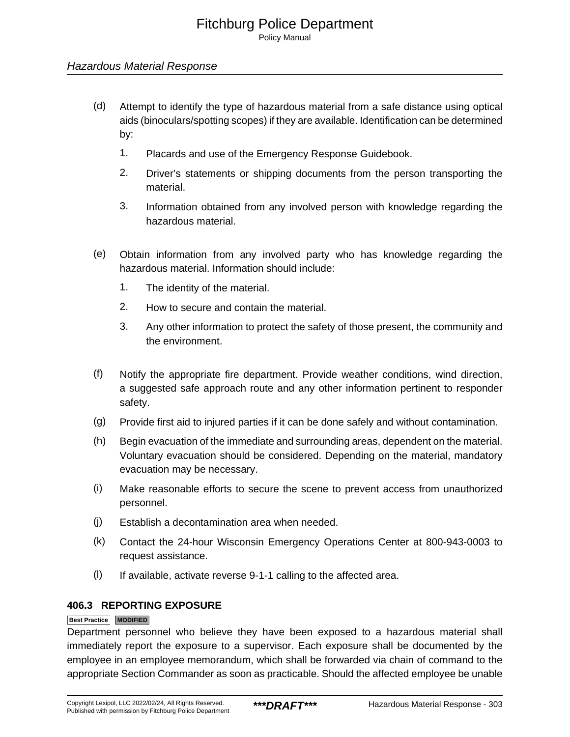(d) Attempt to identify the type of hazardous material from a safe distance using optical aids (binoculars/spotting scopes) if they are available. Identification can be determined by:

   1. Placards and use of the Emergency Response Guidebook.

   2. Driver's statements or shipping documents from the person transporting the material.

   3. Information obtained from any involved person with knowledge regarding the hazardous material.

(e) Obtain information from any involved party who has knowledge regarding the hazardous material. Information should include:

   1. The identity of the material.

   2. How to secure and contain the material.

   3. Any other information to protect the safety of those present, the community and the environment.

(f) Notify the appropriate fire department. Provide weather conditions, wind direction, a suggested safe approach route and any other information pertinent to responder safety.

(g) Provide first aid to injured parties if it can be done safely and without contamination.

(h) Begin evacuation of the immediate and surrounding areas, dependent on the material. Voluntary evacuation should be considered. Depending on the material, mandatory evacuation may be necessary.

(i) Make reasonable efforts to secure the scene to prevent access from unauthorized personnel.

(j) Establish a decontamination area when needed.

(k) Contact the 24-hour Wisconsin Emergency Operations Center at 800-943-0003 to request assistance.

(l) If available, activate reverse 9-1-1 calling to the affected area.

### 406.3 REPORTING EXPOSURE

**Best Practice** **MODIFIED**

Department personnel who believe they have been exposed to a hazardous material shall immediately report the exposure to a supervisor. Each exposure shall be documented by the employee in an employee memorandum, which shall be forwarded via chain of command to the appropriate Section Commander as soon as practicable. Should the affected employee be unable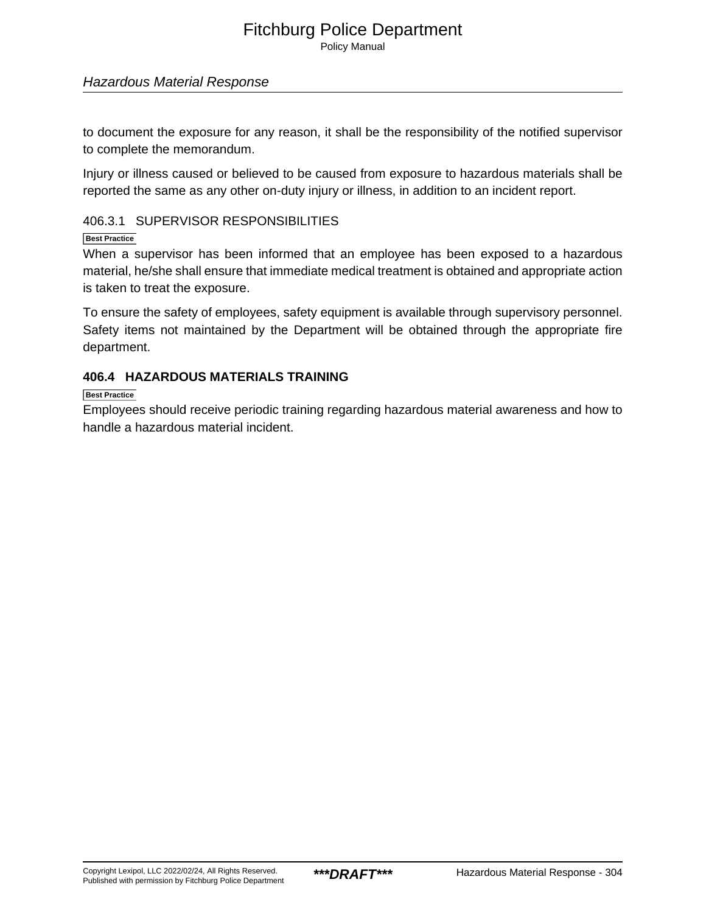to document the exposure for any reason, it shall be the responsibility of the notified supervisor to complete the memorandum.

Injury or illness caused or believed to be caused from exposure to hazardous materials shall be reported the same as any other on-duty injury or illness, in addition to an incident report.

### 406.3.1 SUPERVISOR RESPONSIBILITIES

Best Practice

When a supervisor has been informed that an employee has been exposed to a hazardous material, he/she shall ensure that immediate medical treatment is obtained and appropriate action is taken to treat the exposure.

To ensure the safety of employees, safety equipment is available through supervisory personnel. Safety items not maintained by the Department will be obtained through the appropriate fire department.

## 406.4 HAZARDOUS MATERIALS TRAINING

Best Practice

Employees should receive periodic training regarding hazardous material awareness and how to handle a hazardous material incident.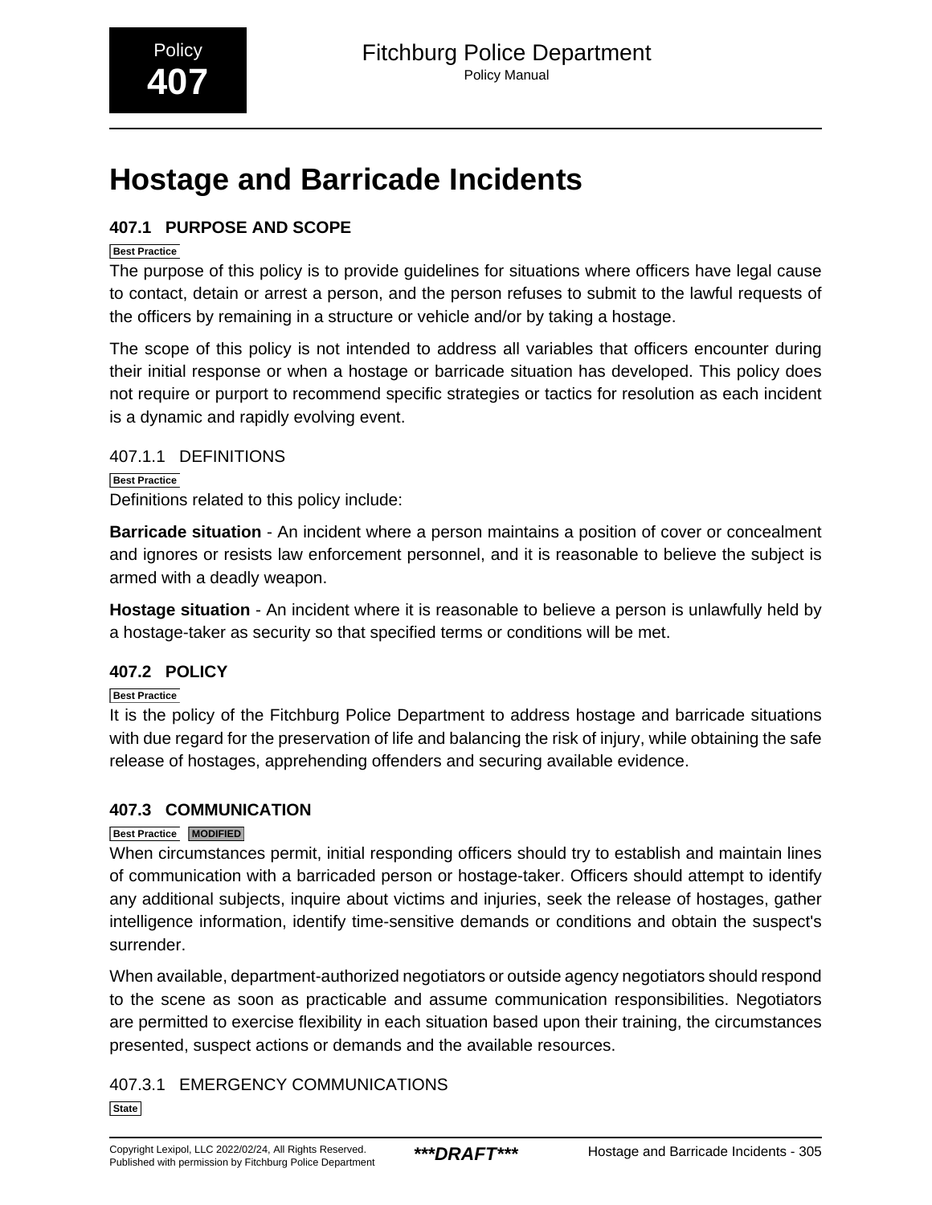# Hostage and Barricade Incidents

## 407.1 PURPOSE AND SCOPE

Best Practice

The purpose of this policy is to provide guidelines for situations where officers have legal cause to contact, detain or arrest a person, and the person refuses to submit to the lawful requests of the officers by remaining in a structure or vehicle and/or by taking a hostage.

The scope of this policy is not intended to address all variables that officers encounter during their initial response or when a hostage or barricade situation has developed. This policy does not require or purport to recommend specific strategies or tactics for resolution as each incident is a dynamic and rapidly evolving event.

### 407.1.1 DEFINITIONS

Best Practice

Definitions related to this policy include:

**Barricade situation** - An incident where a person maintains a position of cover or concealment and ignores or resists law enforcement personnel, and it is reasonable to believe the subject is armed with a deadly weapon.

**Hostage situation** - An incident where it is reasonable to believe a person is unlawfully held by a hostage-taker as security so that specified terms or conditions will be met.

## 407.2 POLICY

Best Practice

It is the policy of the Fitchburg Police Department to address hostage and barricade situations with due regard for the preservation of life and balancing the risk of injury, while obtaining the safe release of hostages, apprehending offenders and securing available evidence.

## 407.3 COMMUNICATION

Best Practice MODIFIED

When circumstances permit, initial responding officers should try to establish and maintain lines of communication with a barricaded person or hostage-taker. Officers should attempt to identify any additional subjects, inquire about victims and injuries, seek the release of hostages, gather intelligence information, identify time-sensitive demands or conditions and obtain the suspect's surrender.

When available, department-authorized negotiators or outside agency negotiators should respond to the scene as soon as practicable and assume communication responsibilities. Negotiators are permitted to exercise flexibility in each situation based upon their training, the circumstances presented, suspect actions or demands and the available resources.

### 407.3.1 EMERGENCY COMMUNICATIONS

State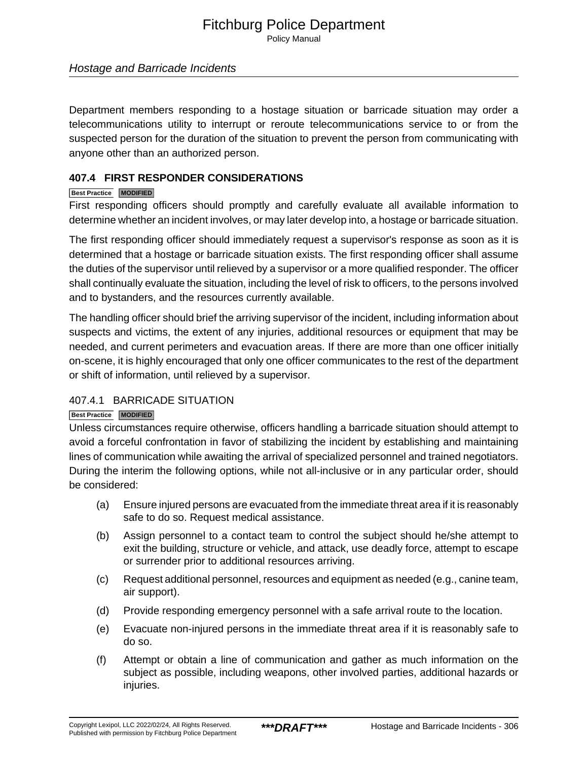Department members responding to a hostage situation or barricade situation may order a telecommunications utility to interrupt or reroute telecommunications service to or from the suspected person for the duration of the situation to prevent the person from communicating with anyone other than an authorized person.

## 407.4 FIRST RESPONDER CONSIDERATIONS

**Best Practice** **MODIFIED**

First responding officers should promptly and carefully evaluate all available information to determine whether an incident involves, or may later develop into, a hostage or barricade situation.

The first responding officer should immediately request a supervisor's response as soon as it is determined that a hostage or barricade situation exists. The first responding officer shall assume the duties of the supervisor until relieved by a supervisor or a more qualified responder. The officer shall continually evaluate the situation, including the level of risk to officers, to the persons involved and to bystanders, and the resources currently available.

The handling officer should brief the arriving supervisor of the incident, including information about suspects and victims, the extent of any injuries, additional resources or equipment that may be needed, and current perimeters and evacuation areas. If there are more than one officer initially on-scene, it is highly encouraged that only one officer communicates to the rest of the department or shift of information, until relieved by a supervisor.

### 407.4.1 BARRICADE SITUATION

**Best Practice** **MODIFIED**

Unless circumstances require otherwise, officers handling a barricade situation should attempt to avoid a forceful confrontation in favor of stabilizing the incident by establishing and maintaining lines of communication while awaiting the arrival of specialized personnel and trained negotiators. During the interim the following options, while not all-inclusive or in any particular order, should be considered:

(a) Ensure injured persons are evacuated from the immediate threat area if it is reasonably safe to do so. Request medical assistance.

(b) Assign personnel to a contact team to control the subject should he/she attempt to exit the building, structure or vehicle, and attack, use deadly force, attempt to escape or surrender prior to additional resources arriving.

(c) Request additional personnel, resources and equipment as needed (e.g., canine team, air support).

(d) Provide responding emergency personnel with a safe arrival route to the location.

(e) Evacuate non-injured persons in the immediate threat area if it is reasonably safe to do so.

(f) Attempt or obtain a line of communication and gather as much information on the subject as possible, including weapons, other involved parties, additional hazards or injuries.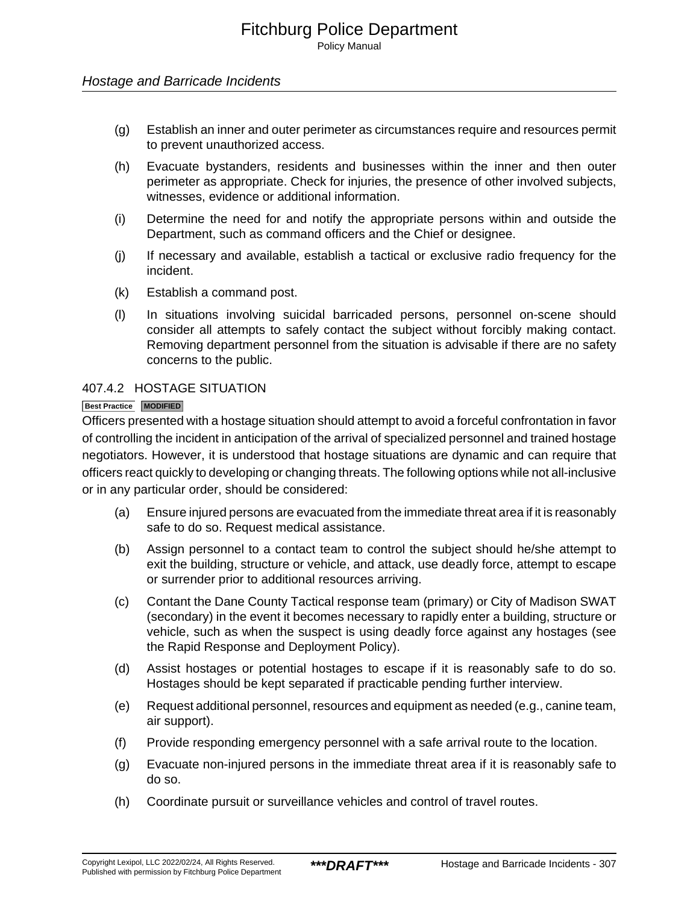(g) Establish an inner and outer perimeter as circumstances require and resources permit to prevent unauthorized access.

(h) Evacuate bystanders, residents and businesses within the inner and then outer perimeter as appropriate. Check for injuries, the presence of other involved subjects, witnesses, evidence or additional information.

(i) Determine the need for and notify the appropriate persons within and outside the Department, such as command officers and the Chief or designee.

(j) If necessary and available, establish a tactical or exclusive radio frequency for the incident.

(k) Establish a command post.

(l) In situations involving suicidal barricaded persons, personnel on-scene should consider all attempts to safely contact the subject without forcibly making contact. Removing department personnel from the situation is advisable if there are no safety concerns to the public.

### 407.4.2 HOSTAGE SITUATION

**Best Practice** **MODIFIED**

Officers presented with a hostage situation should attempt to avoid a forceful confrontation in favor of controlling the incident in anticipation of the arrival of specialized personnel and trained hostage negotiators. However, it is understood that hostage situations are dynamic and can require that officers react quickly to developing or changing threats. The following options while not all-inclusive or in any particular order, should be considered:

(a) Ensure injured persons are evacuated from the immediate threat area if it is reasonably safe to do so. Request medical assistance.

(b) Assign personnel to a contact team to control the subject should he/she attempt to exit the building, structure or vehicle, and attack, use deadly force, attempt to escape or surrender prior to additional resources arriving.

(c) Contant the Dane County Tactical response team (primary) or City of Madison SWAT (secondary) in the event it becomes necessary to rapidly enter a building, structure or vehicle, such as when the suspect is using deadly force against any hostages (see the Rapid Response and Deployment Policy).

(d) Assist hostages or potential hostages to escape if it is reasonably safe to do so. Hostages should be kept separated if practicable pending further interview.

(e) Request additional personnel, resources and equipment as needed (e.g., canine team, air support).

(f) Provide responding emergency personnel with a safe arrival route to the location.

(g) Evacuate non-injured persons in the immediate threat area if it is reasonably safe to do so.

(h) Coordinate pursuit or surveillance vehicles and control of travel routes.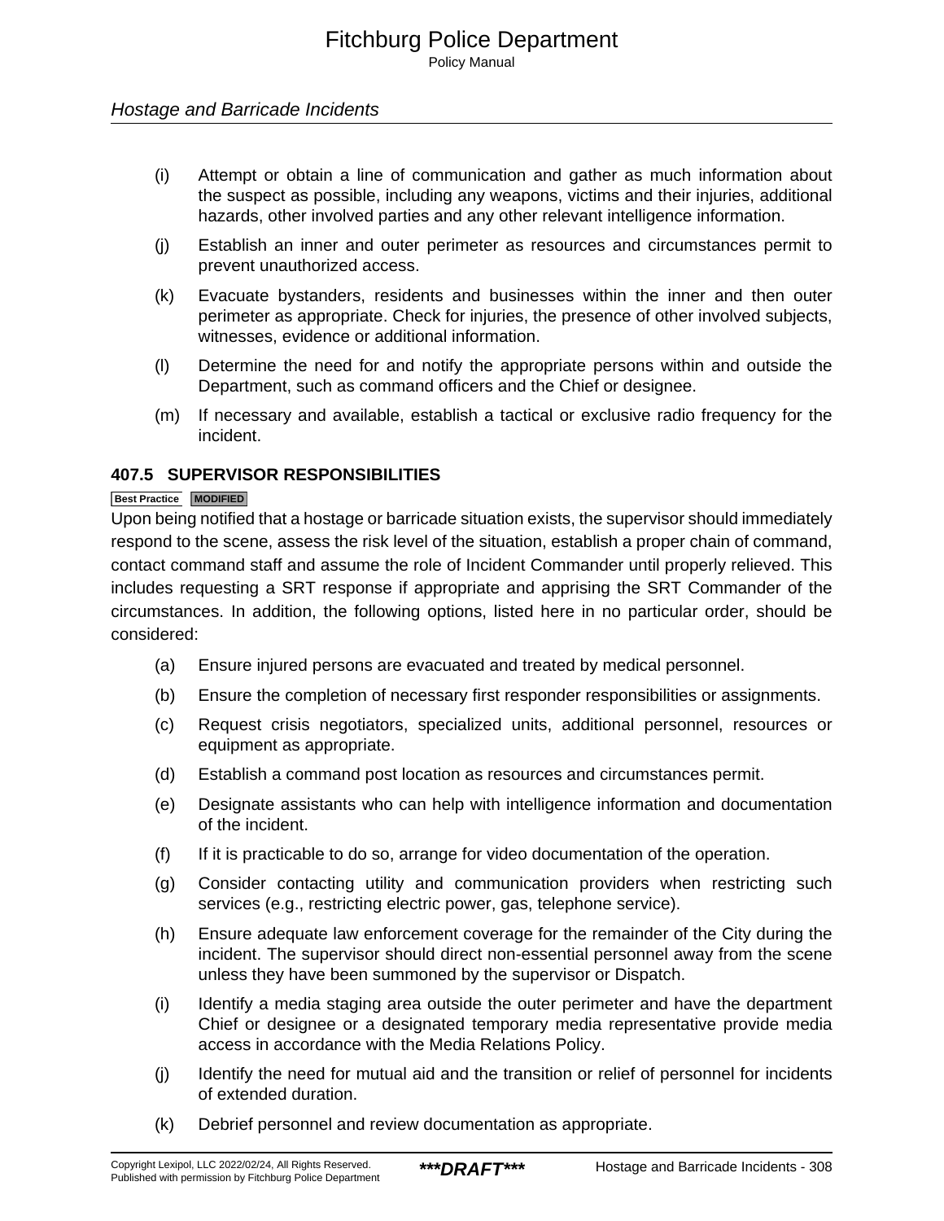(i) Attempt or obtain a line of communication and gather as much information about the suspect as possible, including any weapons, victims and their injuries, additional hazards, other involved parties and any other relevant intelligence information.

(j) Establish an inner and outer perimeter as resources and circumstances permit to prevent unauthorized access.

(k) Evacuate bystanders, residents and businesses within the inner and then outer perimeter as appropriate. Check for injuries, the presence of other involved subjects, witnesses, evidence or additional information.

(l) Determine the need for and notify the appropriate persons within and outside the Department, such as command officers and the Chief or designee.

(m) If necessary and available, establish a tactical or exclusive radio frequency for the incident.

### 407.5 SUPERVISOR RESPONSIBILITIES

Best Practice MODIFIED

Upon being notified that a hostage or barricade situation exists, the supervisor should immediately respond to the scene, assess the risk level of the situation, establish a proper chain of command, contact command staff and assume the role of Incident Commander until properly relieved. This includes requesting a SRT response if appropriate and apprising the SRT Commander of the circumstances. In addition, the following options, listed here in no particular order, should be considered:

(a) Ensure injured persons are evacuated and treated by medical personnel.

(b) Ensure the completion of necessary first responder responsibilities or assignments.

(c) Request crisis negotiators, specialized units, additional personnel, resources or equipment as appropriate.

(d) Establish a command post location as resources and circumstances permit.

(e) Designate assistants who can help with intelligence information and documentation of the incident.

(f) If it is practicable to do so, arrange for video documentation of the operation.

(g) Consider contacting utility and communication providers when restricting such services (e.g., restricting electric power, gas, telephone service).

(h) Ensure adequate law enforcement coverage for the remainder of the City during the incident. The supervisor should direct non-essential personnel away from the scene unless they have been summoned by the supervisor or Dispatch.

(i) Identify a media staging area outside the outer perimeter and have the department Chief or designee or a designated temporary media representative provide media access in accordance with the Media Relations Policy.

(j) Identify the need for mutual aid and the transition or relief of personnel for incidents of extended duration.

(k) Debrief personnel and review documentation as appropriate.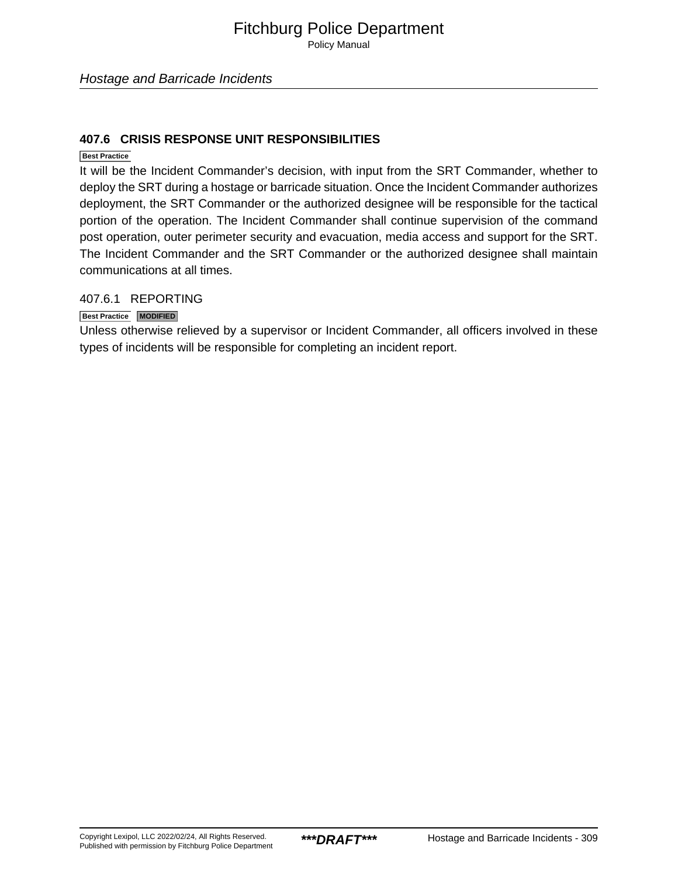## 407.6 CRISIS RESPONSE UNIT RESPONSIBILITIES

Best Practice

It will be the Incident Commander's decision, with input from the SRT Commander, whether to deploy the SRT during a hostage or barricade situation. Once the Incident Commander authorizes deployment, the SRT Commander or the authorized designee will be responsible for the tactical portion of the operation. The Incident Commander shall continue supervision of the command post operation, outer perimeter security and evacuation, media access and support for the SRT. The Incident Commander and the SRT Commander or the authorized designee shall maintain communications at all times.

### 407.6.1 REPORTING

Best Practice MODIFIED

Unless otherwise relieved by a supervisor or Incident Commander, all officers involved in these types of incidents will be responsible for completing an incident report.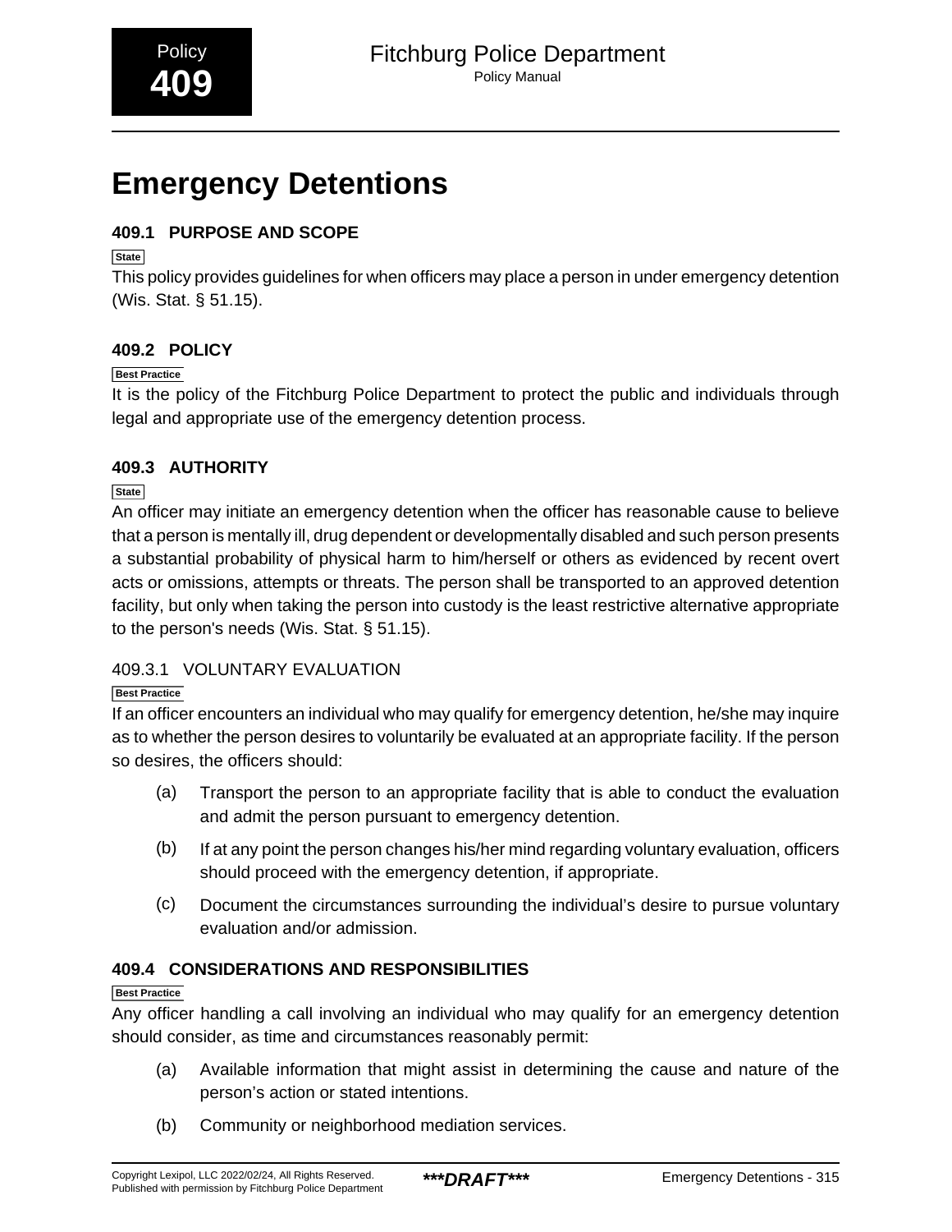# Emergency Detentions

## 409.1 PURPOSE AND SCOPE

State

This policy provides guidelines for when officers may place a person in under emergency detention (Wis. Stat. § 51.15).

## 409.2 POLICY

Best Practice

It is the policy of the Fitchburg Police Department to protect the public and individuals through legal and appropriate use of the emergency detention process.

## 409.3 AUTHORITY

State

An officer may initiate an emergency detention when the officer has reasonable cause to believe that a person is mentally ill, drug dependent or developmentally disabled and such person presents a substantial probability of physical harm to him/herself or others as evidenced by recent overt acts or omissions, attempts or threats. The person shall be transported to an approved detention facility, but only when taking the person into custody is the least restrictive alternative appropriate to the person's needs (Wis. Stat. § 51.15).

### 409.3.1 VOLUNTARY EVALUATION

Best Practice

If an officer encounters an individual who may qualify for emergency detention, he/she may inquire as to whether the person desires to voluntarily be evaluated at an appropriate facility. If the person so desires, the officers should:

(a) Transport the person to an appropriate facility that is able to conduct the evaluation and admit the person pursuant to emergency detention.

(b) If at any point the person changes his/her mind regarding voluntary evaluation, officers should proceed with the emergency detention, if appropriate.

(c) Document the circumstances surrounding the individual's desire to pursue voluntary evaluation and/or admission.

## 409.4 CONSIDERATIONS AND RESPONSIBILITIES

Best Practice

Any officer handling a call involving an individual who may qualify for an emergency detention should consider, as time and circumstances reasonably permit:

(a) Available information that might assist in determining the cause and nature of the person's action or stated intentions.

(b) Community or neighborhood mediation services.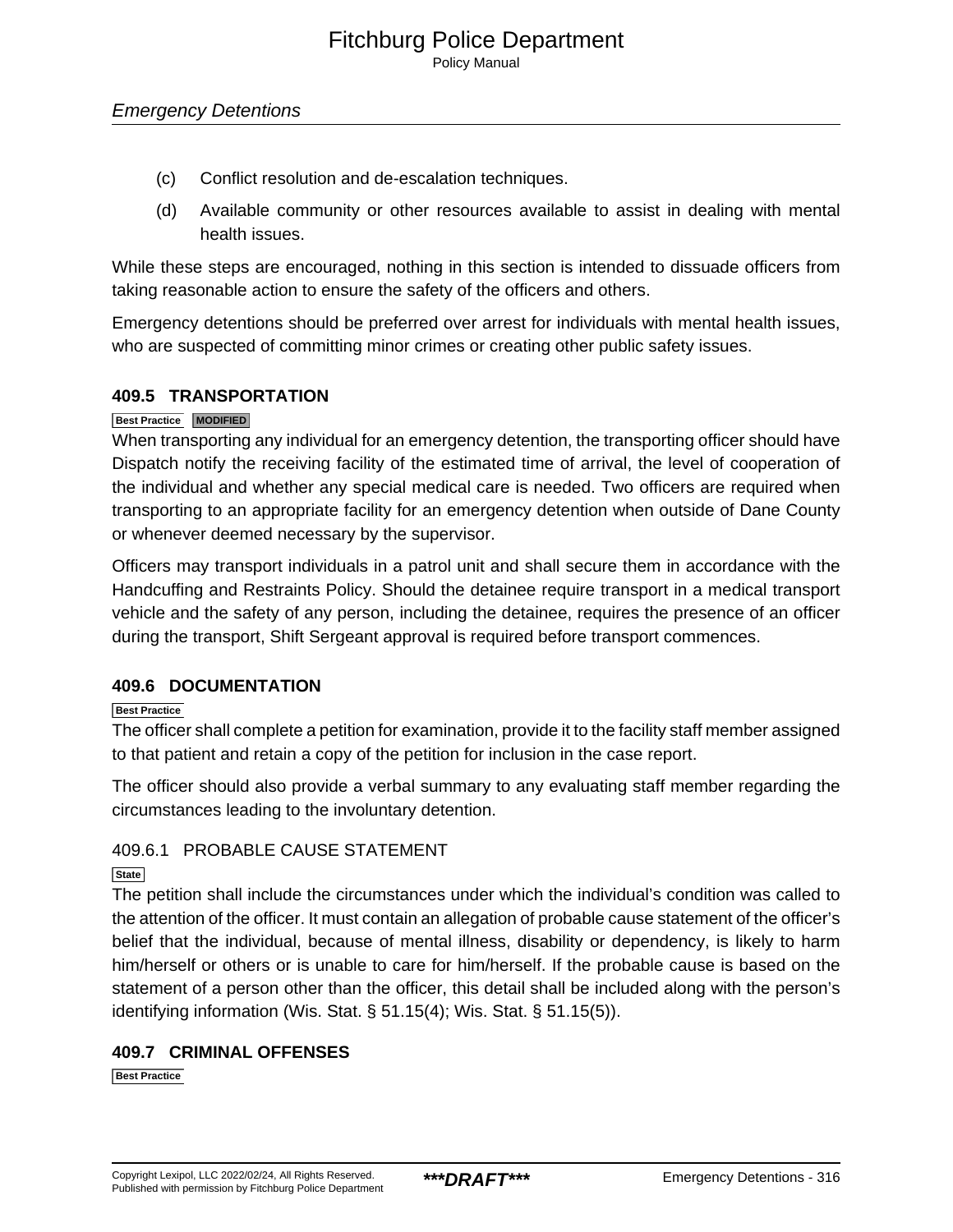(c) Conflict resolution and de-escalation techniques.

(d) Available community or other resources available to assist in dealing with mental health issues.

While these steps are encouraged, nothing in this section is intended to dissuade officers from taking reasonable action to ensure the safety of the officers and others.

Emergency detentions should be preferred over arrest for individuals with mental health issues, who are suspected of committing minor crimes or creating other public safety issues.

## 409.5 TRANSPORTATION

Best Practice MODIFIED

When transporting any individual for an emergency detention, the transporting officer should have Dispatch notify the receiving facility of the estimated time of arrival, the level of cooperation of the individual and whether any special medical care is needed. Two officers are required when transporting to an appropriate facility for an emergency detention when outside of Dane County or whenever deemed necessary by the supervisor.

Officers may transport individuals in a patrol unit and shall secure them in accordance with the Handcuffing and Restraints Policy. Should the detainee require transport in a medical transport vehicle and the safety of any person, including the detainee, requires the presence of an officer during the transport, Shift Sergeant approval is required before transport commences.

## 409.6 DOCUMENTATION

Best Practice

The officer shall complete a petition for examination, provide it to the facility staff member assigned to that patient and retain a copy of the petition for inclusion in the case report.

The officer should also provide a verbal summary to any evaluating staff member regarding the circumstances leading to the involuntary detention.

### 409.6.1 PROBABLE CAUSE STATEMENT

State

The petition shall include the circumstances under which the individual's condition was called to the attention of the officer. It must contain an allegation of probable cause statement of the officer's belief that the individual, because of mental illness, disability or dependency, is likely to harm him/herself or others or is unable to care for him/herself. If the probable cause is based on the statement of a person other than the officer, this detail shall be included along with the person's identifying information (Wis. Stat. § 51.15(4); Wis. Stat. § 51.15(5)).

## 409.7 CRIMINAL OFFENSES

Best Practice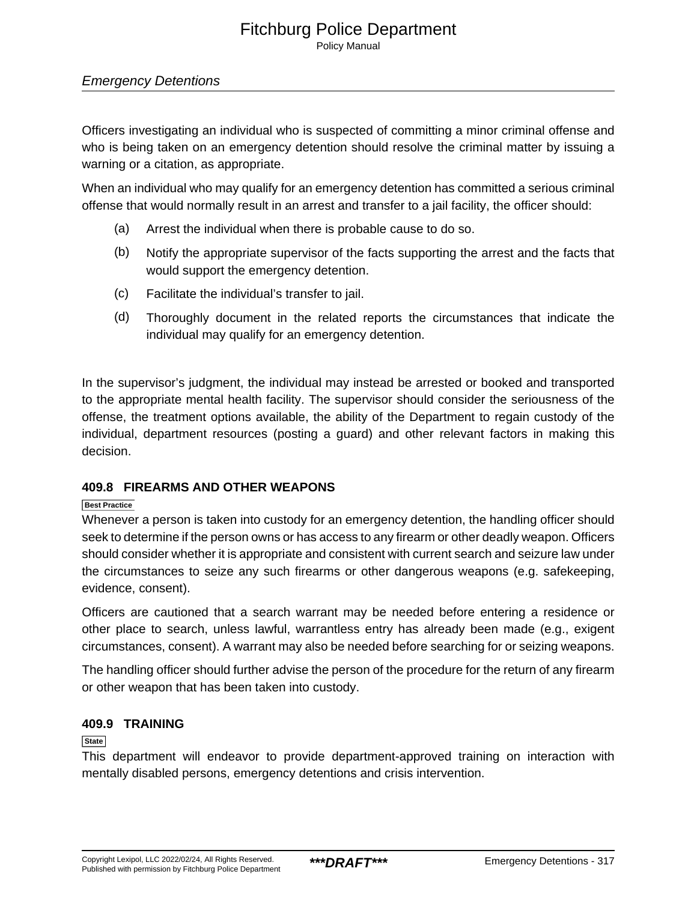Officers investigating an individual who is suspected of committing a minor criminal offense and who is being taken on an emergency detention should resolve the criminal matter by issuing a warning or a citation, as appropriate.

When an individual who may qualify for an emergency detention has committed a serious criminal offense that would normally result in an arrest and transfer to a jail facility, the officer should:

(a) Arrest the individual when there is probable cause to do so.

(b) Notify the appropriate supervisor of the facts supporting the arrest and the facts that would support the emergency detention.

(c) Facilitate the individual's transfer to jail.

(d) Thoroughly document in the related reports the circumstances that indicate the individual may qualify for an emergency detention.

In the supervisor's judgment, the individual may instead be arrested or booked and transported to the appropriate mental health facility. The supervisor should consider the seriousness of the offense, the treatment options available, the ability of the Department to regain custody of the individual, department resources (posting a guard) and other relevant factors in making this decision.

### 409.8 FIREARMS AND OTHER WEAPONS

Best Practice

Whenever a person is taken into custody for an emergency detention, the handling officer should seek to determine if the person owns or has access to any firearm or other deadly weapon. Officers should consider whether it is appropriate and consistent with current search and seizure law under the circumstances to seize any such firearms or other dangerous weapons (e.g. safekeeping, evidence, consent).

Officers are cautioned that a search warrant may be needed before entering a residence or other place to search, unless lawful, warrantless entry has already been made (e.g., exigent circumstances, consent). A warrant may also be needed before searching for or seizing weapons.

The handling officer should further advise the person of the procedure for the return of any firearm or other weapon that has been taken into custody.

### 409.9 TRAINING

State

This department will endeavor to provide department-approved training on interaction with mentally disabled persons, emergency detentions and crisis intervention.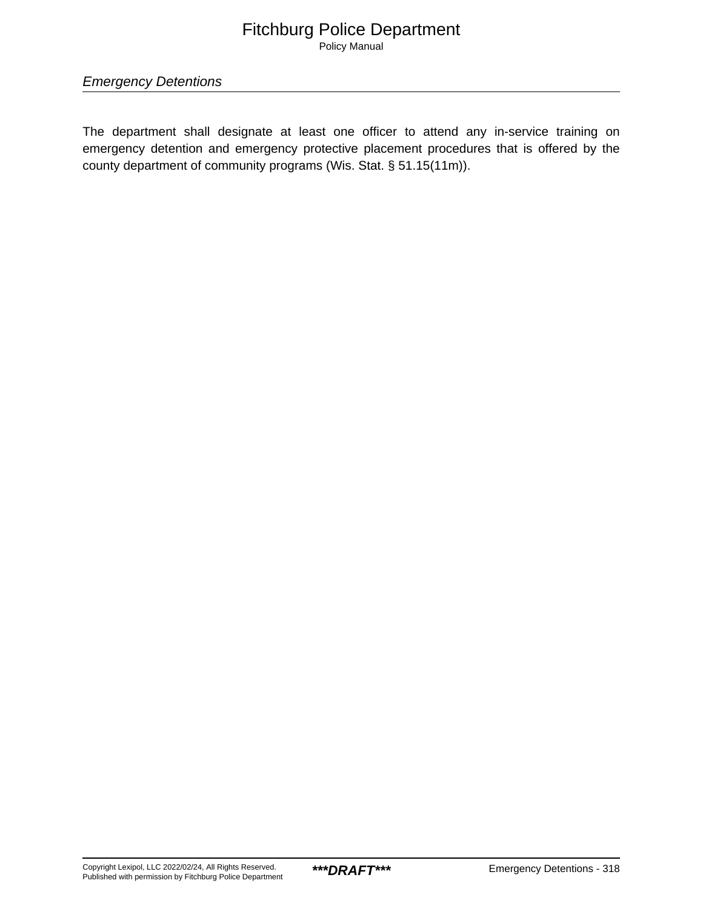The department shall designate at least one officer to attend any in-service training on emergency detention and emergency protective placement procedures that is offered by the county department of community programs (Wis. Stat. § 51.15(11m)).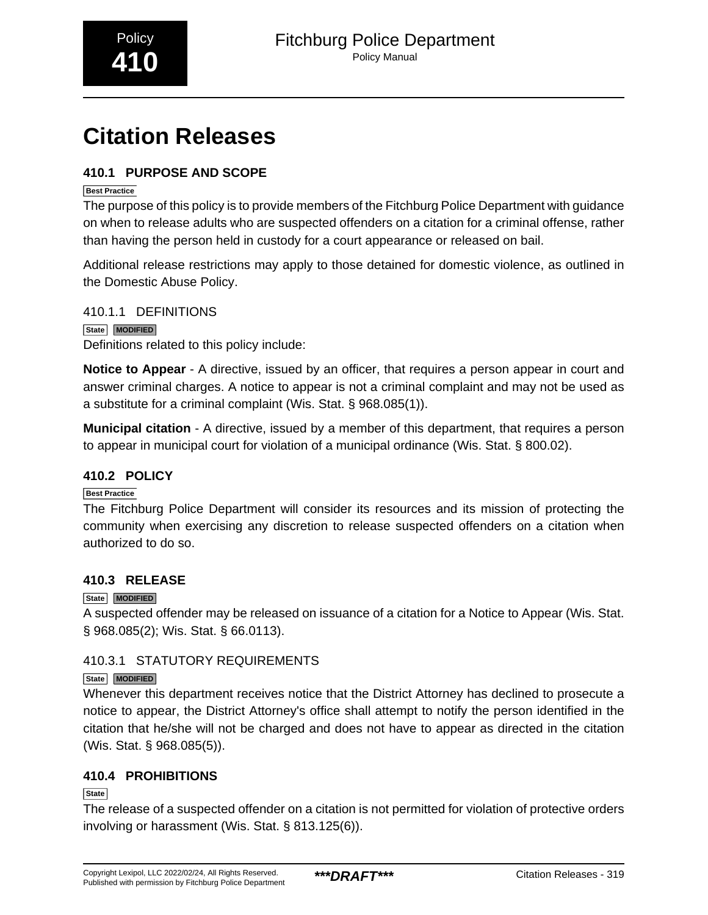Policy
**410**

# Citation Releases

## 410.1 PURPOSE AND SCOPE

Best Practice

The purpose of this policy is to provide members of the Fitchburg Police Department with guidance on when to release adults who are suspected offenders on a citation for a criminal offense, rather than having the person held in custody for a court appearance or released on bail.

Additional release restrictions may apply to those detained for domestic violence, as outlined in the Domestic Abuse Policy.

### 410.1.1 DEFINITIONS

State MODIFIED

Definitions related to this policy include:

**Notice to Appear** - A directive, issued by an officer, that requires a person appear in court and answer criminal charges. A notice to appear is not a criminal complaint and may not be used as a substitute for a criminal complaint (Wis. Stat. § 968.085(1)).

**Municipal citation** - A directive, issued by a member of this department, that requires a person to appear in municipal court for violation of a municipal ordinance (Wis. Stat. § 800.02).

## 410.2 POLICY

Best Practice

The Fitchburg Police Department will consider its resources and its mission of protecting the community when exercising any discretion to release suspected offenders on a citation when authorized to do so.

## 410.3 RELEASE

State MODIFIED

A suspected offender may be released on issuance of a citation for a Notice to Appear (Wis. Stat. § 968.085(2); Wis. Stat. § 66.0113).

### 410.3.1 STATUTORY REQUIREMENTS

State MODIFIED

Whenever this department receives notice that the District Attorney has declined to prosecute a notice to appear, the District Attorney's office shall attempt to notify the person identified in the citation that he/she will not be charged and does not have to appear as directed in the citation (Wis. Stat. § 968.085(5)).

## 410.4 PROHIBITIONS

State

The release of a suspected offender on a citation is not permitted for violation of protective orders involving or harassment (Wis. Stat. § 813.125(6)).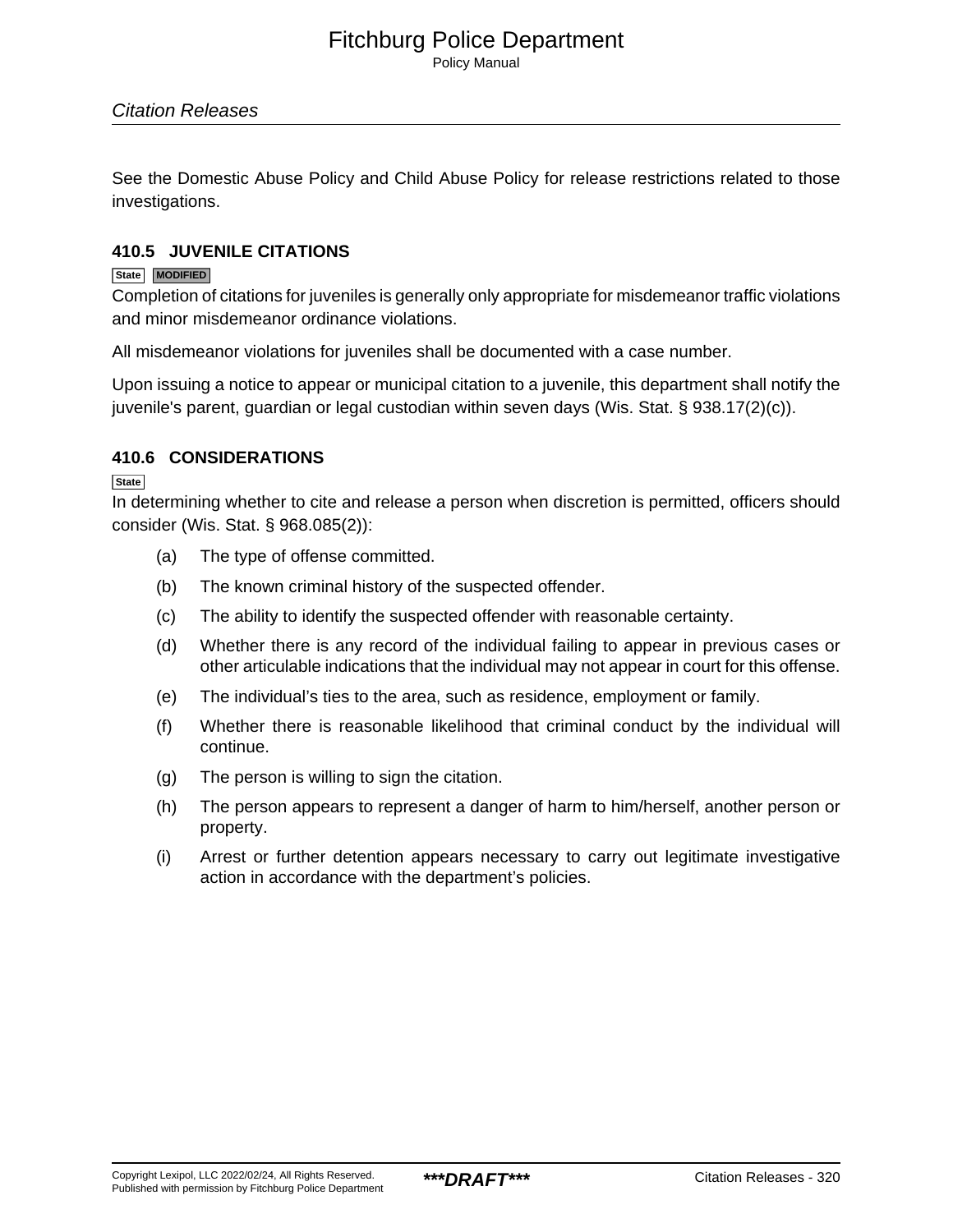See the Domestic Abuse Policy and Child Abuse Policy for release restrictions related to those investigations.

### 410.5 JUVENILE CITATIONS

State MODIFIED

Completion of citations for juveniles is generally only appropriate for misdemeanor traffic violations and minor misdemeanor ordinance violations.

All misdemeanor violations for juveniles shall be documented with a case number.

Upon issuing a notice to appear or municipal citation to a juvenile, this department shall notify the juvenile's parent, guardian or legal custodian within seven days (Wis. Stat. § 938.17(2)(c)).

### 410.6 CONSIDERATIONS

State

In determining whether to cite and release a person when discretion is permitted, officers should consider (Wis. Stat. § 968.085(2)):

(a) The type of offense committed.

(b) The known criminal history of the suspected offender.

(c) The ability to identify the suspected offender with reasonable certainty.

(d) Whether there is any record of the individual failing to appear in previous cases or other articulable indications that the individual may not appear in court for this offense.

(e) The individual's ties to the area, such as residence, employment or family.

(f) Whether there is reasonable likelihood that criminal conduct by the individual will continue.

(g) The person is willing to sign the citation.

(h) The person appears to represent a danger of harm to him/herself, another person or property.

(i) Arrest or further detention appears necessary to carry out legitimate investigative action in accordance with the department's policies.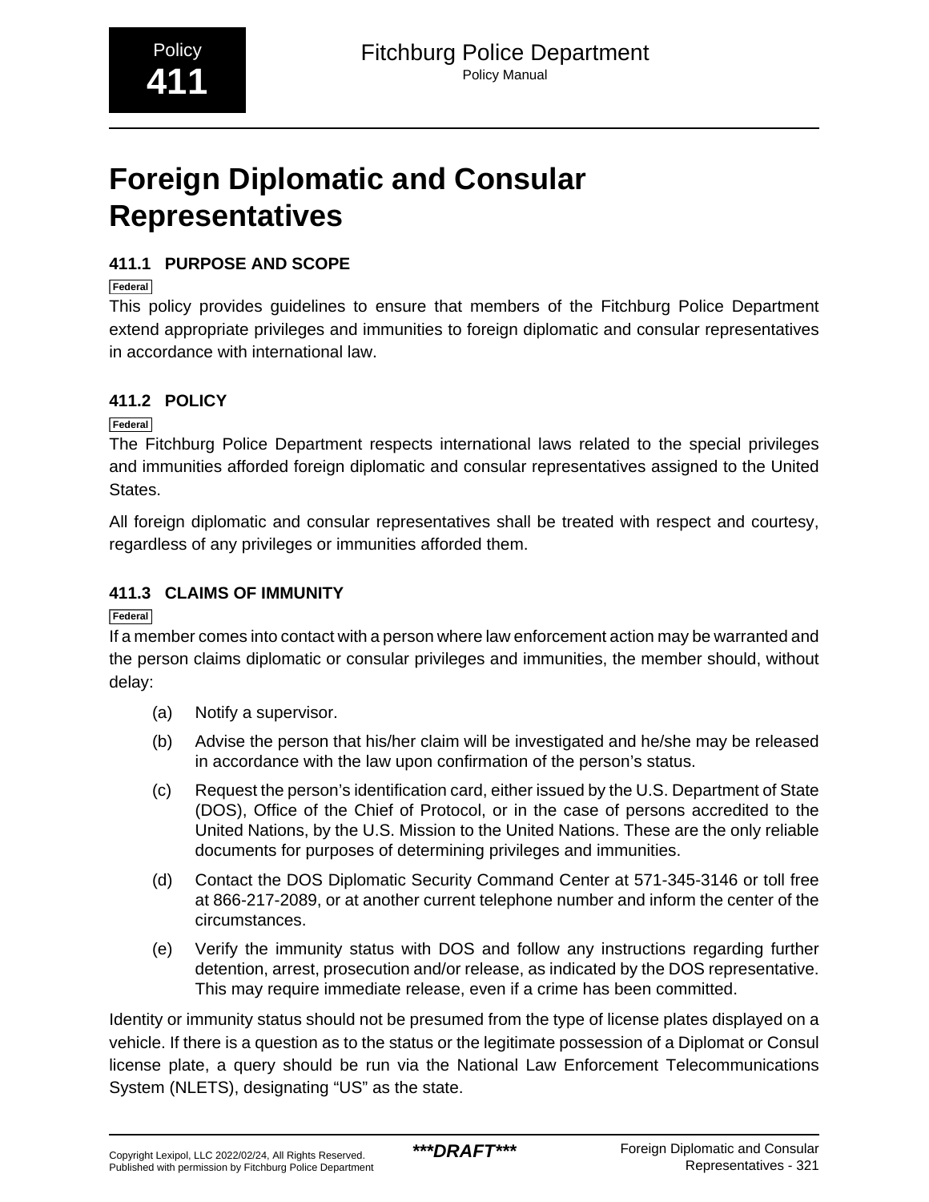# Foreign Diplomatic and Consular Representatives

### 411.1 PURPOSE AND SCOPE

Federal

This policy provides guidelines to ensure that members of the Fitchburg Police Department extend appropriate privileges and immunities to foreign diplomatic and consular representatives in accordance with international law.

### 411.2 POLICY

Federal

The Fitchburg Police Department respects international laws related to the special privileges and immunities afforded foreign diplomatic and consular representatives assigned to the United States.

All foreign diplomatic and consular representatives shall be treated with respect and courtesy, regardless of any privileges or immunities afforded them.

### 411.3 CLAIMS OF IMMUNITY

Federal

If a member comes into contact with a person where law enforcement action may be warranted and the person claims diplomatic or consular privileges and immunities, the member should, without delay:

(a) Notify a supervisor.

(b) Advise the person that his/her claim will be investigated and he/she may be released in accordance with the law upon confirmation of the person's status.

(c) Request the person's identification card, either issued by the U.S. Department of State (DOS), Office of the Chief of Protocol, or in the case of persons accredited to the United Nations, by the U.S. Mission to the United Nations. These are the only reliable documents for purposes of determining privileges and immunities.

(d) Contact the DOS Diplomatic Security Command Center at 571-345-3146 or toll free at 866-217-2089, or at another current telephone number and inform the center of the circumstances.

(e) Verify the immunity status with DOS and follow any instructions regarding further detention, arrest, prosecution and/or release, as indicated by the DOS representative. This may require immediate release, even if a crime has been committed.

Identity or immunity status should not be presumed from the type of license plates displayed on a vehicle. If there is a question as to the status or the legitimate possession of a Diplomat or Consul license plate, a query should be run via the National Law Enforcement Telecommunications System (NLETS), designating "US" as the state.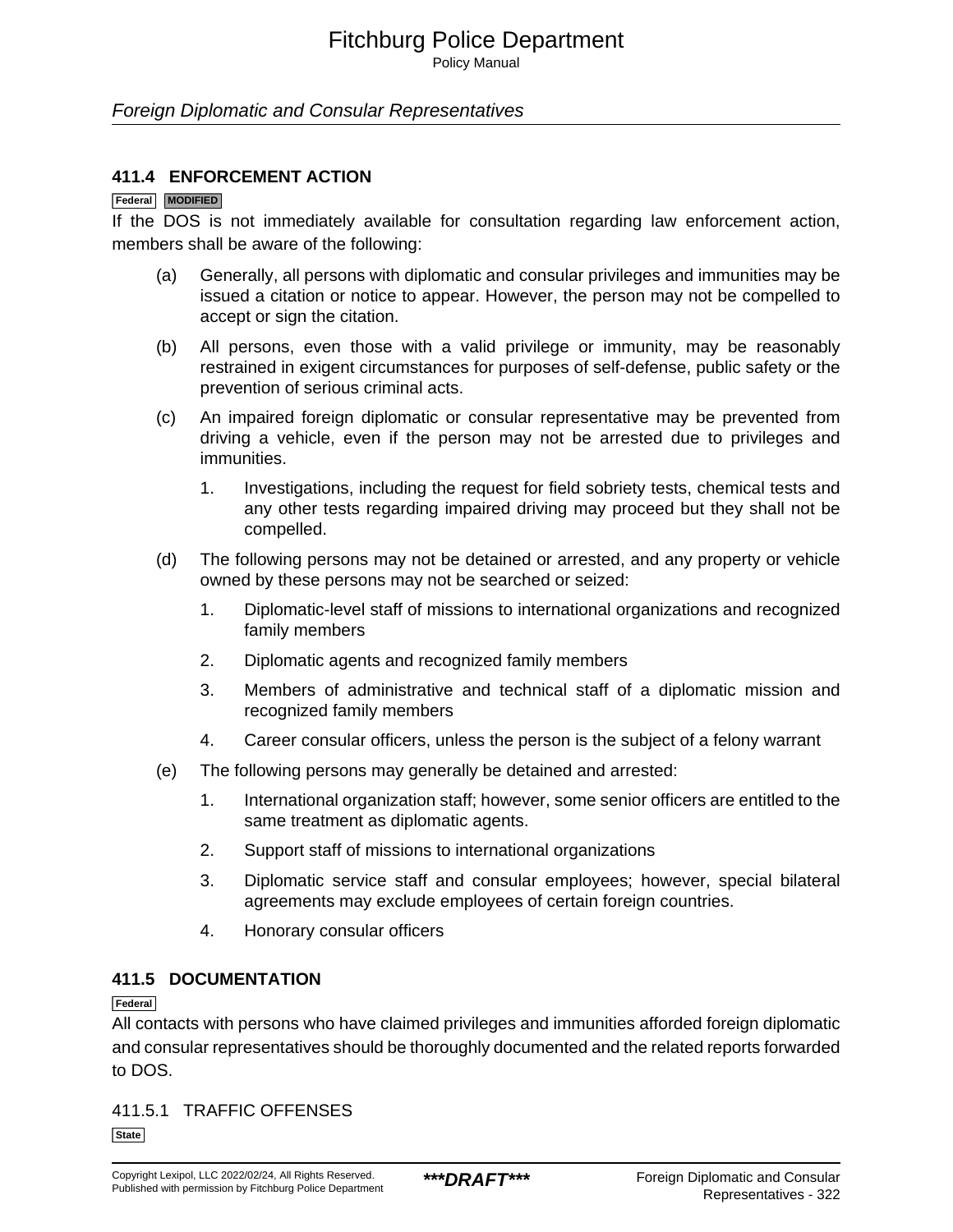### 411.4 ENFORCEMENT ACTION

Federal MODIFIED

If the DOS is not immediately available for consultation regarding law enforcement action, members shall be aware of the following:

(a) Generally, all persons with diplomatic and consular privileges and immunities may be issued a citation or notice to appear. However, the person may not be compelled to accept or sign the citation.

(b) All persons, even those with a valid privilege or immunity, may be reasonably restrained in exigent circumstances for purposes of self-defense, public safety or the prevention of serious criminal acts.

(c) An impaired foreign diplomatic or consular representative may be prevented from driving a vehicle, even if the person may not be arrested due to privileges and immunities.

1. Investigations, including the request for field sobriety tests, chemical tests and any other tests regarding impaired driving may proceed but they shall not be compelled.

(d) The following persons may not be detained or arrested, and any property or vehicle owned by these persons may not be searched or seized:

1. Diplomatic-level staff of missions to international organizations and recognized family members
2. Diplomatic agents and recognized family members
3. Members of administrative and technical staff of a diplomatic mission and recognized family members
4. Career consular officers, unless the person is the subject of a felony warrant

(e) The following persons may generally be detained and arrested:

1. International organization staff; however, some senior officers are entitled to the same treatment as diplomatic agents.
2. Support staff of missions to international organizations
3. Diplomatic service staff and consular employees; however, special bilateral agreements may exclude employees of certain foreign countries.
4. Honorary consular officers

### 411.5 DOCUMENTATION

Federal

All contacts with persons who have claimed privileges and immunities afforded foreign diplomatic and consular representatives should be thoroughly documented and the related reports forwarded to DOS.

#### 411.5.1 TRAFFIC OFFENSES

State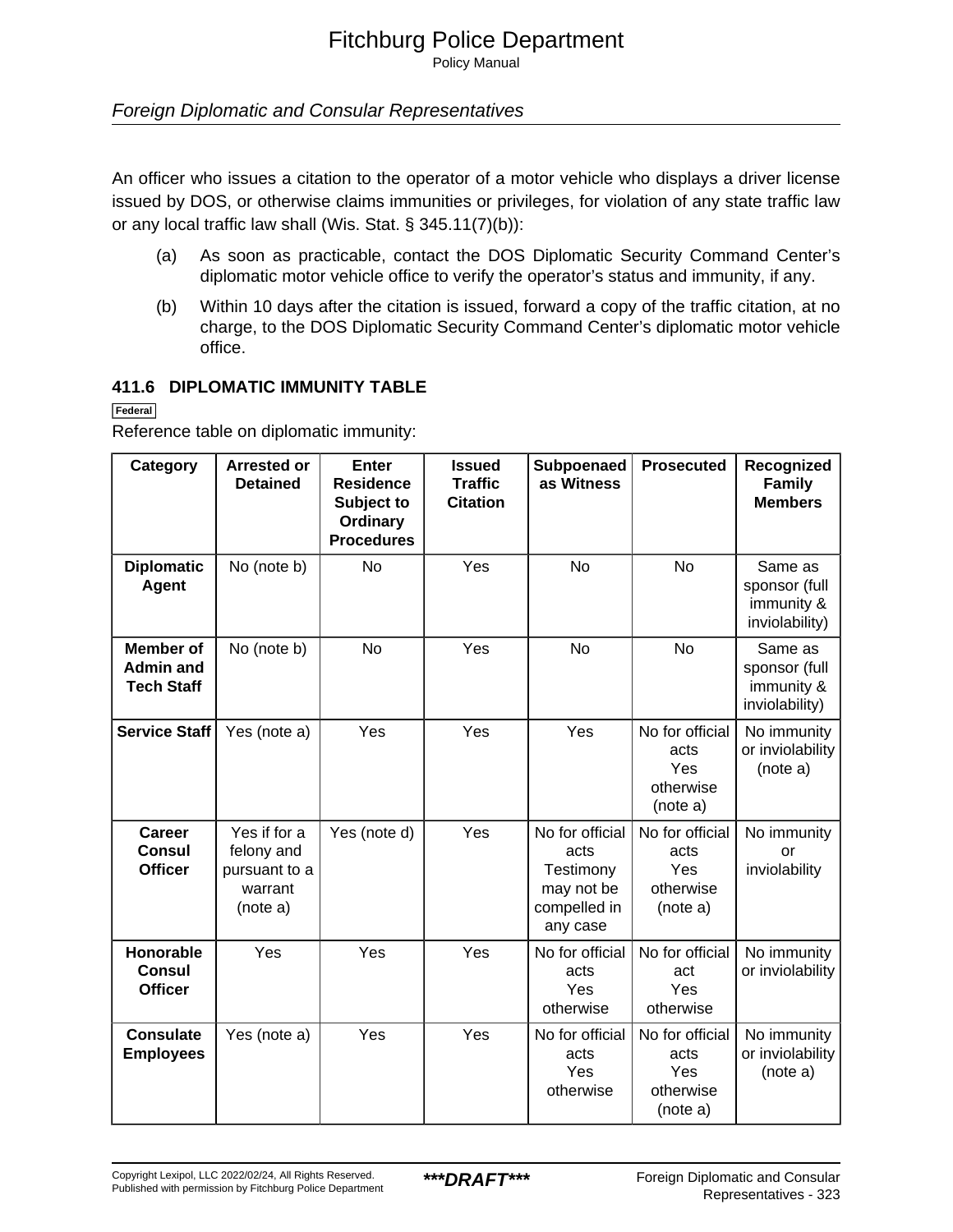An officer who issues a citation to the operator of a motor vehicle who displays a driver license issued by DOS, or otherwise claims immunities or privileges, for violation of any state traffic law or any local traffic law shall (Wis. Stat. § 345.11(7)(b)):

(a) As soon as practicable, contact the DOS Diplomatic Security Command Center's diplomatic motor vehicle office to verify the operator's status and immunity, if any.

(b) Within 10 days after the citation is issued, forward a copy of the traffic citation, at no charge, to the DOS Diplomatic Security Command Center's diplomatic motor vehicle office.

### 411.6 DIPLOMATIC IMMUNITY TABLE

Federal

Reference table on diplomatic immunity:

| Category | Arrested or Detained | Enter Residence Subject to Ordinary Procedures | Issued Traffic Citation | Subpoenaed as Witness | Prosecuted | Recognized Family Members |
|---|---|---|---|---|---|---|
| **Diplomatic Agent** | No (note b) | No | Yes | No | No | Same as sponsor (full immunity & inviolability) |
| **Member of Admin and Tech Staff** | No (note b) | No | Yes | No | No | Same as sponsor (full immunity & inviolability) |
| **Service Staff** | Yes (note a) | Yes | Yes | Yes | No for official acts Yes otherwise (note a) | No immunity or inviolability (note a) |
| **Career Consul Officer** | Yes if for a felony and pursuant to a warrant (note a) | Yes (note d) | Yes | No for official acts Testimony may not be compelled in any case | No for official acts Yes otherwise (note a) | No immunity or inviolability |
| **Honorable Consul Officer** | Yes | Yes | Yes | No for official acts Yes otherwise | No for official act Yes otherwise | No immunity or inviolability |
| **Consulate Employees** | Yes (note a) | Yes | Yes | No for official acts Yes otherwise | No for official acts Yes otherwise (note a) | No immunity or inviolability (note a) |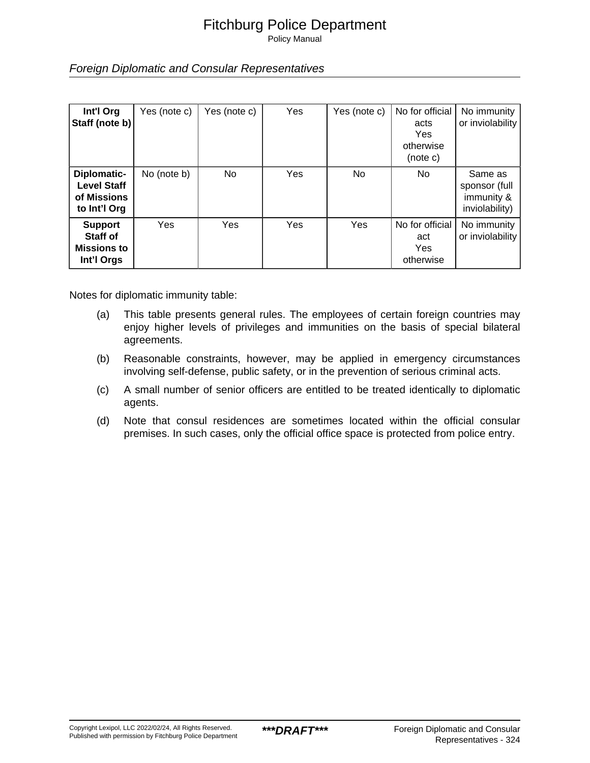| | | | | | | |
|---|---|---|---|---|---|---|
| **Int'l Org Staff (note b)** | Yes (note c) | Yes (note c) | Yes | Yes (note c) | No for official acts Yes otherwise (note c) | No immunity or inviolability |
| **Diplomatic-Level Staff of Missions to Int'l Org** | No (note b) | No | Yes | No | No | Same as sponsor (full immunity & inviolability) |
| **Support Staff of Missions to Int'l Orgs** | Yes | Yes | Yes | Yes | No for official act Yes otherwise | No immunity or inviolability |

Notes for diplomatic immunity table:

(a) This table presents general rules. The employees of certain foreign countries may enjoy higher levels of privileges and immunities on the basis of special bilateral agreements.

(b) Reasonable constraints, however, may be applied in emergency circumstances involving self-defense, public safety, or in the prevention of serious criminal acts.

(c) A small number of senior officers are entitled to be treated identically to diplomatic agents.

(d) Note that consul residences are sometimes located within the official consular premises. In such cases, only the official office space is protected from police entry.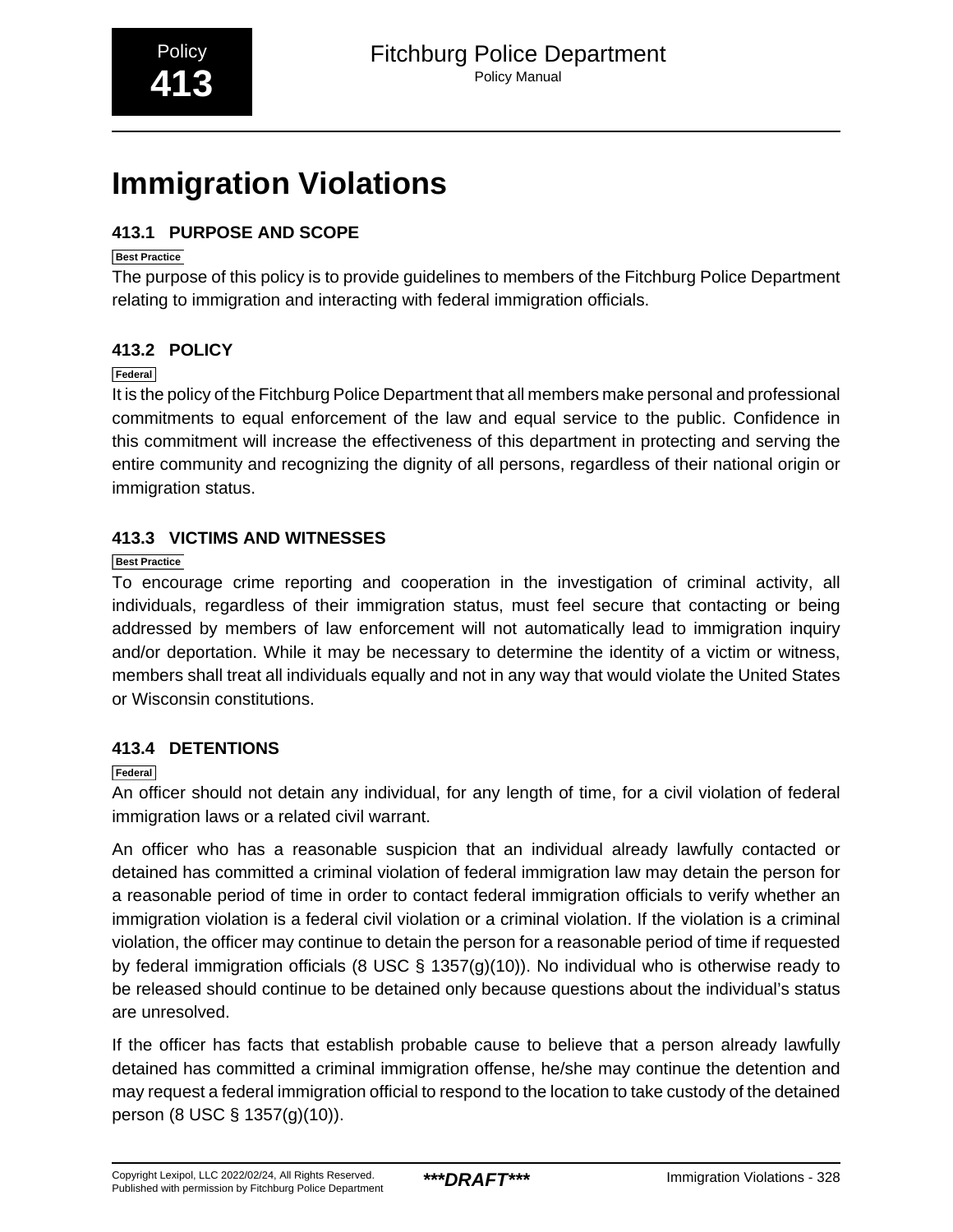# Immigration Violations

### 413.1 PURPOSE AND SCOPE

Best Practice

The purpose of this policy is to provide guidelines to members of the Fitchburg Police Department relating to immigration and interacting with federal immigration officials.

### 413.2 POLICY

Federal

It is the policy of the Fitchburg Police Department that all members make personal and professional commitments to equal enforcement of the law and equal service to the public. Confidence in this commitment will increase the effectiveness of this department in protecting and serving the entire community and recognizing the dignity of all persons, regardless of their national origin or immigration status.

### 413.3 VICTIMS AND WITNESSES

Best Practice

To encourage crime reporting and cooperation in the investigation of criminal activity, all individuals, regardless of their immigration status, must feel secure that contacting or being addressed by members of law enforcement will not automatically lead to immigration inquiry and/or deportation. While it may be necessary to determine the identity of a victim or witness, members shall treat all individuals equally and not in any way that would violate the United States or Wisconsin constitutions.

### 413.4 DETENTIONS

Federal

An officer should not detain any individual, for any length of time, for a civil violation of federal immigration laws or a related civil warrant.

An officer who has a reasonable suspicion that an individual already lawfully contacted or detained has committed a criminal violation of federal immigration law may detain the person for a reasonable period of time in order to contact federal immigration officials to verify whether an immigration violation is a federal civil violation or a criminal violation. If the violation is a criminal violation, the officer may continue to detain the person for a reasonable period of time if requested by federal immigration officials (8 USC § 1357(g)(10)). No individual who is otherwise ready to be released should continue to be detained only because questions about the individual's status are unresolved.

If the officer has facts that establish probable cause to believe that a person already lawfully detained has committed a criminal immigration offense, he/she may continue the detention and may request a federal immigration official to respond to the location to take custody of the detained person (8 USC § 1357(g)(10)).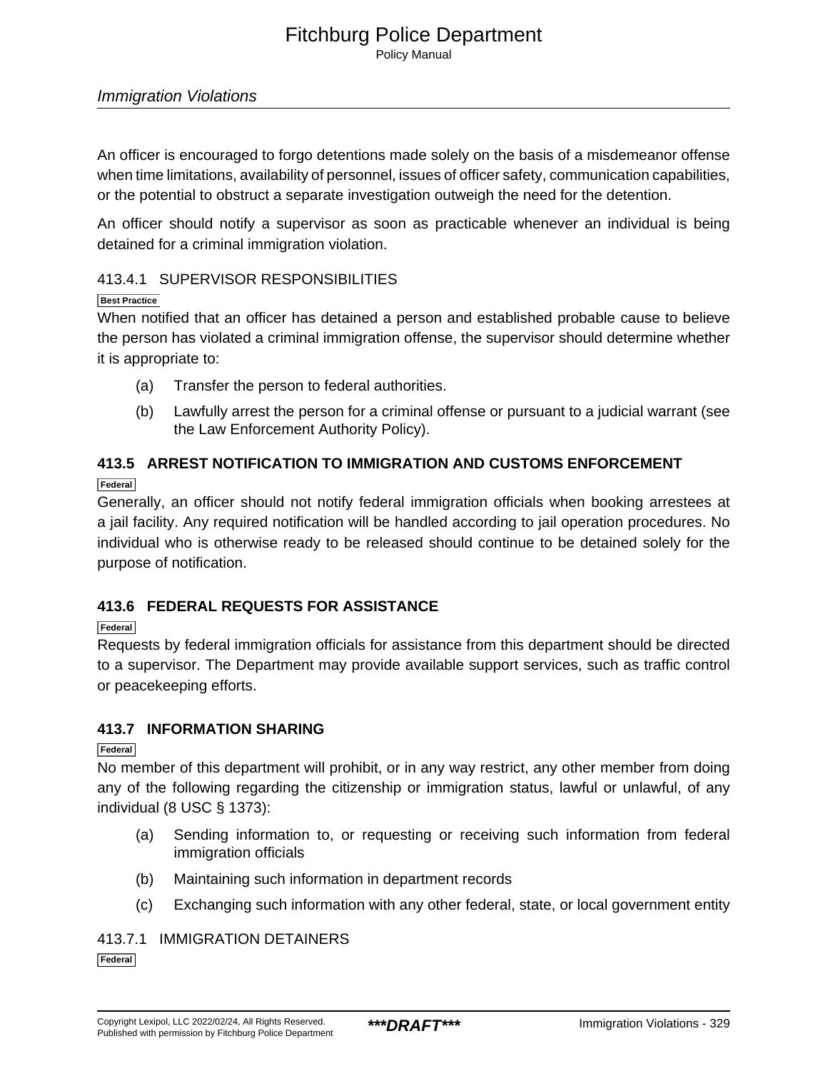An officer is encouraged to forgo detentions made solely on the basis of a misdemeanor offense when time limitations, availability of personnel, issues of officer safety, communication capabilities, or the potential to obstruct a separate investigation outweigh the need for the detention.

An officer should notify a supervisor as soon as practicable whenever an individual is being detained for a criminal immigration violation.

### 413.4.1 SUPERVISOR RESPONSIBILITIES

Best Practice

When notified that an officer has detained a person and established probable cause to believe the person has violated a criminal immigration offense, the supervisor should determine whether it is appropriate to:

(a) Transfer the person to federal authorities.

(b) Lawfully arrest the person for a criminal offense or pursuant to a judicial warrant (see the Law Enforcement Authority Policy).

## 413.5 ARREST NOTIFICATION TO IMMIGRATION AND CUSTOMS ENFORCEMENT

Federal

Generally, an officer should not notify federal immigration officials when booking arrestees at a jail facility. Any required notification will be handled according to jail operation procedures. No individual who is otherwise ready to be released should continue to be detained solely for the purpose of notification.

## 413.6 FEDERAL REQUESTS FOR ASSISTANCE

Federal

Requests by federal immigration officials for assistance from this department should be directed to a supervisor. The Department may provide available support services, such as traffic control or peacekeeping efforts.

## 413.7 INFORMATION SHARING

Federal

No member of this department will prohibit, or in any way restrict, any other member from doing any of the following regarding the citizenship or immigration status, lawful or unlawful, of any individual (8 USC § 1373):

(a) Sending information to, or requesting or receiving such information from federal immigration officials

(b) Maintaining such information in department records

(c) Exchanging such information with any other federal, state, or local government entity

### 413.7.1 IMMIGRATION DETAINERS

Federal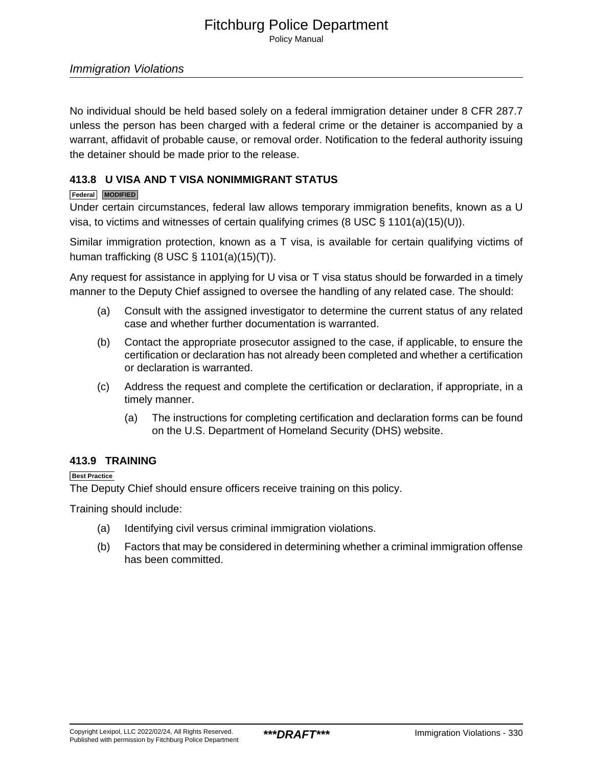No individual should be held based solely on a federal immigration detainer under 8 CFR 287.7 unless the person has been charged with a federal crime or the detainer is accompanied by a warrant, affidavit of probable cause, or removal order. Notification to the federal authority issuing the detainer should be made prior to the release.

## 413.8 U VISA AND T VISA NONIMMIGRANT STATUS

Federal MODIFIED

Under certain circumstances, federal law allows temporary immigration benefits, known as a U visa, to victims and witnesses of certain qualifying crimes (8 USC § 1101(a)(15)(U)).

Similar immigration protection, known as a T visa, is available for certain qualifying victims of human trafficking (8 USC § 1101(a)(15)(T)).

Any request for assistance in applying for U visa or T visa status should be forwarded in a timely manner to the Deputy Chief assigned to oversee the handling of any related case. The should:

(a) Consult with the assigned investigator to determine the current status of any related case and whether further documentation is warranted.

(b) Contact the appropriate prosecutor assigned to the case, if applicable, to ensure the certification or declaration has not already been completed and whether a certification or declaration is warranted.

(c) Address the request and complete the certification or declaration, if appropriate, in a timely manner.

    (a) The instructions for completing certification and declaration forms can be found on the U.S. Department of Homeland Security (DHS) website.

## 413.9 TRAINING

Best Practice

The Deputy Chief should ensure officers receive training on this policy.

Training should include:

(a) Identifying civil versus criminal immigration violations.

(b) Factors that may be considered in determining whether a criminal immigration offense has been committed.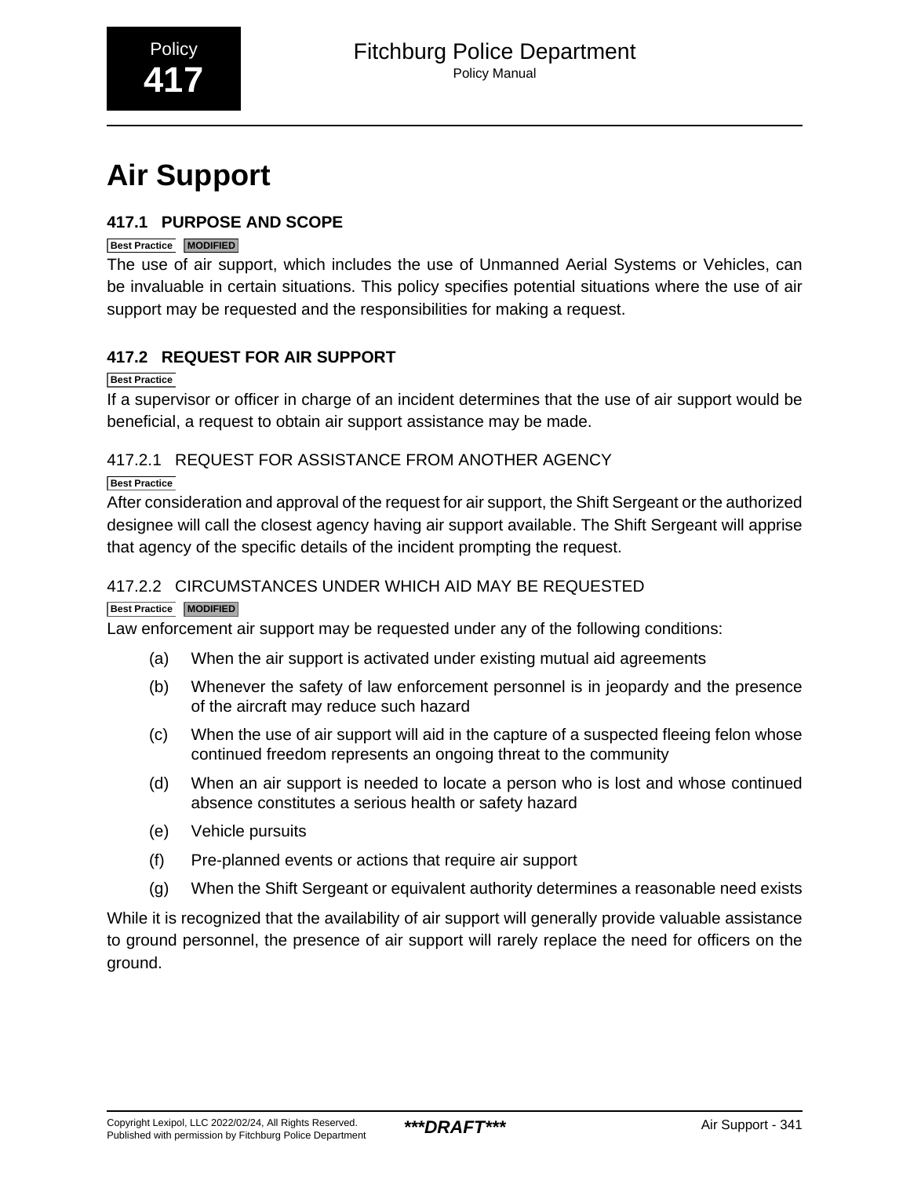# Air Support

## 417.1 PURPOSE AND SCOPE

Best Practice MODIFIED

The use of air support, which includes the use of Unmanned Aerial Systems or Vehicles, can be invaluable in certain situations. This policy specifies potential situations where the use of air support may be requested and the responsibilities for making a request.

## 417.2 REQUEST FOR AIR SUPPORT

Best Practice

If a supervisor or officer in charge of an incident determines that the use of air support would be beneficial, a request to obtain air support assistance may be made.

### 417.2.1 REQUEST FOR ASSISTANCE FROM ANOTHER AGENCY

Best Practice

After consideration and approval of the request for air support, the Shift Sergeant or the authorized designee will call the closest agency having air support available. The Shift Sergeant will apprise that agency of the specific details of the incident prompting the request.

### 417.2.2 CIRCUMSTANCES UNDER WHICH AID MAY BE REQUESTED

Best Practice MODIFIED

Law enforcement air support may be requested under any of the following conditions:

(a) When the air support is activated under existing mutual aid agreements

(b) Whenever the safety of law enforcement personnel is in jeopardy and the presence of the aircraft may reduce such hazard

(c) When the use of air support will aid in the capture of a suspected fleeing felon whose continued freedom represents an ongoing threat to the community

(d) When an air support is needed to locate a person who is lost and whose continued absence constitutes a serious health or safety hazard

(e) Vehicle pursuits

(f) Pre-planned events or actions that require air support

(g) When the Shift Sergeant or equivalent authority determines a reasonable need exists

While it is recognized that the availability of air support will generally provide valuable assistance to ground personnel, the presence of air support will rarely replace the need for officers on the ground.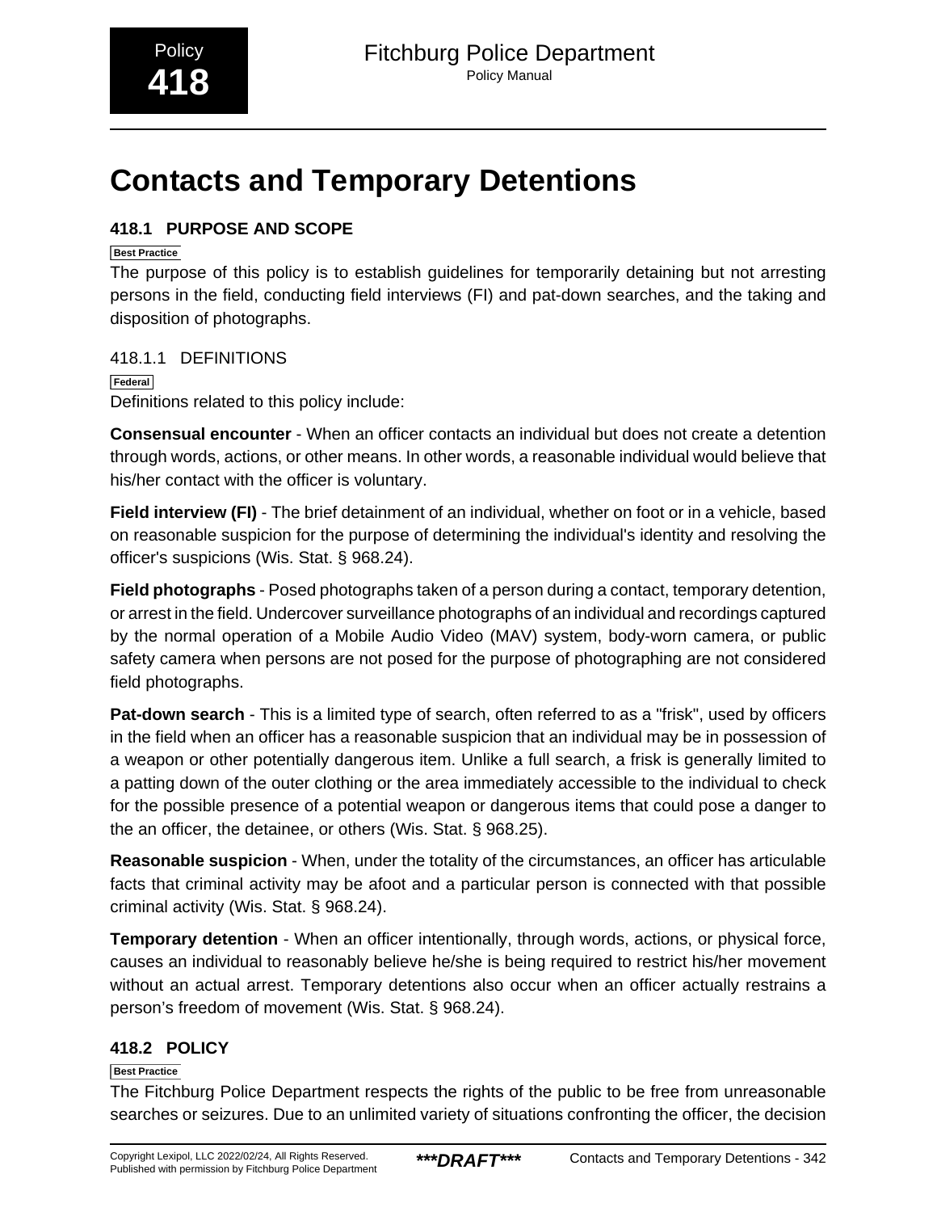# Contacts and Temporary Detentions

## 418.1 PURPOSE AND SCOPE

Best Practice

The purpose of this policy is to establish guidelines for temporarily detaining but not arresting persons in the field, conducting field interviews (FI) and pat-down searches, and the taking and disposition of photographs.

### 418.1.1 DEFINITIONS

Federal

Definitions related to this policy include:

**Consensual encounter** - When an officer contacts an individual but does not create a detention through words, actions, or other means. In other words, a reasonable individual would believe that his/her contact with the officer is voluntary.

**Field interview (FI)** - The brief detainment of an individual, whether on foot or in a vehicle, based on reasonable suspicion for the purpose of determining the individual's identity and resolving the officer's suspicions (Wis. Stat. § 968.24).

**Field photographs** - Posed photographs taken of a person during a contact, temporary detention, or arrest in the field. Undercover surveillance photographs of an individual and recordings captured by the normal operation of a Mobile Audio Video (MAV) system, body-worn camera, or public safety camera when persons are not posed for the purpose of photographing are not considered field photographs.

**Pat-down search** - This is a limited type of search, often referred to as a "frisk", used by officers in the field when an officer has a reasonable suspicion that an individual may be in possession of a weapon or other potentially dangerous item. Unlike a full search, a frisk is generally limited to a patting down of the outer clothing or the area immediately accessible to the individual to check for the possible presence of a potential weapon or dangerous items that could pose a danger to the an officer, the detainee, or others (Wis. Stat. § 968.25).

**Reasonable suspicion** - When, under the totality of the circumstances, an officer has articulable facts that criminal activity may be afoot and a particular person is connected with that possible criminal activity (Wis. Stat. § 968.24).

**Temporary detention** - When an officer intentionally, through words, actions, or physical force, causes an individual to reasonably believe he/she is being required to restrict his/her movement without an actual arrest. Temporary detentions also occur when an officer actually restrains a person's freedom of movement (Wis. Stat. § 968.24).

## 418.2 POLICY

Best Practice

The Fitchburg Police Department respects the rights of the public to be free from unreasonable searches or seizures. Due to an unlimited variety of situations confronting the officer, the decision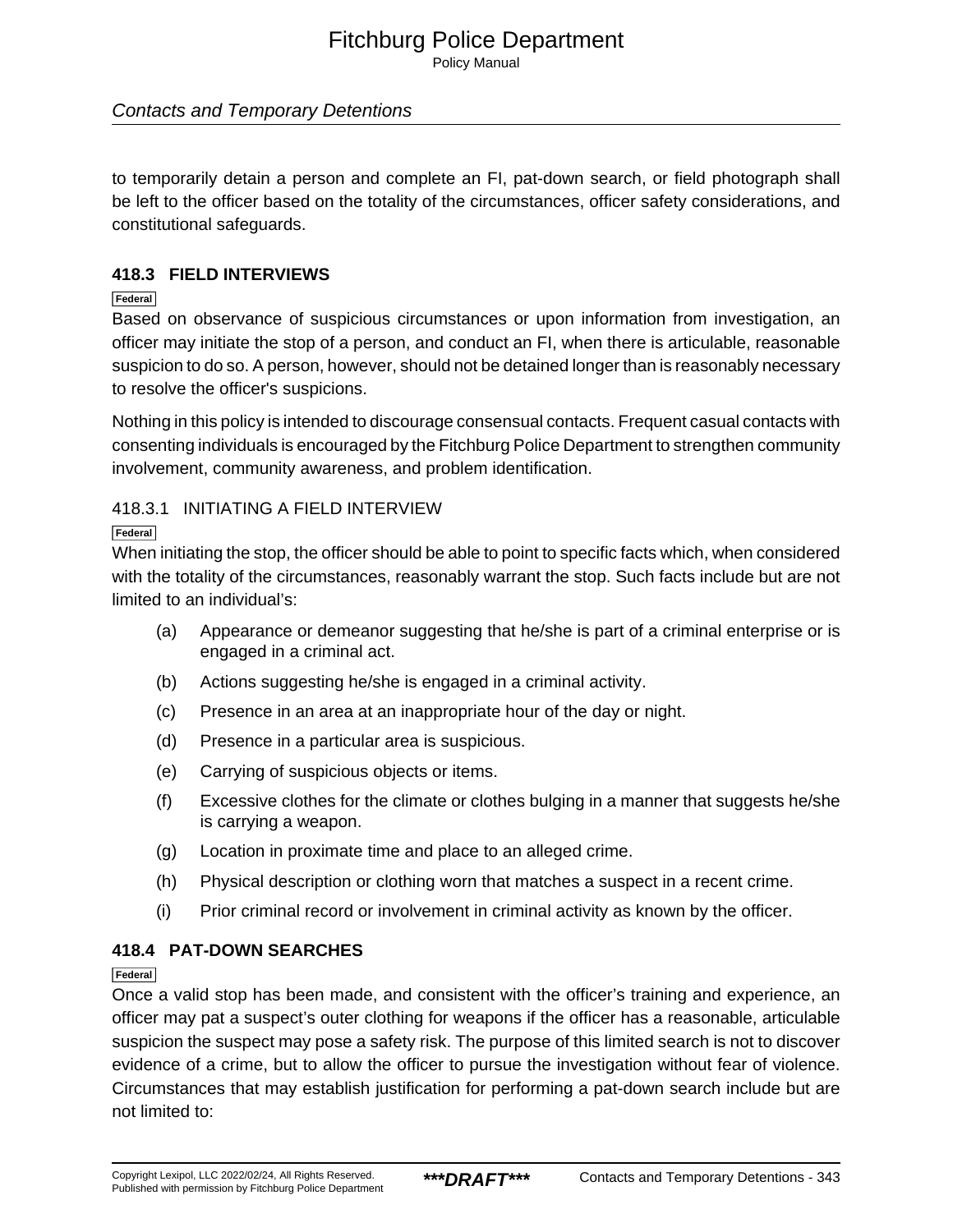to temporarily detain a person and complete an FI, pat-down search, or field photograph shall be left to the officer based on the totality of the circumstances, officer safety considerations, and constitutional safeguards.

## 418.3 FIELD INTERVIEWS

Federal

Based on observance of suspicious circumstances or upon information from investigation, an officer may initiate the stop of a person, and conduct an FI, when there is articulable, reasonable suspicion to do so. A person, however, should not be detained longer than is reasonably necessary to resolve the officer's suspicions.

Nothing in this policy is intended to discourage consensual contacts. Frequent casual contacts with consenting individuals is encouraged by the Fitchburg Police Department to strengthen community involvement, community awareness, and problem identification.

### 418.3.1 INITIATING A FIELD INTERVIEW

Federal

When initiating the stop, the officer should be able to point to specific facts which, when considered with the totality of the circumstances, reasonably warrant the stop. Such facts include but are not limited to an individual's:

(a) Appearance or demeanor suggesting that he/she is part of a criminal enterprise or is engaged in a criminal act.

(b) Actions suggesting he/she is engaged in a criminal activity.

(c) Presence in an area at an inappropriate hour of the day or night.

(d) Presence in a particular area is suspicious.

(e) Carrying of suspicious objects or items.

(f) Excessive clothes for the climate or clothes bulging in a manner that suggests he/she is carrying a weapon.

(g) Location in proximate time and place to an alleged crime.

(h) Physical description or clothing worn that matches a suspect in a recent crime.

(i) Prior criminal record or involvement in criminal activity as known by the officer.

## 418.4 PAT-DOWN SEARCHES

Federal

Once a valid stop has been made, and consistent with the officer's training and experience, an officer may pat a suspect's outer clothing for weapons if the officer has a reasonable, articulable suspicion the suspect may pose a safety risk. The purpose of this limited search is not to discover evidence of a crime, but to allow the officer to pursue the investigation without fear of violence. Circumstances that may establish justification for performing a pat-down search include but are not limited to: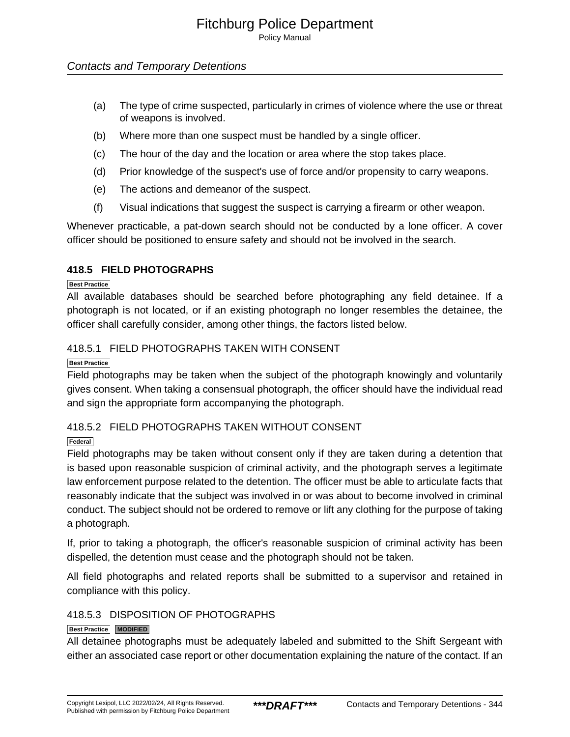(a) The type of crime suspected, particularly in crimes of violence where the use or threat of weapons is involved.

(b) Where more than one suspect must be handled by a single officer.

(c) The hour of the day and the location or area where the stop takes place.

(d) Prior knowledge of the suspect's use of force and/or propensity to carry weapons.

(e) The actions and demeanor of the suspect.

(f) Visual indications that suggest the suspect is carrying a firearm or other weapon.

Whenever practicable, a pat-down search should not be conducted by a lone officer. A cover officer should be positioned to ensure safety and should not be involved in the search.

## 418.5 FIELD PHOTOGRAPHS

Best Practice

All available databases should be searched before photographing any field detainee. If a photograph is not located, or if an existing photograph no longer resembles the detainee, the officer shall carefully consider, among other things, the factors listed below.

### 418.5.1 FIELD PHOTOGRAPHS TAKEN WITH CONSENT

Best Practice

Field photographs may be taken when the subject of the photograph knowingly and voluntarily gives consent. When taking a consensual photograph, the officer should have the individual read and sign the appropriate form accompanying the photograph.

### 418.5.2 FIELD PHOTOGRAPHS TAKEN WITHOUT CONSENT

Federal

Field photographs may be taken without consent only if they are taken during a detention that is based upon reasonable suspicion of criminal activity, and the photograph serves a legitimate law enforcement purpose related to the detention. The officer must be able to articulate facts that reasonably indicate that the subject was involved in or was about to become involved in criminal conduct. The subject should not be ordered to remove or lift any clothing for the purpose of taking a photograph.

If, prior to taking a photograph, the officer's reasonable suspicion of criminal activity has been dispelled, the detention must cease and the photograph should not be taken.

All field photographs and related reports shall be submitted to a supervisor and retained in compliance with this policy.

### 418.5.3 DISPOSITION OF PHOTOGRAPHS

Best Practice MODIFIED

All detainee photographs must be adequately labeled and submitted to the Shift Sergeant with either an associated case report or other documentation explaining the nature of the contact. If an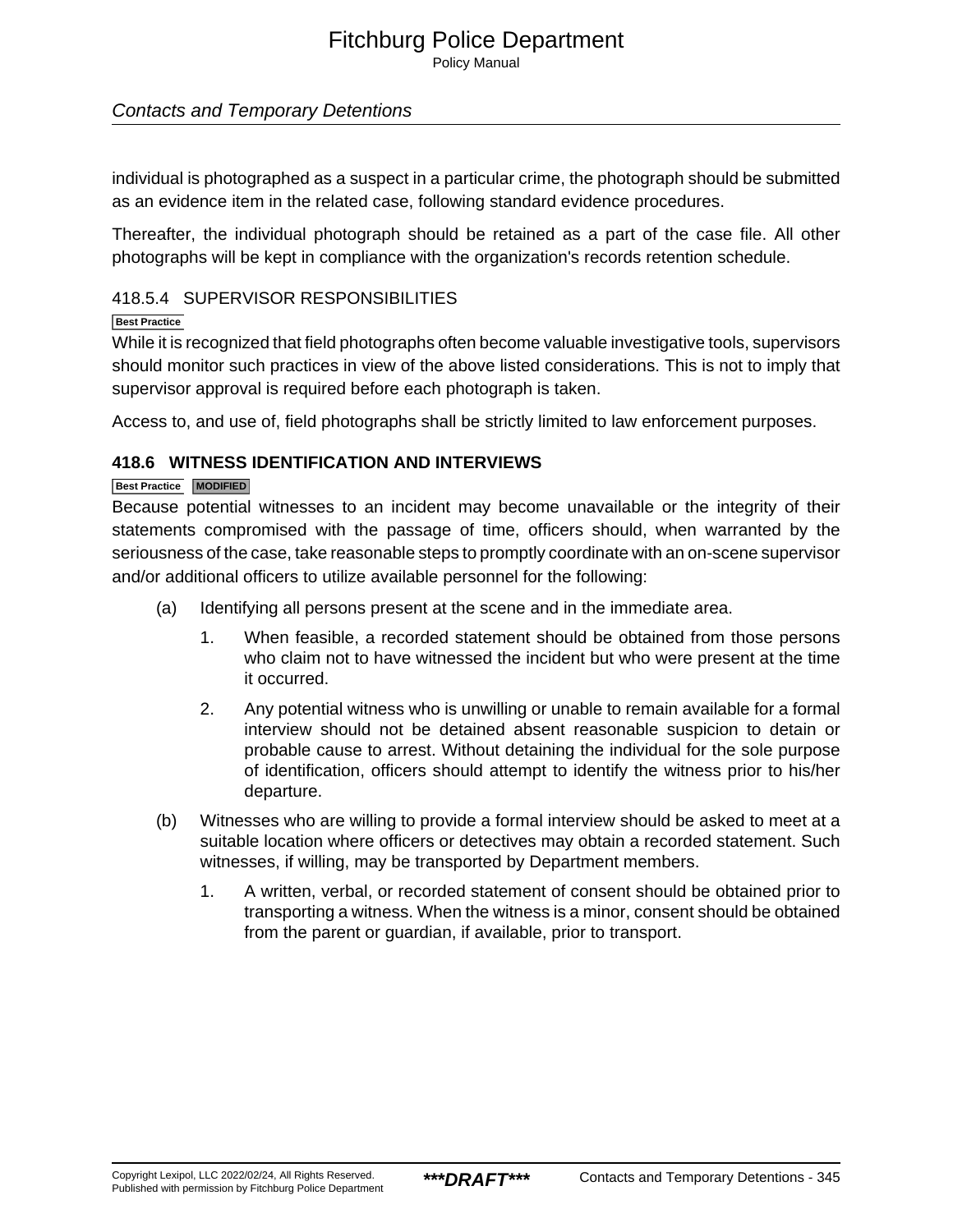individual is photographed as a suspect in a particular crime, the photograph should be submitted as an evidence item in the related case, following standard evidence procedures.

Thereafter, the individual photograph should be retained as a part of the case file. All other photographs will be kept in compliance with the organization's records retention schedule.

### 418.5.4 SUPERVISOR RESPONSIBILITIES

Best Practice

While it is recognized that field photographs often become valuable investigative tools, supervisors should monitor such practices in view of the above listed considerations. This is not to imply that supervisor approval is required before each photograph is taken.

Access to, and use of, field photographs shall be strictly limited to law enforcement purposes.

## 418.6 WITNESS IDENTIFICATION AND INTERVIEWS

Best Practice MODIFIED

Because potential witnesses to an incident may become unavailable or the integrity of their statements compromised with the passage of time, officers should, when warranted by the seriousness of the case, take reasonable steps to promptly coordinate with an on-scene supervisor and/or additional officers to utilize available personnel for the following:

(a) Identifying all persons present at the scene and in the immediate area.

1. When feasible, a recorded statement should be obtained from those persons who claim not to have witnessed the incident but who were present at the time it occurred.

2. Any potential witness who is unwilling or unable to remain available for a formal interview should not be detained absent reasonable suspicion to detain or probable cause to arrest. Without detaining the individual for the sole purpose of identification, officers should attempt to identify the witness prior to his/her departure.

(b) Witnesses who are willing to provide a formal interview should be asked to meet at a suitable location where officers or detectives may obtain a recorded statement. Such witnesses, if willing, may be transported by Department members.

1. A written, verbal, or recorded statement of consent should be obtained prior to transporting a witness. When the witness is a minor, consent should be obtained from the parent or guardian, if available, prior to transport.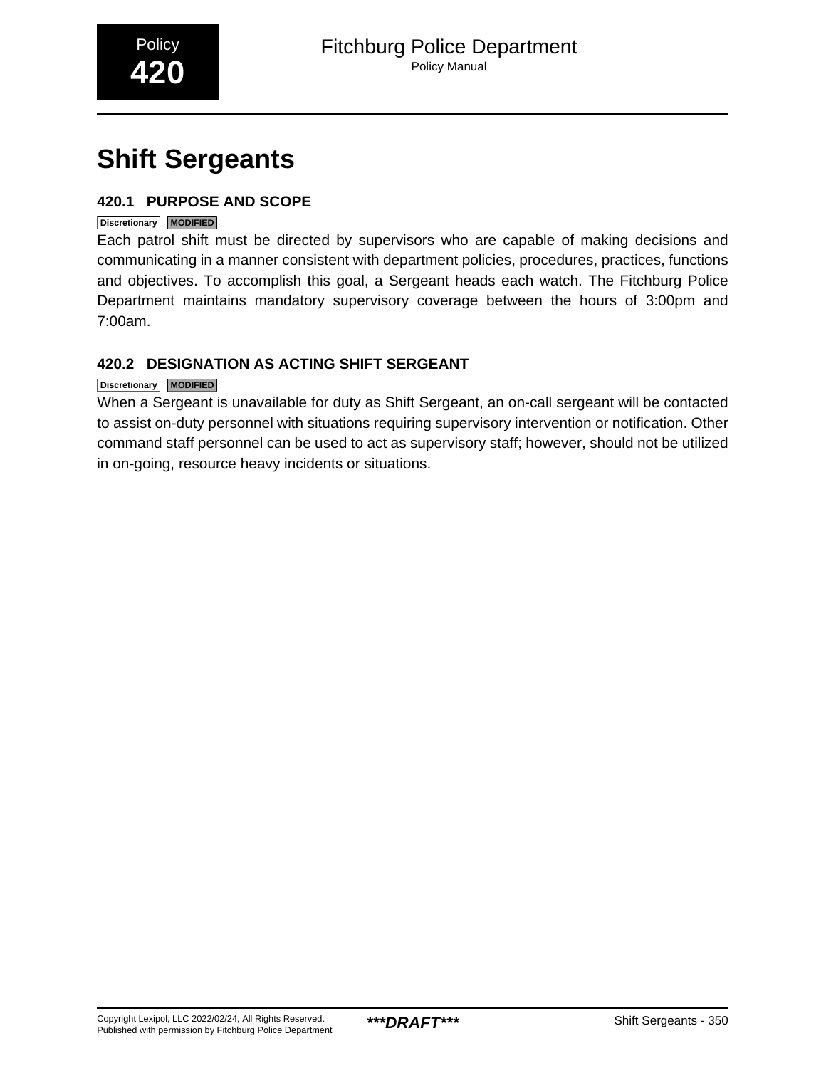Policy
**420**

# Shift Sergeants

## 420.1 PURPOSE AND SCOPE

Discretionary MODIFIED

Each patrol shift must be directed by supervisors who are capable of making decisions and communicating in a manner consistent with department policies, procedures, practices, functions and objectives. To accomplish this goal, a Sergeant heads each watch. The Fitchburg Police Department maintains mandatory supervisory coverage between the hours of 3:00pm and 7:00am.

## 420.2 DESIGNATION AS ACTING SHIFT SERGEANT

Discretionary MODIFIED

When a Sergeant is unavailable for duty as Shift Sergeant, an on-call sergeant will be contacted to assist on-duty personnel with situations requiring supervisory intervention or notification. Other command staff personnel can be used to act as supervisory staff; however, should not be utilized in on-going, resource heavy incidents or situations.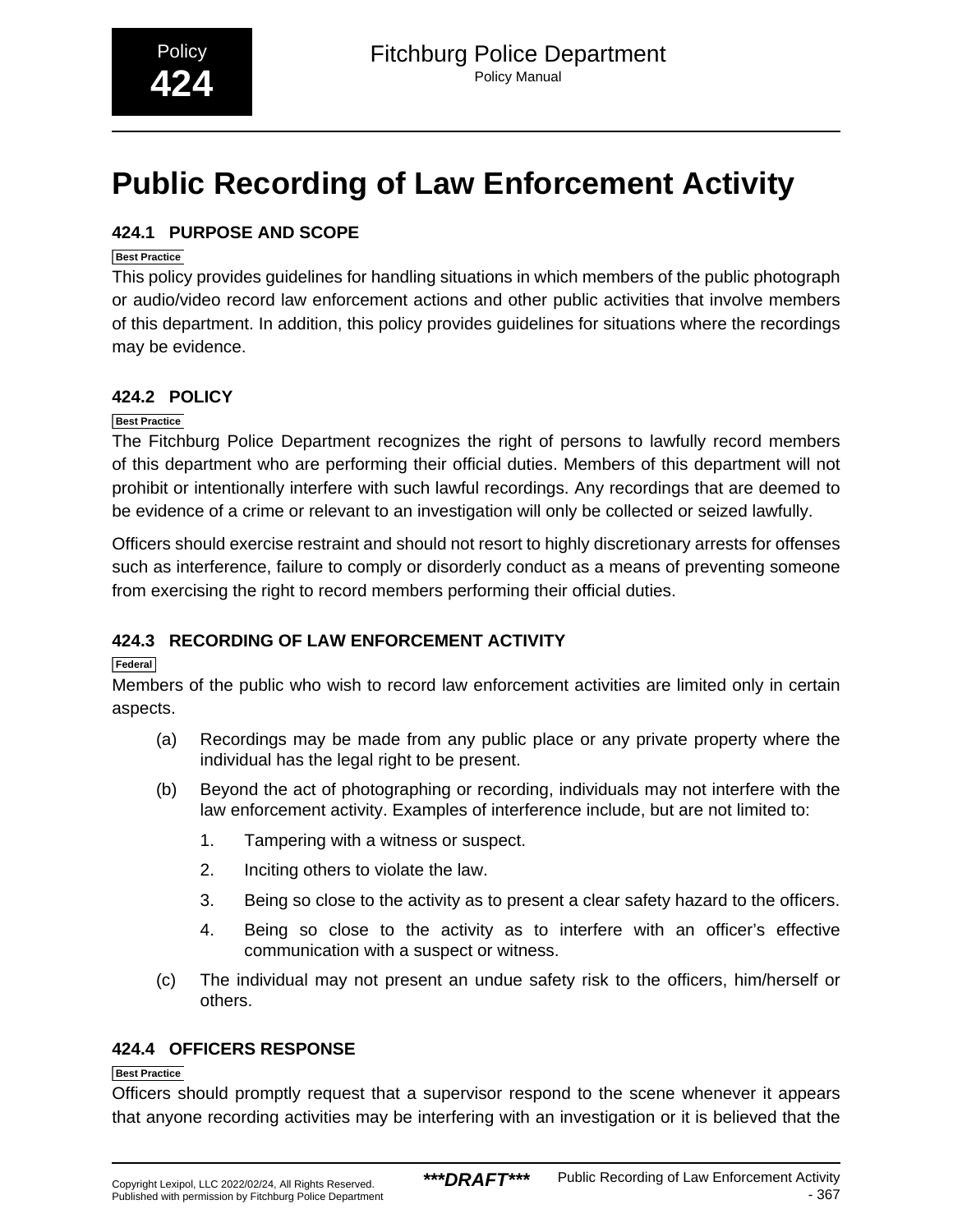# Public Recording of Law Enforcement Activity

## 424.1 PURPOSE AND SCOPE

Best Practice

This policy provides guidelines for handling situations in which members of the public photograph or audio/video record law enforcement actions and other public activities that involve members of this department. In addition, this policy provides guidelines for situations where the recordings may be evidence.

## 424.2 POLICY

Best Practice

The Fitchburg Police Department recognizes the right of persons to lawfully record members of this department who are performing their official duties. Members of this department will not prohibit or intentionally interfere with such lawful recordings. Any recordings that are deemed to be evidence of a crime or relevant to an investigation will only be collected or seized lawfully.

Officers should exercise restraint and should not resort to highly discretionary arrests for offenses such as interference, failure to comply or disorderly conduct as a means of preventing someone from exercising the right to record members performing their official duties.

## 424.3 RECORDING OF LAW ENFORCEMENT ACTIVITY

Federal

Members of the public who wish to record law enforcement activities are limited only in certain aspects.

(a) Recordings may be made from any public place or any private property where the individual has the legal right to be present.

(b) Beyond the act of photographing or recording, individuals may not interfere with the law enforcement activity. Examples of interference include, but are not limited to:

1. Tampering with a witness or suspect.
2. Inciting others to violate the law.
3. Being so close to the activity as to present a clear safety hazard to the officers.
4. Being so close to the activity as to interfere with an officer's effective communication with a suspect or witness.

(c) The individual may not present an undue safety risk to the officers, him/herself or others.

## 424.4 OFFICERS RESPONSE

Best Practice

Officers should promptly request that a supervisor respond to the scene whenever it appears that anyone recording activities may be interfering with an investigation or it is believed that the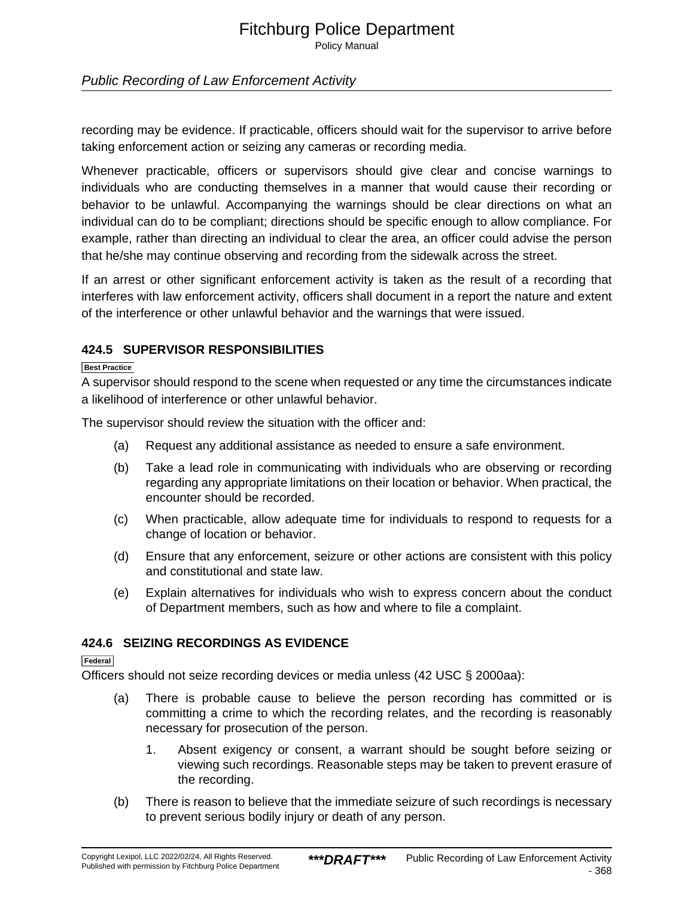recording may be evidence. If practicable, officers should wait for the supervisor to arrive before taking enforcement action or seizing any cameras or recording media.

Whenever practicable, officers or supervisors should give clear and concise warnings to individuals who are conducting themselves in a manner that would cause their recording or behavior to be unlawful. Accompanying the warnings should be clear directions on what an individual can do to be compliant; directions should be specific enough to allow compliance. For example, rather than directing an individual to clear the area, an officer could advise the person that he/she may continue observing and recording from the sidewalk across the street.

If an arrest or other significant enforcement activity is taken as the result of a recording that interferes with law enforcement activity, officers shall document in a report the nature and extent of the interference or other unlawful behavior and the warnings that were issued.

### 424.5 SUPERVISOR RESPONSIBILITIES

Best Practice

A supervisor should respond to the scene when requested or any time the circumstances indicate a likelihood of interference or other unlawful behavior.

The supervisor should review the situation with the officer and:

(a) Request any additional assistance as needed to ensure a safe environment.

(b) Take a lead role in communicating with individuals who are observing or recording regarding any appropriate limitations on their location or behavior. When practical, the encounter should be recorded.

(c) When practicable, allow adequate time for individuals to respond to requests for a change of location or behavior.

(d) Ensure that any enforcement, seizure or other actions are consistent with this policy and constitutional and state law.

(e) Explain alternatives for individuals who wish to express concern about the conduct of Department members, such as how and where to file a complaint.

### 424.6 SEIZING RECORDINGS AS EVIDENCE

Federal

Officers should not seize recording devices or media unless (42 USC § 2000aa):

(a) There is probable cause to believe the person recording has committed or is committing a crime to which the recording relates, and the recording is reasonably necessary for prosecution of the person.

    1. Absent exigency or consent, a warrant should be sought before seizing or viewing such recordings. Reasonable steps may be taken to prevent erasure of the recording.

(b) There is reason to believe that the immediate seizure of such recordings is necessary to prevent serious bodily injury or death of any person.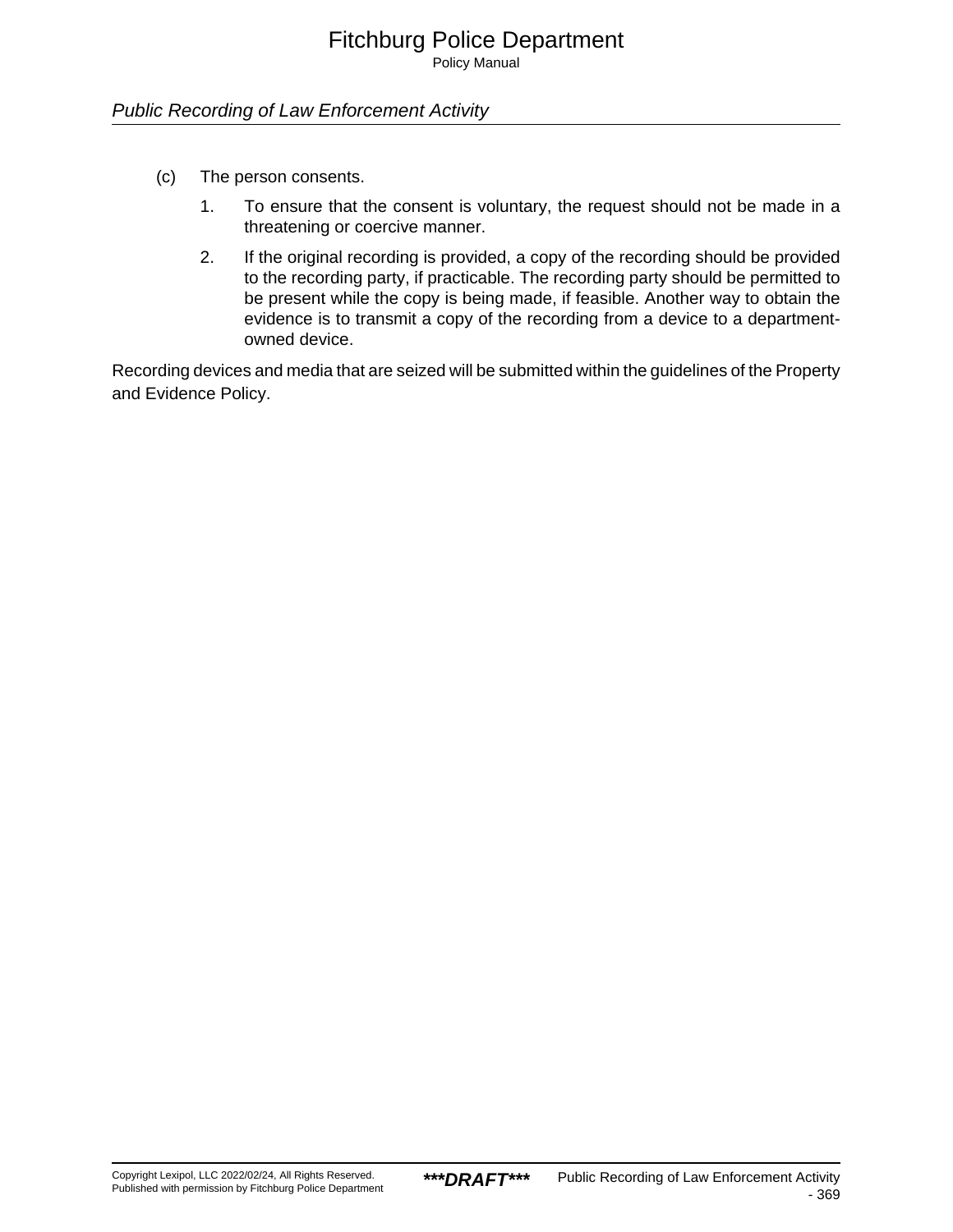(c) The person consents.

1. To ensure that the consent is voluntary, the request should not be made in a threatening or coercive manner.

2. If the original recording is provided, a copy of the recording should be provided to the recording party, if practicable. The recording party should be permitted to be present while the copy is being made, if feasible. Another way to obtain the evidence is to transmit a copy of the recording from a device to a department-owned device.

Recording devices and media that are seized will be submitted within the guidelines of the Property and Evidence Policy.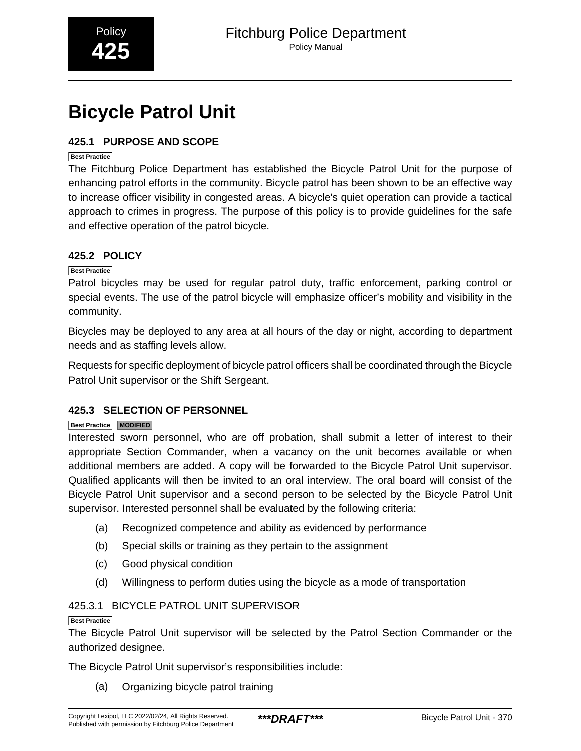# Bicycle Patrol Unit

## 425.1 PURPOSE AND SCOPE

Best Practice

The Fitchburg Police Department has established the Bicycle Patrol Unit for the purpose of enhancing patrol efforts in the community. Bicycle patrol has been shown to be an effective way to increase officer visibility in congested areas. A bicycle's quiet operation can provide a tactical approach to crimes in progress. The purpose of this policy is to provide guidelines for the safe and effective operation of the patrol bicycle.

## 425.2 POLICY

Best Practice

Patrol bicycles may be used for regular patrol duty, traffic enforcement, parking control or special events. The use of the patrol bicycle will emphasize officer’s mobility and visibility in the community.

Bicycles may be deployed to any area at all hours of the day or night, according to department needs and as staffing levels allow.

Requests for specific deployment of bicycle patrol officers shall be coordinated through the Bicycle Patrol Unit supervisor or the Shift Sergeant.

## 425.3 SELECTION OF PERSONNEL

Best Practice MODIFIED

Interested sworn personnel, who are off probation, shall submit a letter of interest to their appropriate Section Commander, when a vacancy on the unit becomes available or when additional members are added. A copy will be forwarded to the Bicycle Patrol Unit supervisor. Qualified applicants will then be invited to an oral interview. The oral board will consist of the Bicycle Patrol Unit supervisor and a second person to be selected by the Bicycle Patrol Unit supervisor. Interested personnel shall be evaluated by the following criteria:

(a) Recognized competence and ability as evidenced by performance

(b) Special skills or training as they pertain to the assignment

(c) Good physical condition

(d) Willingness to perform duties using the bicycle as a mode of transportation

### 425.3.1 BICYCLE PATROL UNIT SUPERVISOR

Best Practice

The Bicycle Patrol Unit supervisor will be selected by the Patrol Section Commander or the authorized designee.

The Bicycle Patrol Unit supervisor’s responsibilities include:

(a) Organizing bicycle patrol training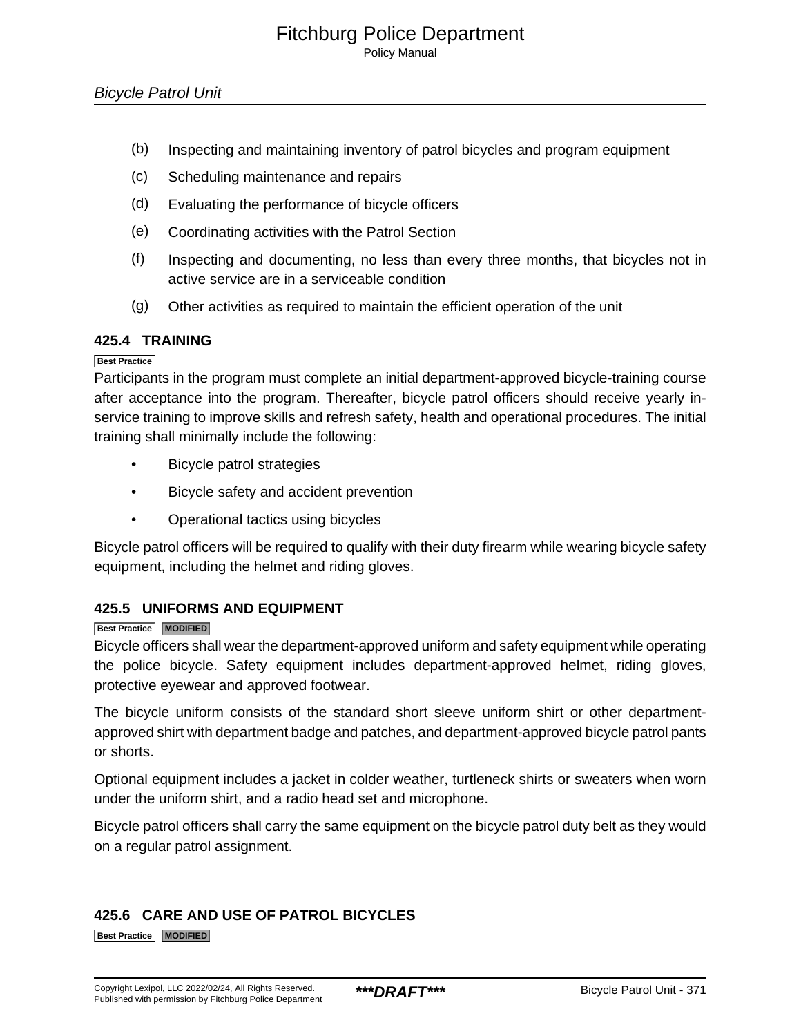(b) Inspecting and maintaining inventory of patrol bicycles and program equipment

(c) Scheduling maintenance and repairs

(d) Evaluating the performance of bicycle officers

(e) Coordinating activities with the Patrol Section

(f) Inspecting and documenting, no less than every three months, that bicycles not in active service are in a serviceable condition

(g) Other activities as required to maintain the efficient operation of the unit

### 425.4 TRAINING

Best Practice

Participants in the program must complete an initial department-approved bicycle-training course after acceptance into the program. Thereafter, bicycle patrol officers should receive yearly in-service training to improve skills and refresh safety, health and operational procedures. The initial training shall minimally include the following:

- Bicycle patrol strategies
- Bicycle safety and accident prevention
- Operational tactics using bicycles

Bicycle patrol officers will be required to qualify with their duty firearm while wearing bicycle safety equipment, including the helmet and riding gloves.

### 425.5 UNIFORMS AND EQUIPMENT

Best Practice MODIFIED

Bicycle officers shall wear the department-approved uniform and safety equipment while operating the police bicycle. Safety equipment includes department-approved helmet, riding gloves, protective eyewear and approved footwear.

The bicycle uniform consists of the standard short sleeve uniform shirt or other department-approved shirt with department badge and patches, and department-approved bicycle patrol pants or shorts.

Optional equipment includes a jacket in colder weather, turtleneck shirts or sweaters when worn under the uniform shirt, and a radio head set and microphone.

Bicycle patrol officers shall carry the same equipment on the bicycle patrol duty belt as they would on a regular patrol assignment.

### 425.6 CARE AND USE OF PATROL BICYCLES

Best Practice MODIFIED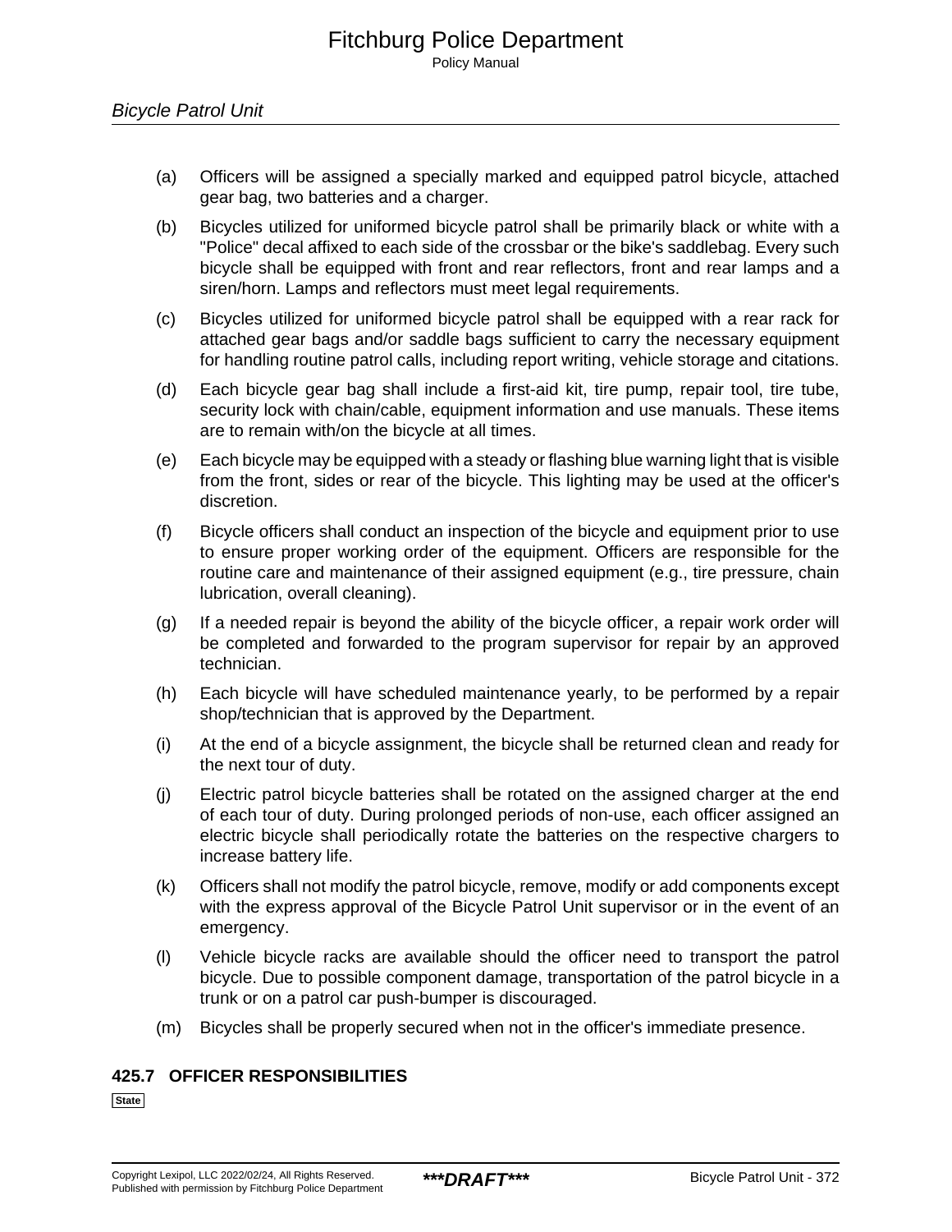(a) Officers will be assigned a specially marked and equipped patrol bicycle, attached gear bag, two batteries and a charger.

(b) Bicycles utilized for uniformed bicycle patrol shall be primarily black or white with a "Police" decal affixed to each side of the crossbar or the bike's saddlebag. Every such bicycle shall be equipped with front and rear reflectors, front and rear lamps and a siren/horn. Lamps and reflectors must meet legal requirements.

(c) Bicycles utilized for uniformed bicycle patrol shall be equipped with a rear rack for attached gear bags and/or saddle bags sufficient to carry the necessary equipment for handling routine patrol calls, including report writing, vehicle storage and citations.

(d) Each bicycle gear bag shall include a first-aid kit, tire pump, repair tool, tire tube, security lock with chain/cable, equipment information and use manuals. These items are to remain with/on the bicycle at all times.

(e) Each bicycle may be equipped with a steady or flashing blue warning light that is visible from the front, sides or rear of the bicycle. This lighting may be used at the officer's discretion.

(f) Bicycle officers shall conduct an inspection of the bicycle and equipment prior to use to ensure proper working order of the equipment. Officers are responsible for the routine care and maintenance of their assigned equipment (e.g., tire pressure, chain lubrication, overall cleaning).

(g) If a needed repair is beyond the ability of the bicycle officer, a repair work order will be completed and forwarded to the program supervisor for repair by an approved technician.

(h) Each bicycle will have scheduled maintenance yearly, to be performed by a repair shop/technician that is approved by the Department.

(i) At the end of a bicycle assignment, the bicycle shall be returned clean and ready for the next tour of duty.

(j) Electric patrol bicycle batteries shall be rotated on the assigned charger at the end of each tour of duty. During prolonged periods of non-use, each officer assigned an electric bicycle shall periodically rotate the batteries on the respective chargers to increase battery life.

(k) Officers shall not modify the patrol bicycle, remove, modify or add components except with the express approval of the Bicycle Patrol Unit supervisor or in the event of an emergency.

(l) Vehicle bicycle racks are available should the officer need to transport the patrol bicycle. Due to possible component damage, transportation of the patrol bicycle in a trunk or on a patrol car push-bumper is discouraged.

(m) Bicycles shall be properly secured when not in the officer's immediate presence.

## 425.7 OFFICER RESPONSIBILITIES

State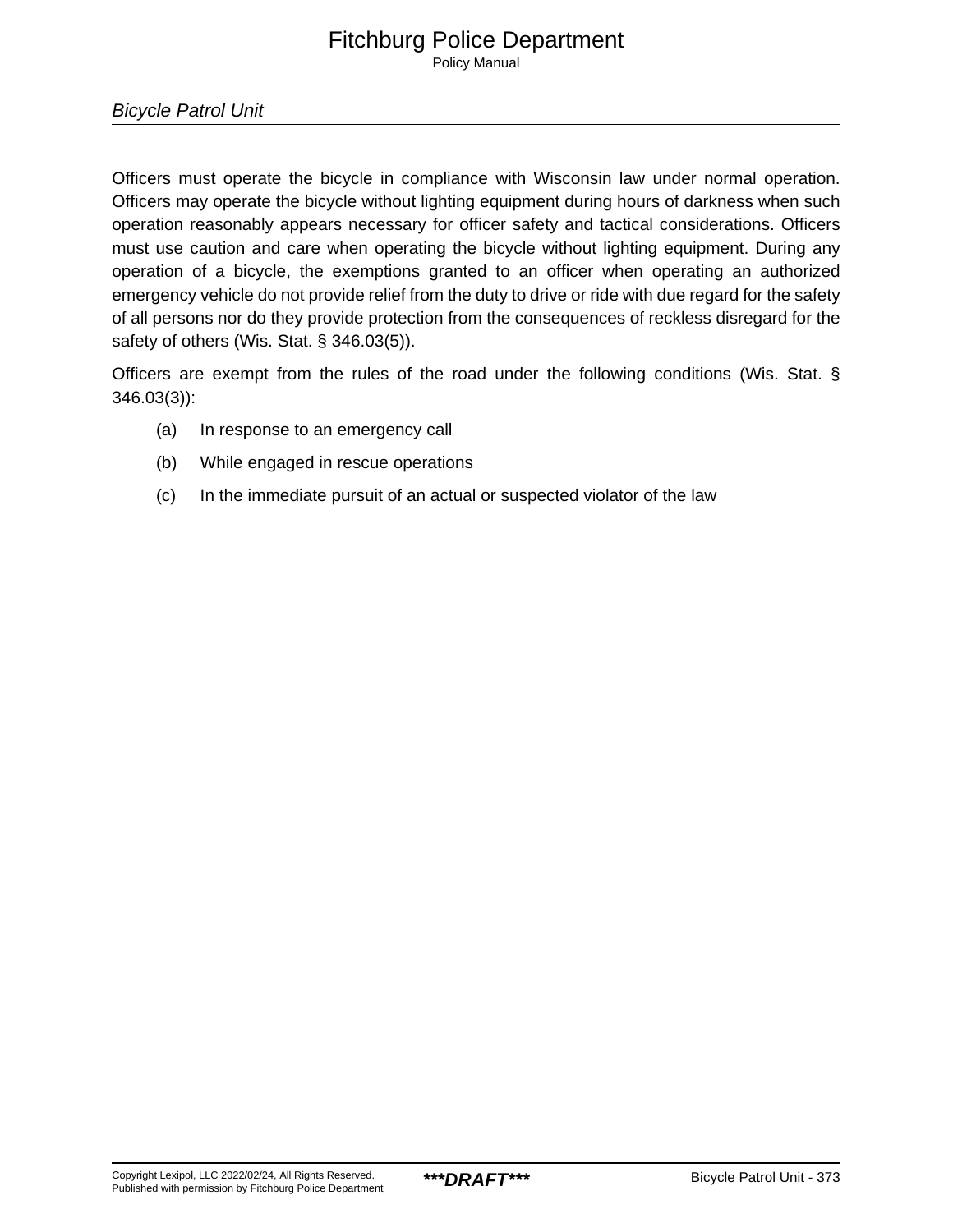Officers must operate the bicycle in compliance with Wisconsin law under normal operation. Officers may operate the bicycle without lighting equipment during hours of darkness when such operation reasonably appears necessary for officer safety and tactical considerations. Officers must use caution and care when operating the bicycle without lighting equipment. During any operation of a bicycle, the exemptions granted to an officer when operating an authorized emergency vehicle do not provide relief from the duty to drive or ride with due regard for the safety of all persons nor do they provide protection from the consequences of reckless disregard for the safety of others (Wis. Stat. § 346.03(5)).

Officers are exempt from the rules of the road under the following conditions (Wis. Stat. § 346.03(3)):

(a) In response to an emergency call

(b) While engaged in rescue operations

(c) In the immediate pursuit of an actual or suspected violator of the law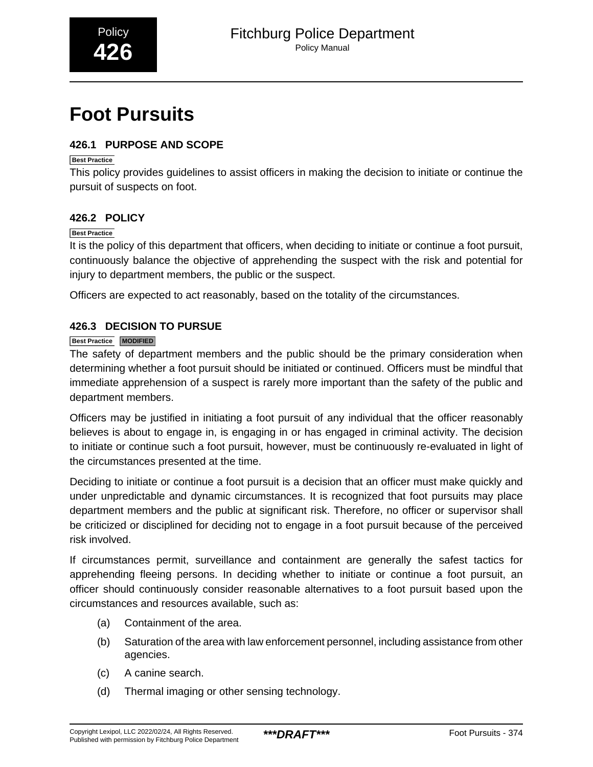# Foot Pursuits

## 426.1 PURPOSE AND SCOPE

Best Practice

This policy provides guidelines to assist officers in making the decision to initiate or continue the pursuit of suspects on foot.

## 426.2 POLICY

Best Practice

It is the policy of this department that officers, when deciding to initiate or continue a foot pursuit, continuously balance the objective of apprehending the suspect with the risk and potential for injury to department members, the public or the suspect.

Officers are expected to act reasonably, based on the totality of the circumstances.

## 426.3 DECISION TO PURSUE

Best Practice MODIFIED

The safety of department members and the public should be the primary consideration when determining whether a foot pursuit should be initiated or continued. Officers must be mindful that immediate apprehension of a suspect is rarely more important than the safety of the public and department members.

Officers may be justified in initiating a foot pursuit of any individual that the officer reasonably believes is about to engage in, is engaging in or has engaged in criminal activity. The decision to initiate or continue such a foot pursuit, however, must be continuously re-evaluated in light of the circumstances presented at the time.

Deciding to initiate or continue a foot pursuit is a decision that an officer must make quickly and under unpredictable and dynamic circumstances. It is recognized that foot pursuits may place department members and the public at significant risk. Therefore, no officer or supervisor shall be criticized or disciplined for deciding not to engage in a foot pursuit because of the perceived risk involved.

If circumstances permit, surveillance and containment are generally the safest tactics for apprehending fleeing persons. In deciding whether to initiate or continue a foot pursuit, an officer should continuously consider reasonable alternatives to a foot pursuit based upon the circumstances and resources available, such as:

(a) Containment of the area.

(b) Saturation of the area with law enforcement personnel, including assistance from other agencies.

(c) A canine search.

(d) Thermal imaging or other sensing technology.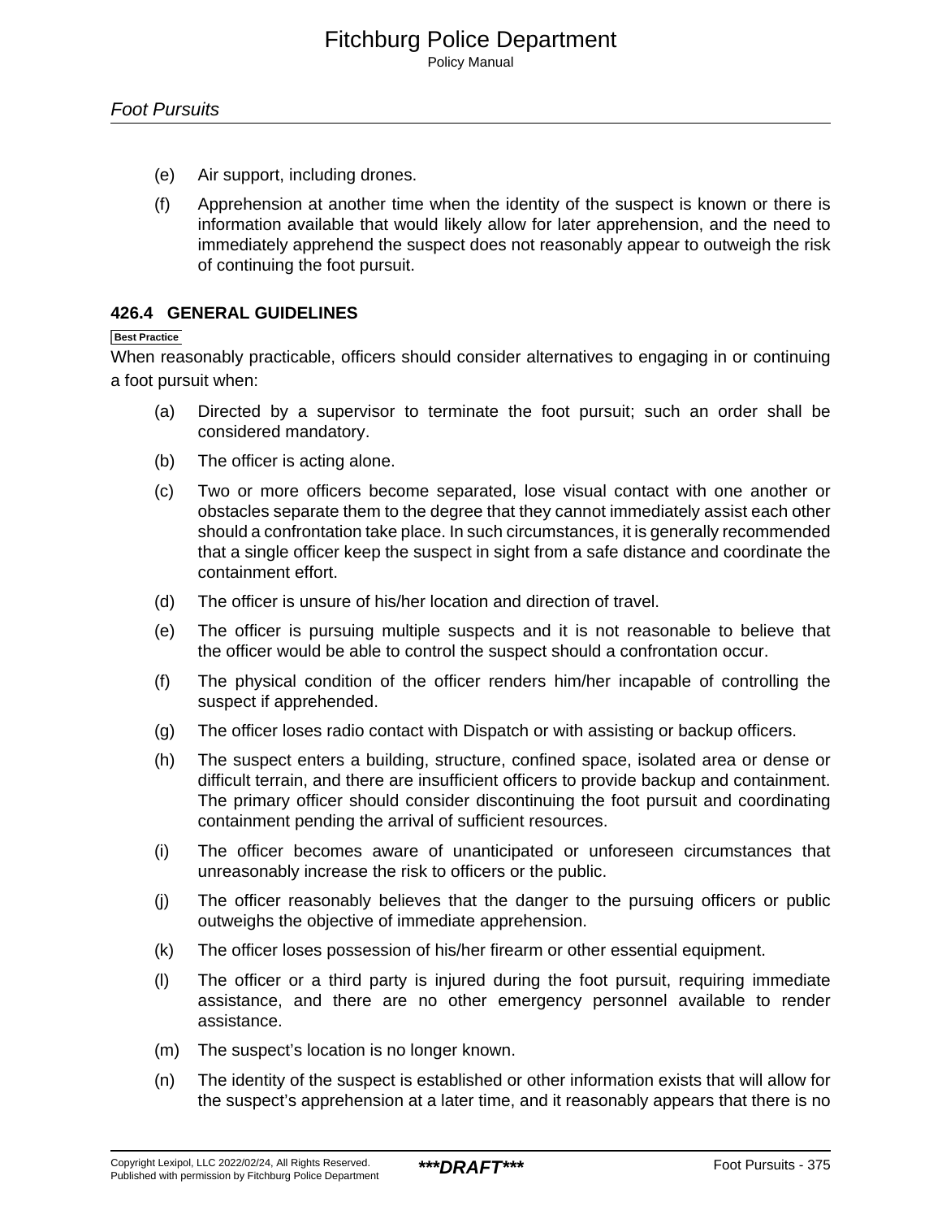(e) Air support, including drones.

(f) Apprehension at another time when the identity of the suspect is known or there is information available that would likely allow for later apprehension, and the need to immediately apprehend the suspect does not reasonably appear to outweigh the risk of continuing the foot pursuit.

### 426.4 GENERAL GUIDELINES

Best Practice

When reasonably practicable, officers should consider alternatives to engaging in or continuing a foot pursuit when:

(a) Directed by a supervisor to terminate the foot pursuit; such an order shall be considered mandatory.

(b) The officer is acting alone.

(c) Two or more officers become separated, lose visual contact with one another or obstacles separate them to the degree that they cannot immediately assist each other should a confrontation take place. In such circumstances, it is generally recommended that a single officer keep the suspect in sight from a safe distance and coordinate the containment effort.

(d) The officer is unsure of his/her location and direction of travel.

(e) The officer is pursuing multiple suspects and it is not reasonable to believe that the officer would be able to control the suspect should a confrontation occur.

(f) The physical condition of the officer renders him/her incapable of controlling the suspect if apprehended.

(g) The officer loses radio contact with Dispatch or with assisting or backup officers.

(h) The suspect enters a building, structure, confined space, isolated area or dense or difficult terrain, and there are insufficient officers to provide backup and containment. The primary officer should consider discontinuing the foot pursuit and coordinating containment pending the arrival of sufficient resources.

(i) The officer becomes aware of unanticipated or unforeseen circumstances that unreasonably increase the risk to officers or the public.

(j) The officer reasonably believes that the danger to the pursuing officers or public outweighs the objective of immediate apprehension.

(k) The officer loses possession of his/her firearm or other essential equipment.

(l) The officer or a third party is injured during the foot pursuit, requiring immediate assistance, and there are no other emergency personnel available to render assistance.

(m) The suspect's location is no longer known.

(n) The identity of the suspect is established or other information exists that will allow for the suspect's apprehension at a later time, and it reasonably appears that there is no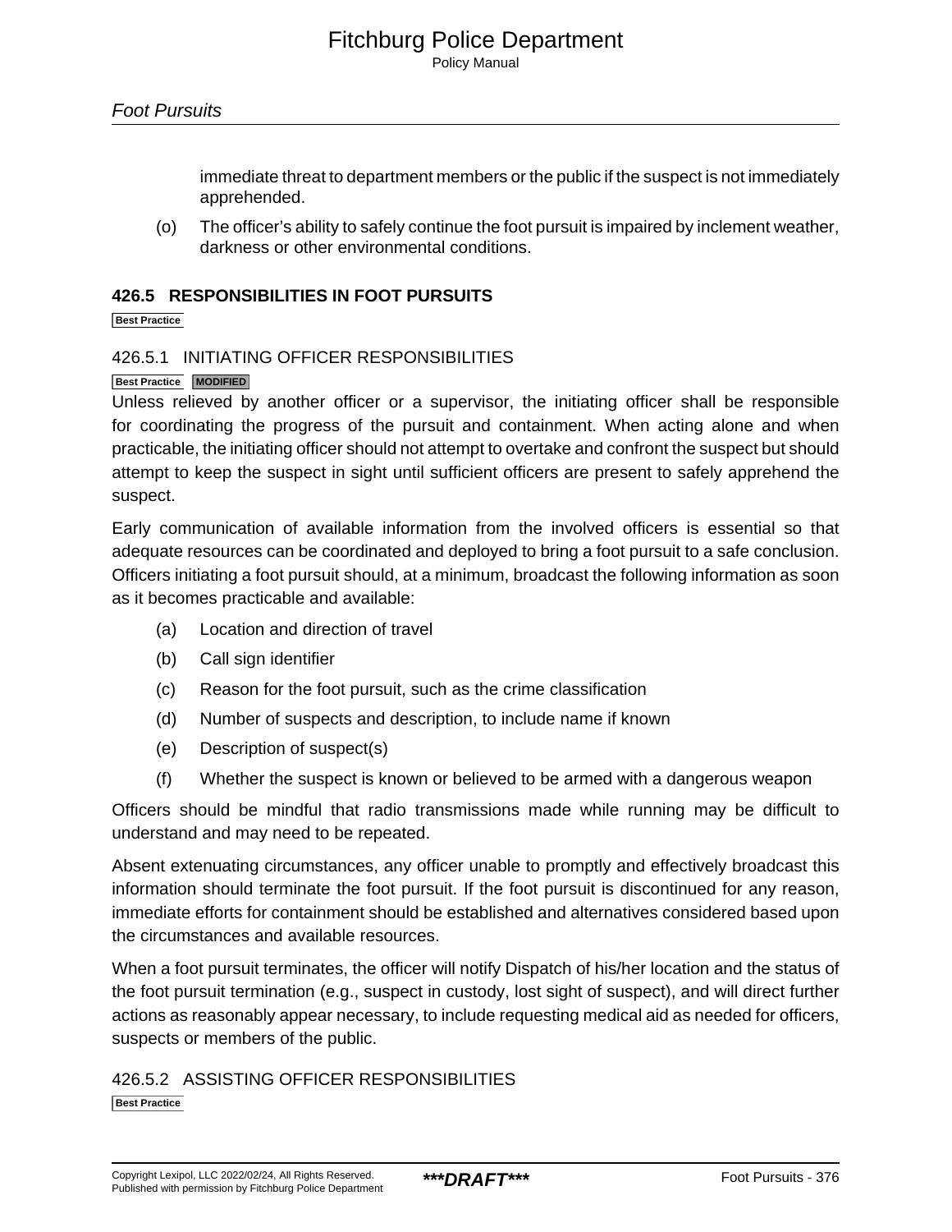immediate threat to department members or the public if the suspect is not immediately apprehended.

(o) The officer's ability to safely continue the foot pursuit is impaired by inclement weather, darkness or other environmental conditions.

## 426.5 RESPONSIBILITIES IN FOOT PURSUITS

Best Practice

### 426.5.1 INITIATING OFFICER RESPONSIBILITIES

Best Practice MODIFIED

Unless relieved by another officer or a supervisor, the initiating officer shall be responsible for coordinating the progress of the pursuit and containment. When acting alone and when practicable, the initiating officer should not attempt to overtake and confront the suspect but should attempt to keep the suspect in sight until sufficient officers are present to safely apprehend the suspect.

Early communication of available information from the involved officers is essential so that adequate resources can be coordinated and deployed to bring a foot pursuit to a safe conclusion. Officers initiating a foot pursuit should, at a minimum, broadcast the following information as soon as it becomes practicable and available:

(a) Location and direction of travel

(b) Call sign identifier

(c) Reason for the foot pursuit, such as the crime classification

(d) Number of suspects and description, to include name if known

(e) Description of suspect(s)

(f) Whether the suspect is known or believed to be armed with a dangerous weapon

Officers should be mindful that radio transmissions made while running may be difficult to understand and may need to be repeated.

Absent extenuating circumstances, any officer unable to promptly and effectively broadcast this information should terminate the foot pursuit. If the foot pursuit is discontinued for any reason, immediate efforts for containment should be established and alternatives considered based upon the circumstances and available resources.

When a foot pursuit terminates, the officer will notify Dispatch of his/her location and the status of the foot pursuit termination (e.g., suspect in custody, lost sight of suspect), and will direct further actions as reasonably appear necessary, to include requesting medical aid as needed for officers, suspects or members of the public.

### 426.5.2 ASSISTING OFFICER RESPONSIBILITIES

Best Practice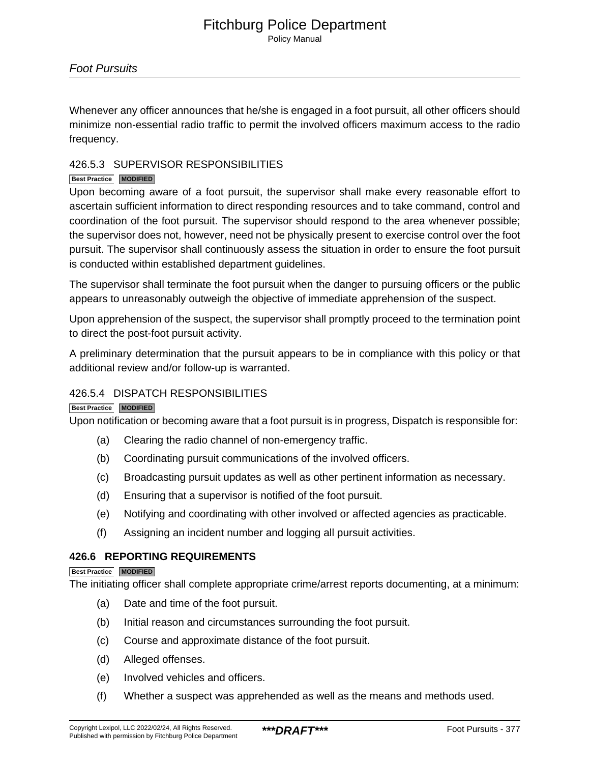Whenever any officer announces that he/she is engaged in a foot pursuit, all other officers should minimize non-essential radio traffic to permit the involved officers maximum access to the radio frequency.

### 426.5.3 SUPERVISOR RESPONSIBILITIES

Best Practice MODIFIED

Upon becoming aware of a foot pursuit, the supervisor shall make every reasonable effort to ascertain sufficient information to direct responding resources and to take command, control and coordination of the foot pursuit. The supervisor should respond to the area whenever possible; the supervisor does not, however, need not be physically present to exercise control over the foot pursuit. The supervisor shall continuously assess the situation in order to ensure the foot pursuit is conducted within established department guidelines.

The supervisor shall terminate the foot pursuit when the danger to pursuing officers or the public appears to unreasonably outweigh the objective of immediate apprehension of the suspect.

Upon apprehension of the suspect, the supervisor shall promptly proceed to the termination point to direct the post-foot pursuit activity.

A preliminary determination that the pursuit appears to be in compliance with this policy or that additional review and/or follow-up is warranted.

### 426.5.4 DISPATCH RESPONSIBILITIES

Best Practice MODIFIED

Upon notification or becoming aware that a foot pursuit is in progress, Dispatch is responsible for:

(a) Clearing the radio channel of non-emergency traffic.

(b) Coordinating pursuit communications of the involved officers.

(c) Broadcasting pursuit updates as well as other pertinent information as necessary.

(d) Ensuring that a supervisor is notified of the foot pursuit.

(e) Notifying and coordinating with other involved or affected agencies as practicable.

(f) Assigning an incident number and logging all pursuit activities.

## 426.6 REPORTING REQUIREMENTS

Best Practice MODIFIED

The initiating officer shall complete appropriate crime/arrest reports documenting, at a minimum:

(a) Date and time of the foot pursuit.

(b) Initial reason and circumstances surrounding the foot pursuit.

(c) Course and approximate distance of the foot pursuit.

(d) Alleged offenses.

(e) Involved vehicles and officers.

(f) Whether a suspect was apprehended as well as the means and methods used.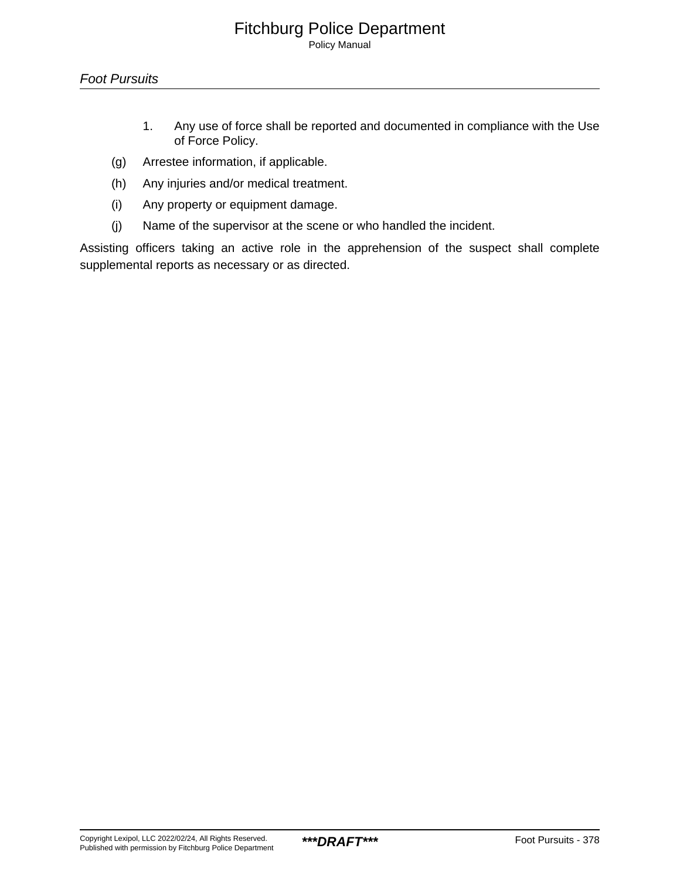1. Any use of force shall be reported and documented in compliance with the Use of Force Policy.

(g) Arrestee information, if applicable.

(h) Any injuries and/or medical treatment.

(i) Any property or equipment damage.

(j) Name of the supervisor at the scene or who handled the incident.

Assisting officers taking an active role in the apprehension of the suspect shall complete supplemental reports as necessary or as directed.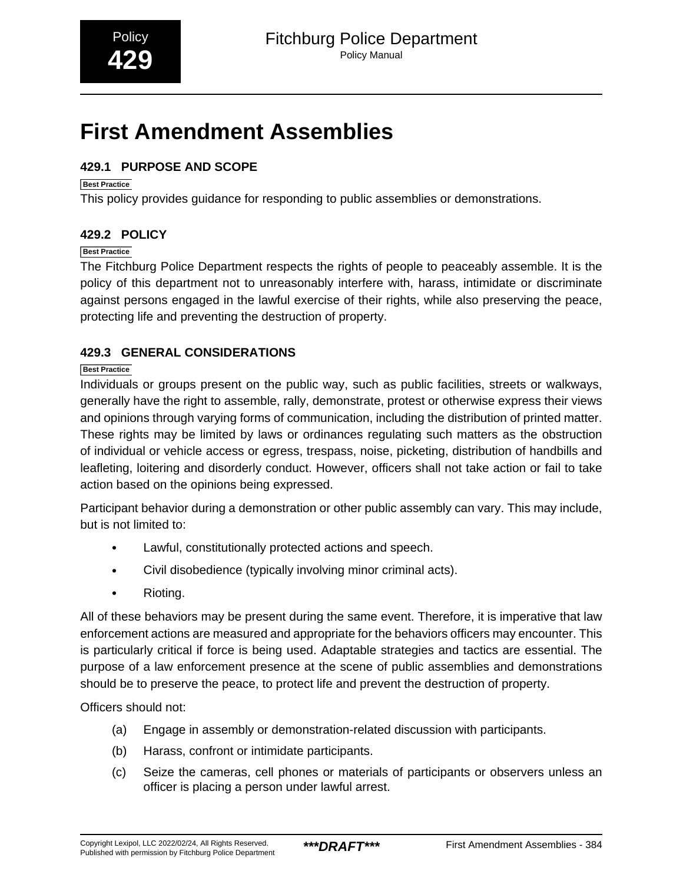# First Amendment Assemblies

## 429.1 PURPOSE AND SCOPE

Best Practice

This policy provides guidance for responding to public assemblies or demonstrations.

## 429.2 POLICY

Best Practice

The Fitchburg Police Department respects the rights of people to peaceably assemble. It is the policy of this department not to unreasonably interfere with, harass, intimidate or discriminate against persons engaged in the lawful exercise of their rights, while also preserving the peace, protecting life and preventing the destruction of property.

## 429.3 GENERAL CONSIDERATIONS

Best Practice

Individuals or groups present on the public way, such as public facilities, streets or walkways, generally have the right to assemble, rally, demonstrate, protest or otherwise express their views and opinions through varying forms of communication, including the distribution of printed matter. These rights may be limited by laws or ordinances regulating such matters as the obstruction of individual or vehicle access or egress, trespass, noise, picketing, distribution of handbills and leafleting, loitering and disorderly conduct. However, officers shall not take action or fail to take action based on the opinions being expressed.

Participant behavior during a demonstration or other public assembly can vary. This may include, but is not limited to:

- Lawful, constitutionally protected actions and speech.
- Civil disobedience (typically involving minor criminal acts).
- Rioting.

All of these behaviors may be present during the same event. Therefore, it is imperative that law enforcement actions are measured and appropriate for the behaviors officers may encounter. This is particularly critical if force is being used. Adaptable strategies and tactics are essential. The purpose of a law enforcement presence at the scene of public assemblies and demonstrations should be to preserve the peace, to protect life and prevent the destruction of property.

Officers should not:

(a) Engage in assembly or demonstration-related discussion with participants.

(b) Harass, confront or intimidate participants.

(c) Seize the cameras, cell phones or materials of participants or observers unless an officer is placing a person under lawful arrest.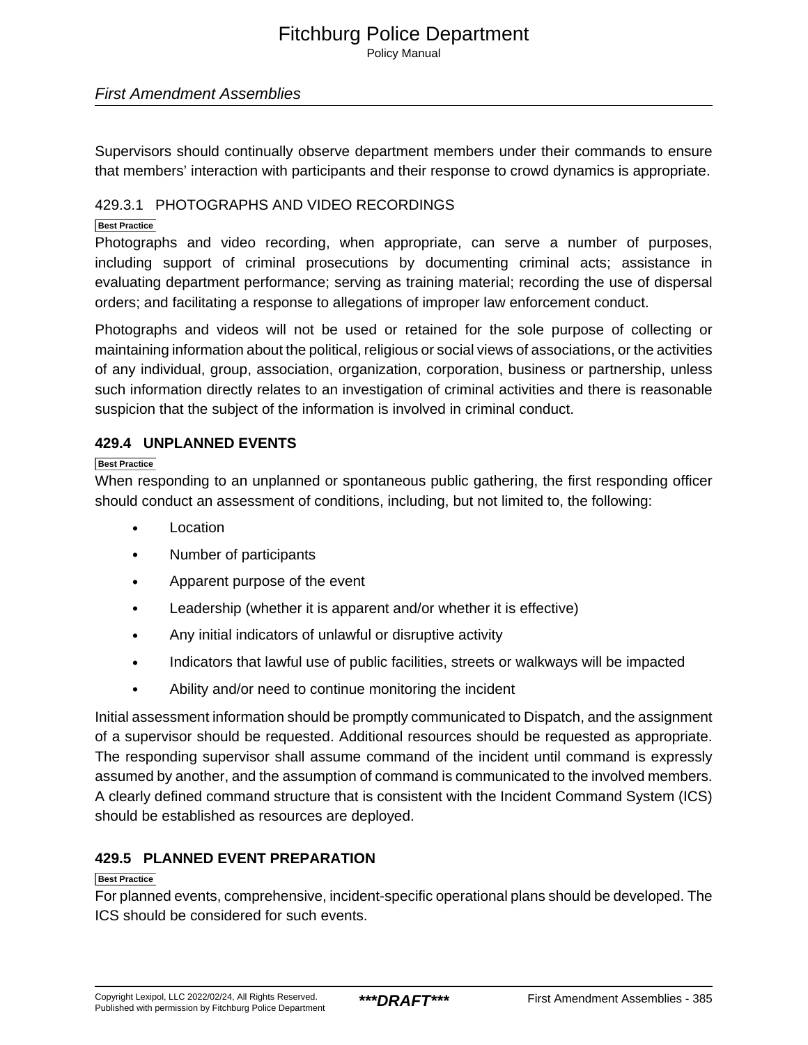Supervisors should continually observe department members under their commands to ensure that members' interaction with participants and their response to crowd dynamics is appropriate.

### 429.3.1 PHOTOGRAPHS AND VIDEO RECORDINGS

Best Practice

Photographs and video recording, when appropriate, can serve a number of purposes, including support of criminal prosecutions by documenting criminal acts; assistance in evaluating department performance; serving as training material; recording the use of dispersal orders; and facilitating a response to allegations of improper law enforcement conduct.

Photographs and videos will not be used or retained for the sole purpose of collecting or maintaining information about the political, religious or social views of associations, or the activities of any individual, group, association, organization, corporation, business or partnership, unless such information directly relates to an investigation of criminal activities and there is reasonable suspicion that the subject of the information is involved in criminal conduct.

## 429.4 UNPLANNED EVENTS

Best Practice

When responding to an unplanned or spontaneous public gathering, the first responding officer should conduct an assessment of conditions, including, but not limited to, the following:

- Location
- Number of participants
- Apparent purpose of the event
- Leadership (whether it is apparent and/or whether it is effective)
- Any initial indicators of unlawful or disruptive activity
- Indicators that lawful use of public facilities, streets or walkways will be impacted
- Ability and/or need to continue monitoring the incident

Initial assessment information should be promptly communicated to Dispatch, and the assignment of a supervisor should be requested. Additional resources should be requested as appropriate. The responding supervisor shall assume command of the incident until command is expressly assumed by another, and the assumption of command is communicated to the involved members. A clearly defined command structure that is consistent with the Incident Command System (ICS) should be established as resources are deployed.

## 429.5 PLANNED EVENT PREPARATION

Best Practice

For planned events, comprehensive, incident-specific operational plans should be developed. The ICS should be considered for such events.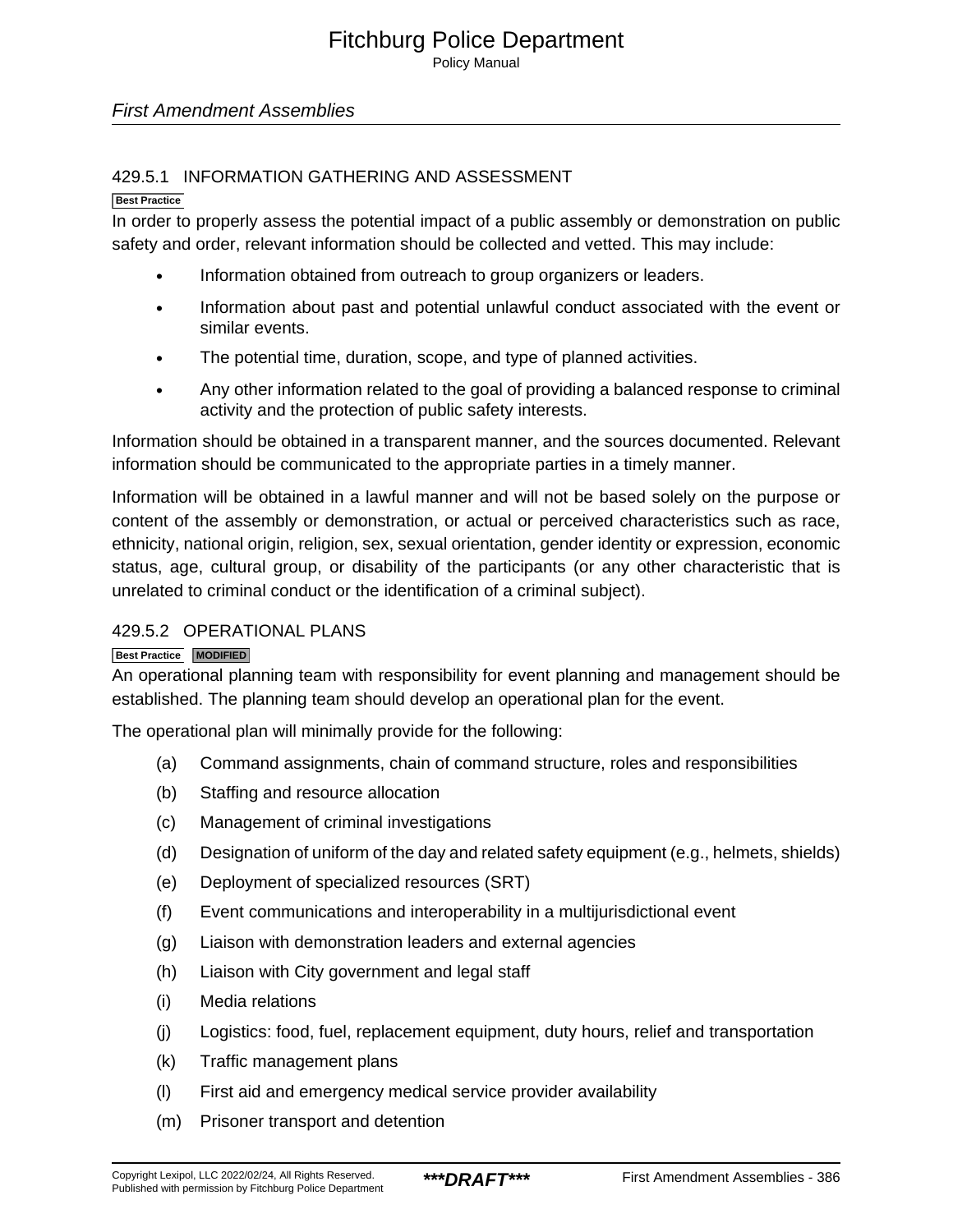### 429.5.1 INFORMATION GATHERING AND ASSESSMENT

Best Practice

In order to properly assess the potential impact of a public assembly or demonstration on public safety and order, relevant information should be collected and vetted. This may include:

- Information obtained from outreach to group organizers or leaders.
- Information about past and potential unlawful conduct associated with the event or similar events.
- The potential time, duration, scope, and type of planned activities.
- Any other information related to the goal of providing a balanced response to criminal activity and the protection of public safety interests.

Information should be obtained in a transparent manner, and the sources documented. Relevant information should be communicated to the appropriate parties in a timely manner.

Information will be obtained in a lawful manner and will not be based solely on the purpose or content of the assembly or demonstration, or actual or perceived characteristics such as race, ethnicity, national origin, religion, sex, sexual orientation, gender identity or expression, economic status, age, cultural group, or disability of the participants (or any other characteristic that is unrelated to criminal conduct or the identification of a criminal subject).

### 429.5.2 OPERATIONAL PLANS

Best Practice MODIFIED

An operational planning team with responsibility for event planning and management should be established. The planning team should develop an operational plan for the event.

The operational plan will minimally provide for the following:

(a) Command assignments, chain of command structure, roles and responsibilities

(b) Staffing and resource allocation

(c) Management of criminal investigations

(d) Designation of uniform of the day and related safety equipment (e.g., helmets, shields)

(e) Deployment of specialized resources (SRT)

(f) Event communications and interoperability in a multijurisdictional event

(g) Liaison with demonstration leaders and external agencies

(h) Liaison with City government and legal staff

(i) Media relations

(j) Logistics: food, fuel, replacement equipment, duty hours, relief and transportation

(k) Traffic management plans

(l) First aid and emergency medical service provider availability

(m) Prisoner transport and detention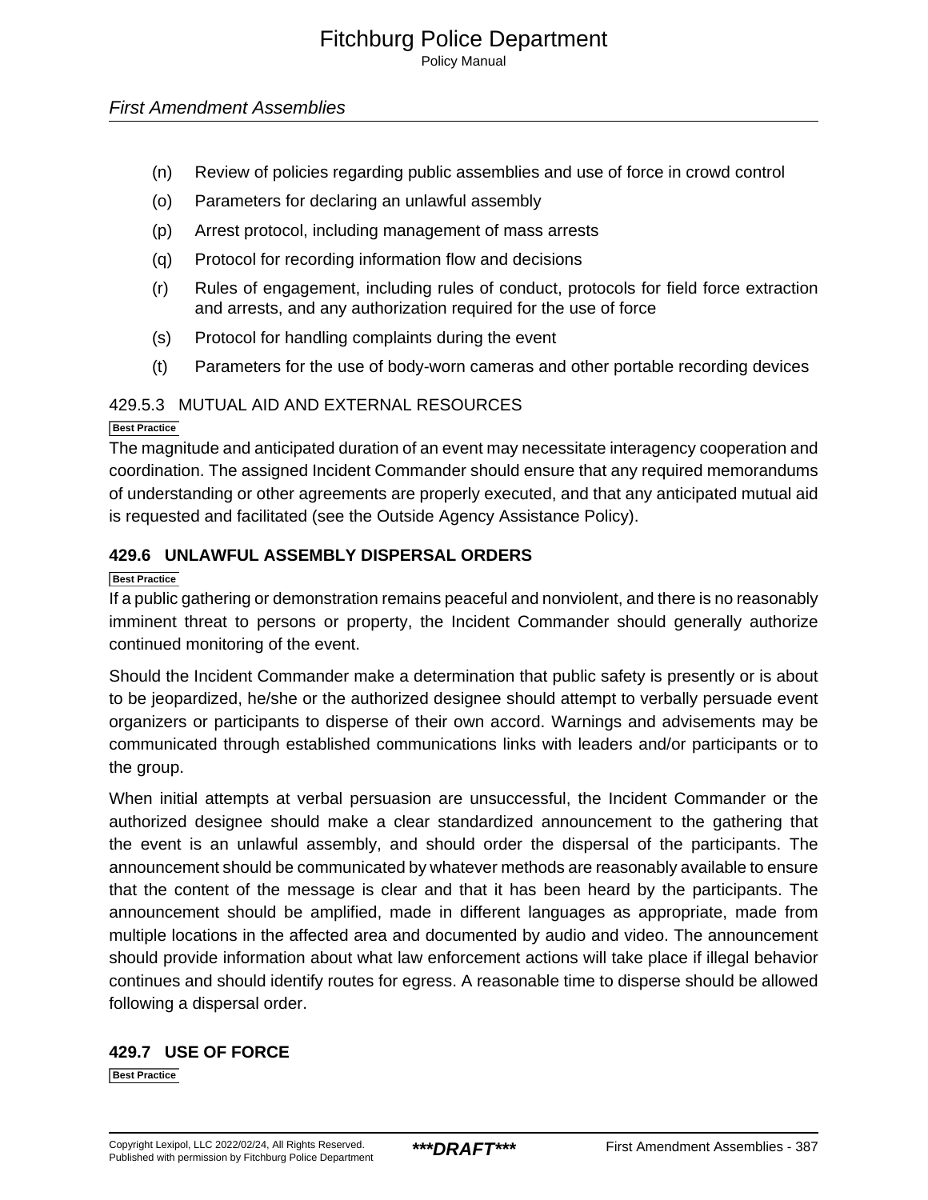(n) Review of policies regarding public assemblies and use of force in crowd control

(o) Parameters for declaring an unlawful assembly

(p) Arrest protocol, including management of mass arrests

(q) Protocol for recording information flow and decisions

(r) Rules of engagement, including rules of conduct, protocols for field force extraction and arrests, and any authorization required for the use of force

(s) Protocol for handling complaints during the event

(t) Parameters for the use of body-worn cameras and other portable recording devices

### 429.5.3 MUTUAL AID AND EXTERNAL RESOURCES

Best Practice

The magnitude and anticipated duration of an event may necessitate interagency cooperation and coordination. The assigned Incident Commander should ensure that any required memorandums of understanding or other agreements are properly executed, and that any anticipated mutual aid is requested and facilitated (see the Outside Agency Assistance Policy).

## 429.6 UNLAWFUL ASSEMBLY DISPERSAL ORDERS

Best Practice

If a public gathering or demonstration remains peaceful and nonviolent, and there is no reasonably imminent threat to persons or property, the Incident Commander should generally authorize continued monitoring of the event.

Should the Incident Commander make a determination that public safety is presently or is about to be jeopardized, he/she or the authorized designee should attempt to verbally persuade event organizers or participants to disperse of their own accord. Warnings and advisements may be communicated through established communications links with leaders and/or participants or to the group.

When initial attempts at verbal persuasion are unsuccessful, the Incident Commander or the authorized designee should make a clear standardized announcement to the gathering that the event is an unlawful assembly, and should order the dispersal of the participants. The announcement should be communicated by whatever methods are reasonably available to ensure that the content of the message is clear and that it has been heard by the participants. The announcement should be amplified, made in different languages as appropriate, made from multiple locations in the affected area and documented by audio and video. The announcement should provide information about what law enforcement actions will take place if illegal behavior continues and should identify routes for egress. A reasonable time to disperse should be allowed following a dispersal order.

## 429.7 USE OF FORCE

Best Practice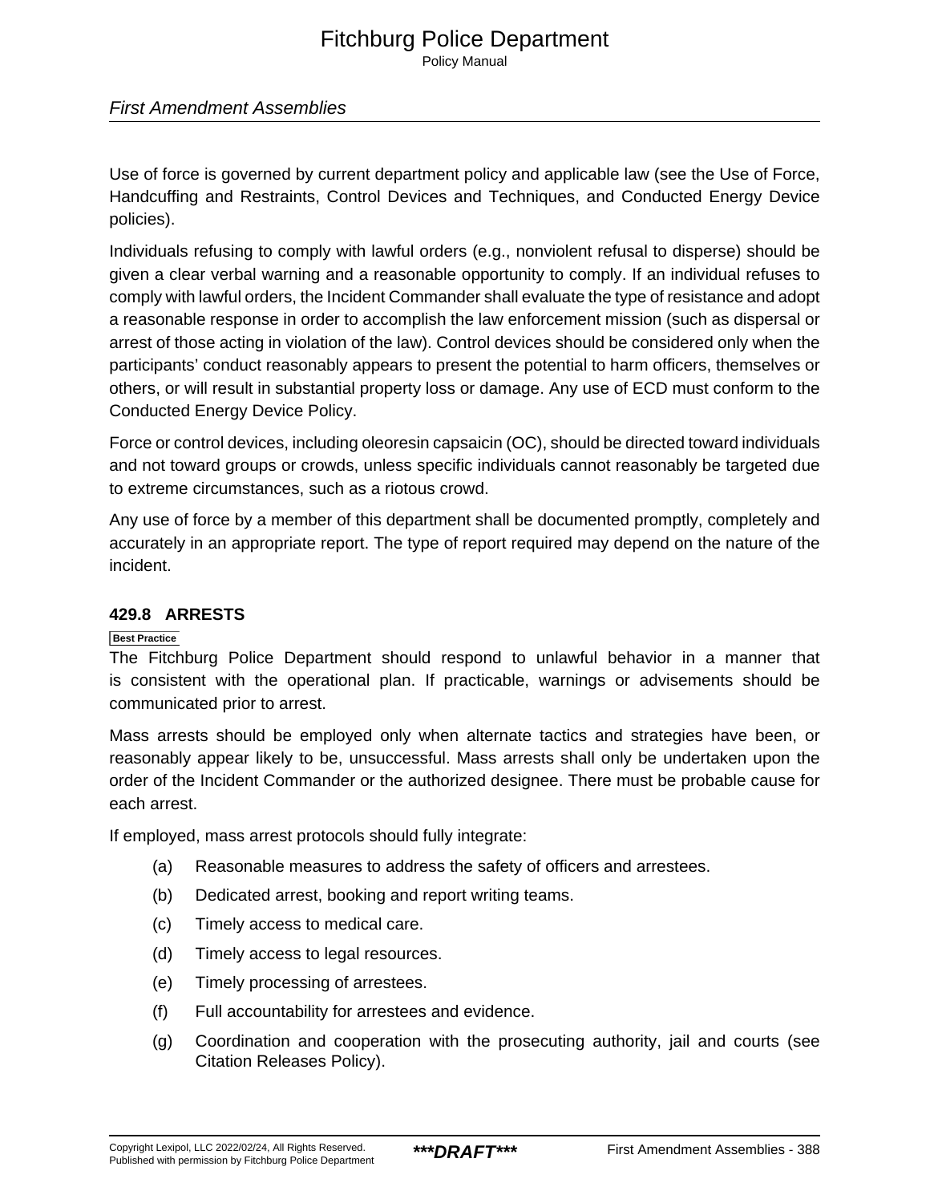Use of force is governed by current department policy and applicable law (see the Use of Force, Handcuffing and Restraints, Control Devices and Techniques, and Conducted Energy Device policies).

Individuals refusing to comply with lawful orders (e.g., nonviolent refusal to disperse) should be given a clear verbal warning and a reasonable opportunity to comply. If an individual refuses to comply with lawful orders, the Incident Commander shall evaluate the type of resistance and adopt a reasonable response in order to accomplish the law enforcement mission (such as dispersal or arrest of those acting in violation of the law). Control devices should be considered only when the participants' conduct reasonably appears to present the potential to harm officers, themselves or others, or will result in substantial property loss or damage. Any use of ECD must conform to the Conducted Energy Device Policy.

Force or control devices, including oleoresin capsaicin (OC), should be directed toward individuals and not toward groups or crowds, unless specific individuals cannot reasonably be targeted due to extreme circumstances, such as a riotous crowd.

Any use of force by a member of this department shall be documented promptly, completely and accurately in an appropriate report. The type of report required may depend on the nature of the incident.

### 429.8 ARRESTS

Best Practice

The Fitchburg Police Department should respond to unlawful behavior in a manner that is consistent with the operational plan. If practicable, warnings or advisements should be communicated prior to arrest.

Mass arrests should be employed only when alternate tactics and strategies have been, or reasonably appear likely to be, unsuccessful. Mass arrests shall only be undertaken upon the order of the Incident Commander or the authorized designee. There must be probable cause for each arrest.

If employed, mass arrest protocols should fully integrate:

(a) Reasonable measures to address the safety of officers and arrestees.

(b) Dedicated arrest, booking and report writing teams.

(c) Timely access to medical care.

(d) Timely access to legal resources.

(e) Timely processing of arrestees.

(f) Full accountability for arrestees and evidence.

(g) Coordination and cooperation with the prosecuting authority, jail and courts (see Citation Releases Policy).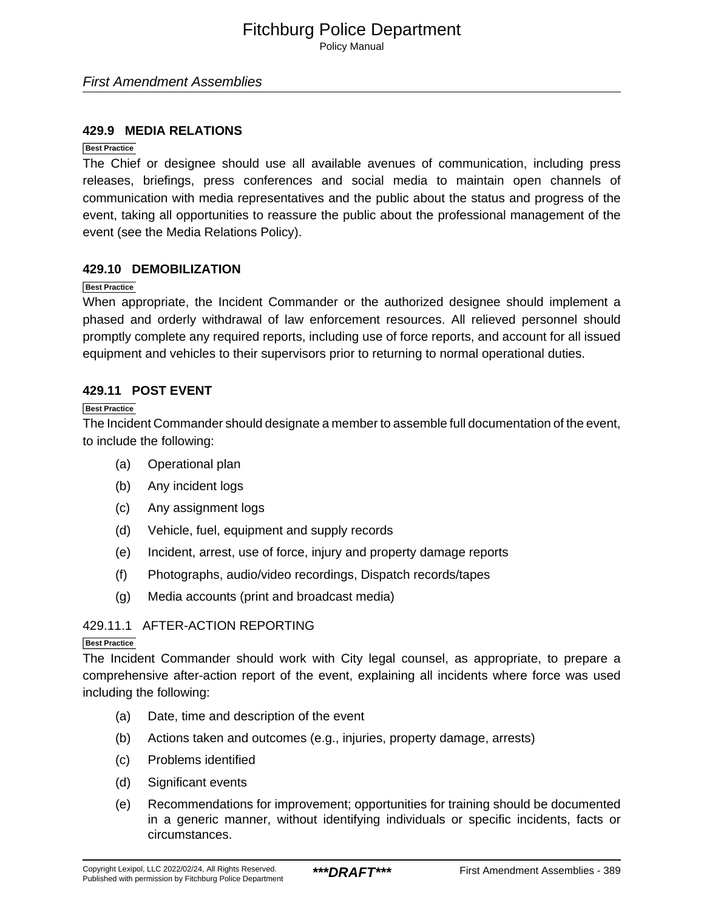### 429.9 MEDIA RELATIONS

Best Practice

The Chief or designee should use all available avenues of communication, including press releases, briefings, press conferences and social media to maintain open channels of communication with media representatives and the public about the status and progress of the event, taking all opportunities to reassure the public about the professional management of the event (see the Media Relations Policy).

### 429.10 DEMOBILIZATION

Best Practice

When appropriate, the Incident Commander or the authorized designee should implement a phased and orderly withdrawal of law enforcement resources. All relieved personnel should promptly complete any required reports, including use of force reports, and account for all issued equipment and vehicles to their supervisors prior to returning to normal operational duties.

### 429.11 POST EVENT

Best Practice

The Incident Commander should designate a member to assemble full documentation of the event, to include the following:

(a) Operational plan

(b) Any incident logs

(c) Any assignment logs

(d) Vehicle, fuel, equipment and supply records

(e) Incident, arrest, use of force, injury and property damage reports

(f) Photographs, audio/video recordings, Dispatch records/tapes

(g) Media accounts (print and broadcast media)

#### 429.11.1 AFTER-ACTION REPORTING

Best Practice

The Incident Commander should work with City legal counsel, as appropriate, to prepare a comprehensive after-action report of the event, explaining all incidents where force was used including the following:

(a) Date, time and description of the event

(b) Actions taken and outcomes (e.g., injuries, property damage, arrests)

(c) Problems identified

(d) Significant events

(e) Recommendations for improvement; opportunities for training should be documented in a generic manner, without identifying individuals or specific incidents, facts or circumstances.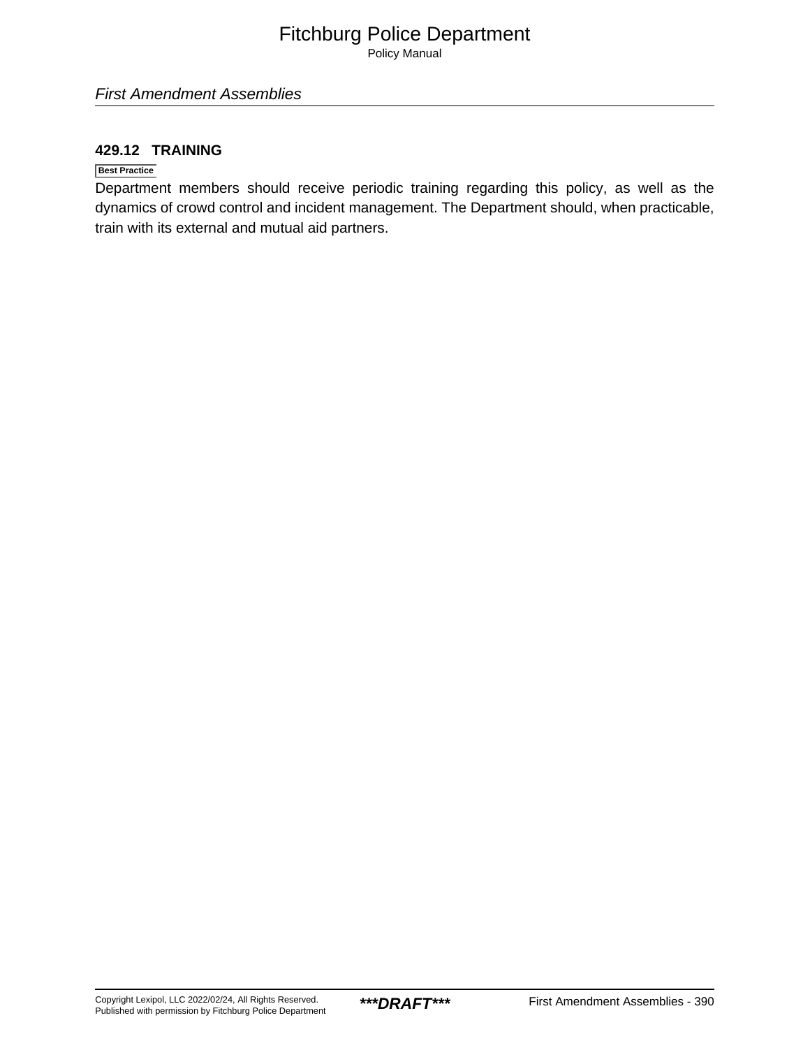### 429.12 TRAINING

Best Practice

Department members should receive periodic training regarding this policy, as well as the dynamics of crowd control and incident management. The Department should, when practicable, train with its external and mutual aid partners.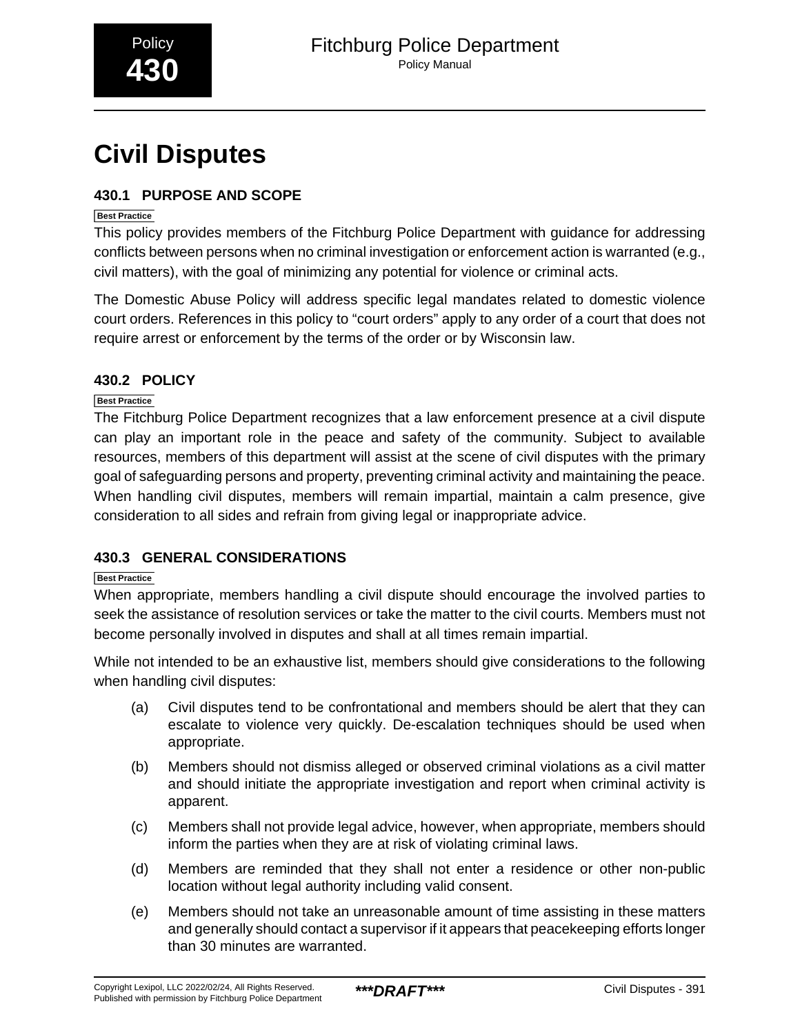# Civil Disputes

## 430.1 PURPOSE AND SCOPE

Best Practice

This policy provides members of the Fitchburg Police Department with guidance for addressing conflicts between persons when no criminal investigation or enforcement action is warranted (e.g., civil matters), with the goal of minimizing any potential for violence or criminal acts.

The Domestic Abuse Policy will address specific legal mandates related to domestic violence court orders. References in this policy to “court orders” apply to any order of a court that does not require arrest or enforcement by the terms of the order or by Wisconsin law.

## 430.2 POLICY

Best Practice

The Fitchburg Police Department recognizes that a law enforcement presence at a civil dispute can play an important role in the peace and safety of the community. Subject to available resources, members of this department will assist at the scene of civil disputes with the primary goal of safeguarding persons and property, preventing criminal activity and maintaining the peace. When handling civil disputes, members will remain impartial, maintain a calm presence, give consideration to all sides and refrain from giving legal or inappropriate advice.

## 430.3 GENERAL CONSIDERATIONS

Best Practice

When appropriate, members handling a civil dispute should encourage the involved parties to seek the assistance of resolution services or take the matter to the civil courts. Members must not become personally involved in disputes and shall at all times remain impartial.

While not intended to be an exhaustive list, members should give considerations to the following when handling civil disputes:

(a) Civil disputes tend to be confrontational and members should be alert that they can escalate to violence very quickly. De-escalation techniques should be used when appropriate.

(b) Members should not dismiss alleged or observed criminal violations as a civil matter and should initiate the appropriate investigation and report when criminal activity is apparent.

(c) Members shall not provide legal advice, however, when appropriate, members should inform the parties when they are at risk of violating criminal laws.

(d) Members are reminded that they shall not enter a residence or other non-public location without legal authority including valid consent.

(e) Members should not take an unreasonable amount of time assisting in these matters and generally should contact a supervisor if it appears that peacekeeping efforts longer than 30 minutes are warranted.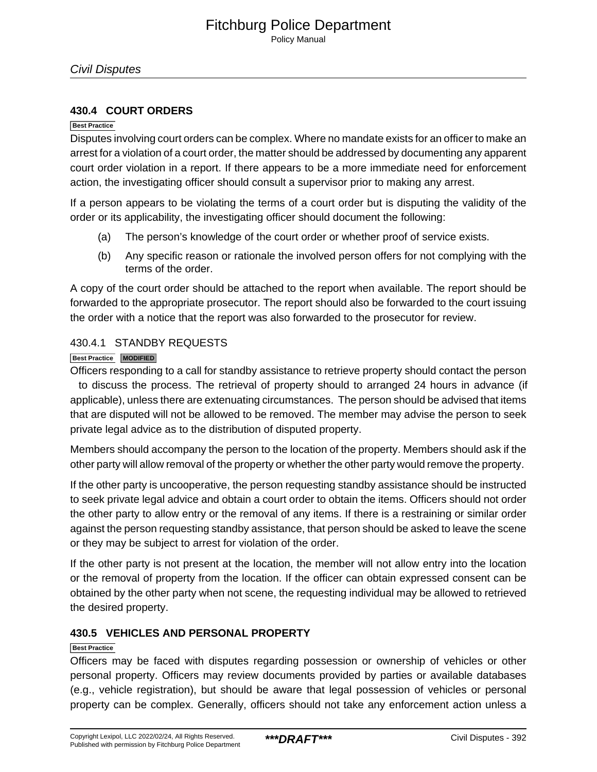## 430.4 COURT ORDERS

Best Practice

Disputes involving court orders can be complex. Where no mandate exists for an officer to make an arrest for a violation of a court order, the matter should be addressed by documenting any apparent court order violation in a report. If there appears to be a more immediate need for enforcement action, the investigating officer should consult a supervisor prior to making any arrest.

If a person appears to be violating the terms of a court order but is disputing the validity of the order or its applicability, the investigating officer should document the following:

(a) The person's knowledge of the court order or whether proof of service exists.

(b) Any specific reason or rationale the involved person offers for not complying with the terms of the order.

A copy of the court order should be attached to the report when available. The report should be forwarded to the appropriate prosecutor. The report should also be forwarded to the court issuing the order with a notice that the report was also forwarded to the prosecutor for review.

### 430.4.1 STANDBY REQUESTS

Best Practice MODIFIED

Officers responding to a call for standby assistance to retrieve property should contact the person to discuss the process. The retrieval of property should to arranged 24 hours in advance (if applicable), unless there are extenuating circumstances. The person should be advised that items that are disputed will not be allowed to be removed. The member may advise the person to seek private legal advice as to the distribution of disputed property.

Members should accompany the person to the location of the property. Members should ask if the other party will allow removal of the property or whether the other party would remove the property.

If the other party is uncooperative, the person requesting standby assistance should be instructed to seek private legal advice and obtain a court order to obtain the items. Officers should not order the other party to allow entry or the removal of any items. If there is a restraining or similar order against the person requesting standby assistance, that person should be asked to leave the scene or they may be subject to arrest for violation of the order.

If the other party is not present at the location, the member will not allow entry into the location or the removal of property from the location. If the officer can obtain expressed consent can be obtained by the other party when not scene, the requesting individual may be allowed to retrieved the desired property.

## 430.5 VEHICLES AND PERSONAL PROPERTY

Best Practice

Officers may be faced with disputes regarding possession or ownership of vehicles or other personal property. Officers may review documents provided by parties or available databases (e.g., vehicle registration), but should be aware that legal possession of vehicles or personal property can be complex. Generally, officers should not take any enforcement action unless a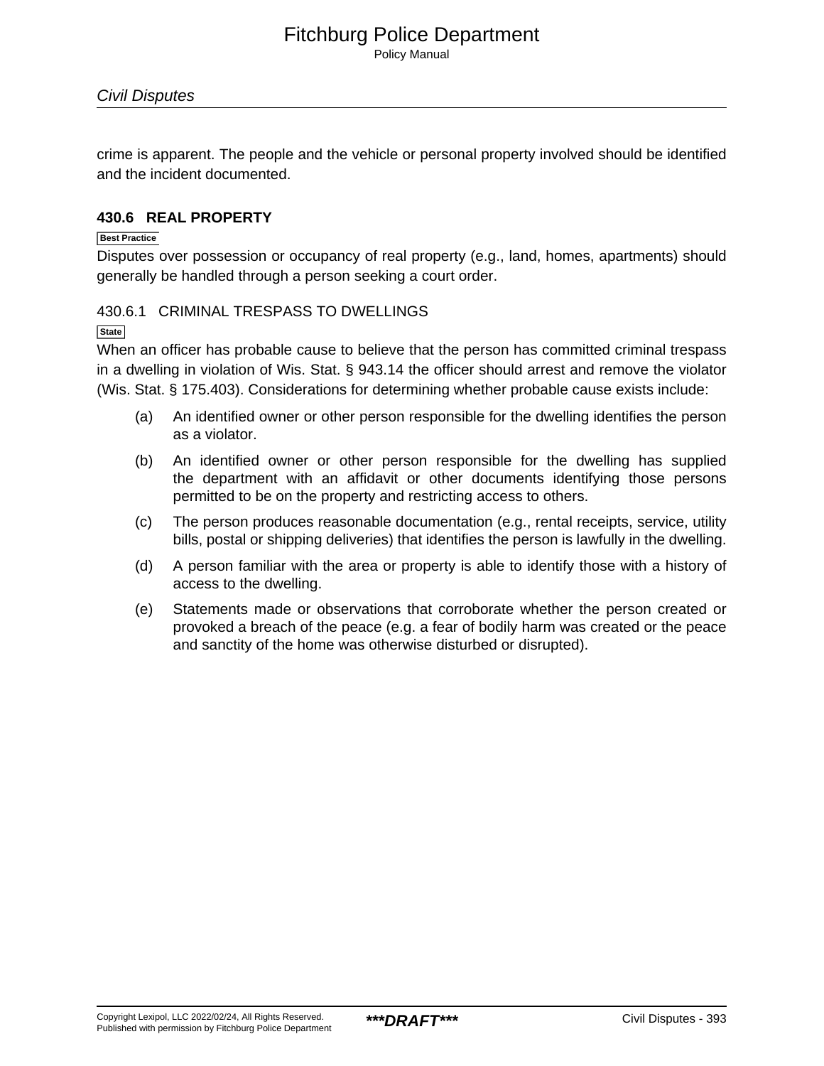crime is apparent. The people and the vehicle or personal property involved should be identified and the incident documented.

## 430.6 REAL PROPERTY

Best Practice

Disputes over possession or occupancy of real property (e.g., land, homes, apartments) should generally be handled through a person seeking a court order.

### 430.6.1 CRIMINAL TRESPASS TO DWELLINGS

State

When an officer has probable cause to believe that the person has committed criminal trespass in a dwelling in violation of Wis. Stat. § 943.14 the officer should arrest and remove the violator (Wis. Stat. § 175.403). Considerations for determining whether probable cause exists include:

(a) An identified owner or other person responsible for the dwelling identifies the person as a violator.

(b) An identified owner or other person responsible for the dwelling has supplied the department with an affidavit or other documents identifying those persons permitted to be on the property and restricting access to others.

(c) The person produces reasonable documentation (e.g., rental receipts, service, utility bills, postal or shipping deliveries) that identifies the person is lawfully in the dwelling.

(d) A person familiar with the area or property is able to identify those with a history of access to the dwelling.

(e) Statements made or observations that corroborate whether the person created or provoked a breach of the peace (e.g. a fear of bodily harm was created or the peace and sanctity of the home was otherwise disturbed or disrupted).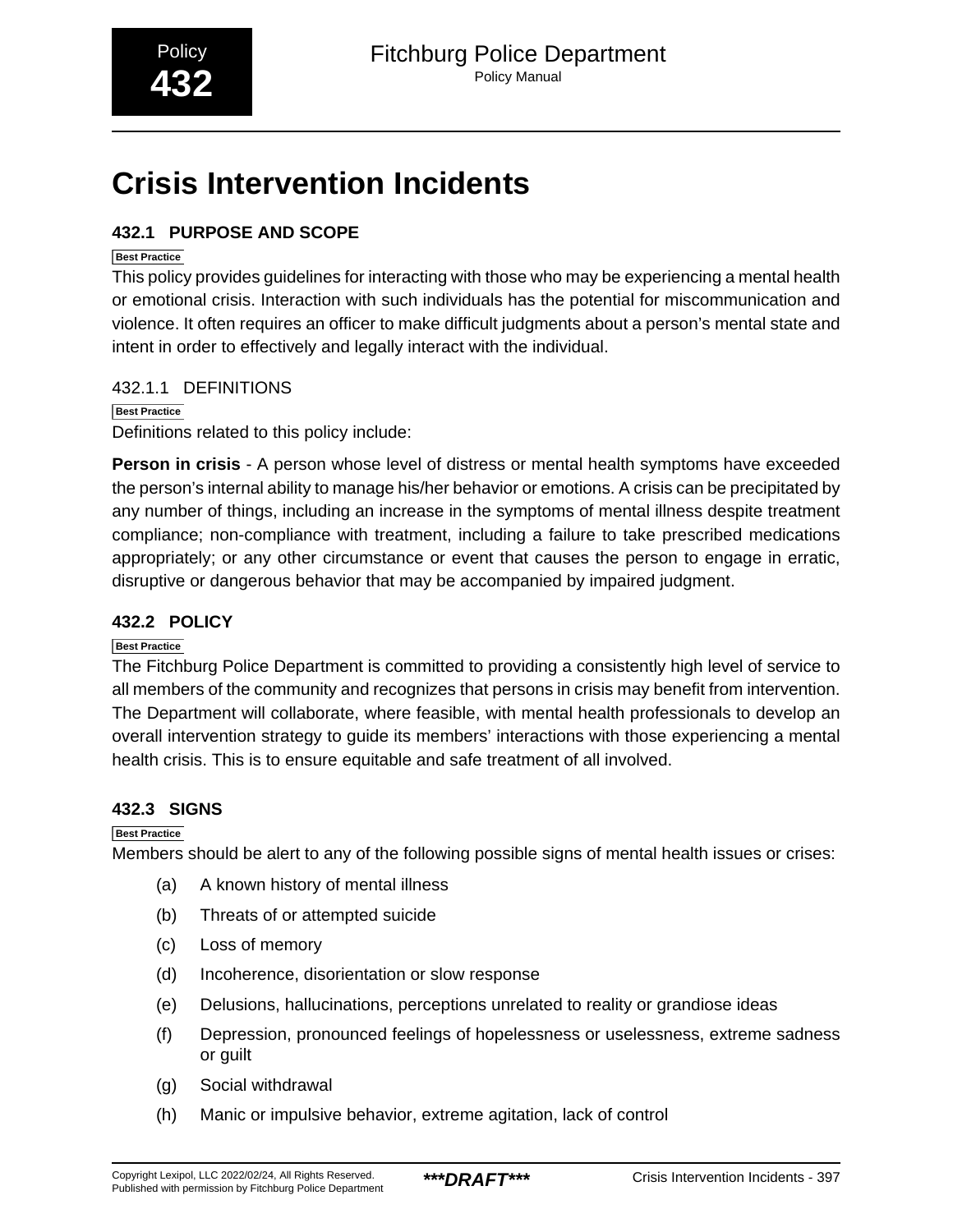# Crisis Intervention Incidents

## 432.1 PURPOSE AND SCOPE

**Best Practice**

This policy provides guidelines for interacting with those who may be experiencing a mental health or emotional crisis. Interaction with such individuals has the potential for miscommunication and violence. It often requires an officer to make difficult judgments about a person's mental state and intent in order to effectively and legally interact with the individual.

### 432.1.1 DEFINITIONS

**Best Practice**

Definitions related to this policy include:

**Person in crisis** - A person whose level of distress or mental health symptoms have exceeded the person's internal ability to manage his/her behavior or emotions. A crisis can be precipitated by any number of things, including an increase in the symptoms of mental illness despite treatment compliance; non-compliance with treatment, including a failure to take prescribed medications appropriately; or any other circumstance or event that causes the person to engage in erratic, disruptive or dangerous behavior that may be accompanied by impaired judgment.

## 432.2 POLICY

**Best Practice**

The Fitchburg Police Department is committed to providing a consistently high level of service to all members of the community and recognizes that persons in crisis may benefit from intervention. The Department will collaborate, where feasible, with mental health professionals to develop an overall intervention strategy to guide its members' interactions with those experiencing a mental health crisis. This is to ensure equitable and safe treatment of all involved.

## 432.3 SIGNS

**Best Practice**

Members should be alert to any of the following possible signs of mental health issues or crises:

(a) A known history of mental illness

(b) Threats of or attempted suicide

(c) Loss of memory

(d) Incoherence, disorientation or slow response

(e) Delusions, hallucinations, perceptions unrelated to reality or grandiose ideas

(f) Depression, pronounced feelings of hopelessness or uselessness, extreme sadness or guilt

(g) Social withdrawal

(h) Manic or impulsive behavior, extreme agitation, lack of control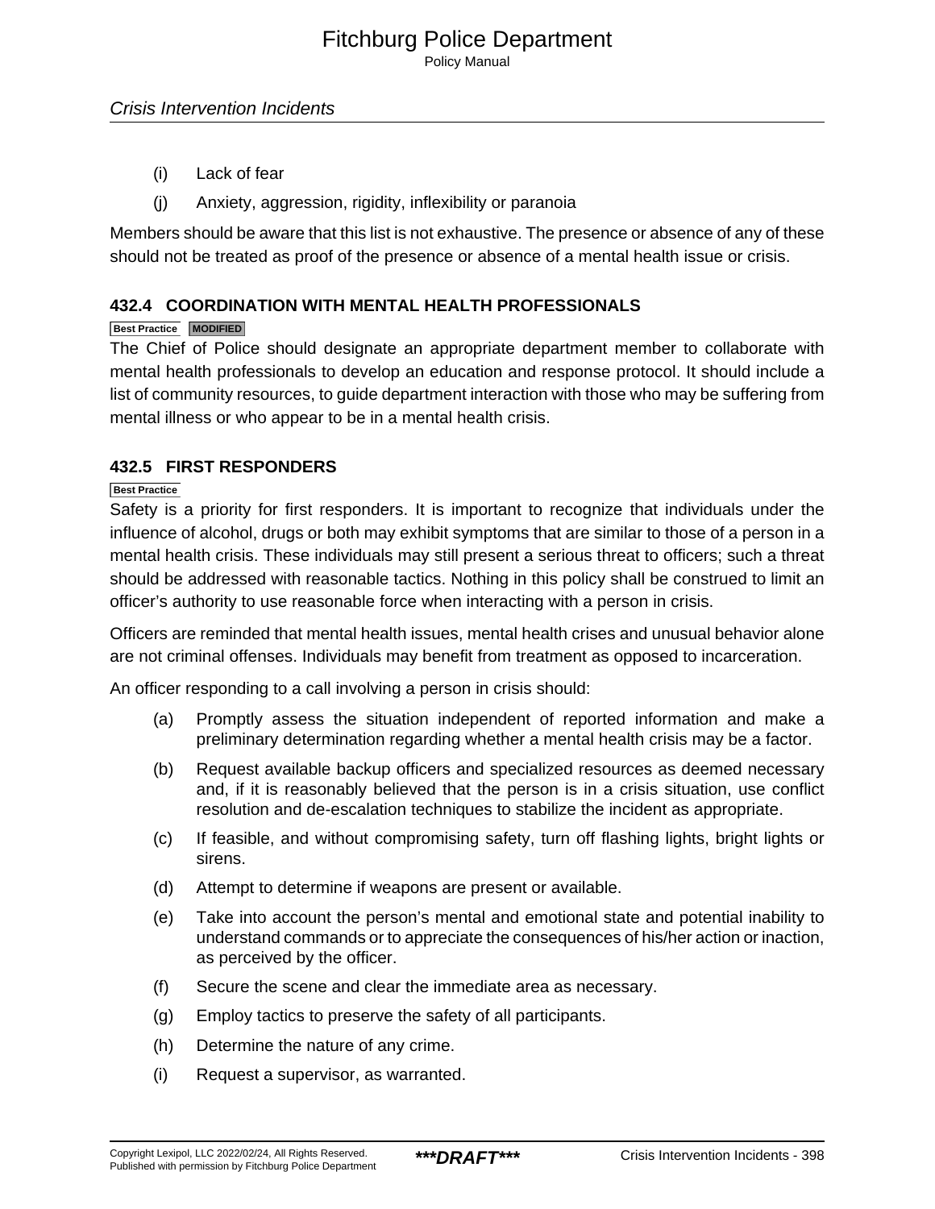(i) Lack of fear

(j) Anxiety, aggression, rigidity, inflexibility or paranoia

Members should be aware that this list is not exhaustive. The presence or absence of any of these should not be treated as proof of the presence or absence of a mental health issue or crisis.

### 432.4 COORDINATION WITH MENTAL HEALTH PROFESSIONALS

Best Practice MODIFIED

The Chief of Police should designate an appropriate department member to collaborate with mental health professionals to develop an education and response protocol. It should include a list of community resources, to guide department interaction with those who may be suffering from mental illness or who appear to be in a mental health crisis.

### 432.5 FIRST RESPONDERS

Best Practice

Safety is a priority for first responders. It is important to recognize that individuals under the influence of alcohol, drugs or both may exhibit symptoms that are similar to those of a person in a mental health crisis. These individuals may still present a serious threat to officers; such a threat should be addressed with reasonable tactics. Nothing in this policy shall be construed to limit an officer's authority to use reasonable force when interacting with a person in crisis.

Officers are reminded that mental health issues, mental health crises and unusual behavior alone are not criminal offenses. Individuals may benefit from treatment as opposed to incarceration.

An officer responding to a call involving a person in crisis should:

(a) Promptly assess the situation independent of reported information and make a preliminary determination regarding whether a mental health crisis may be a factor.

(b) Request available backup officers and specialized resources as deemed necessary and, if it is reasonably believed that the person is in a crisis situation, use conflict resolution and de-escalation techniques to stabilize the incident as appropriate.

(c) If feasible, and without compromising safety, turn off flashing lights, bright lights or sirens.

(d) Attempt to determine if weapons are present or available.

(e) Take into account the person's mental and emotional state and potential inability to understand commands or to appreciate the consequences of his/her action or inaction, as perceived by the officer.

(f) Secure the scene and clear the immediate area as necessary.

(g) Employ tactics to preserve the safety of all participants.

(h) Determine the nature of any crime.

(i) Request a supervisor, as warranted.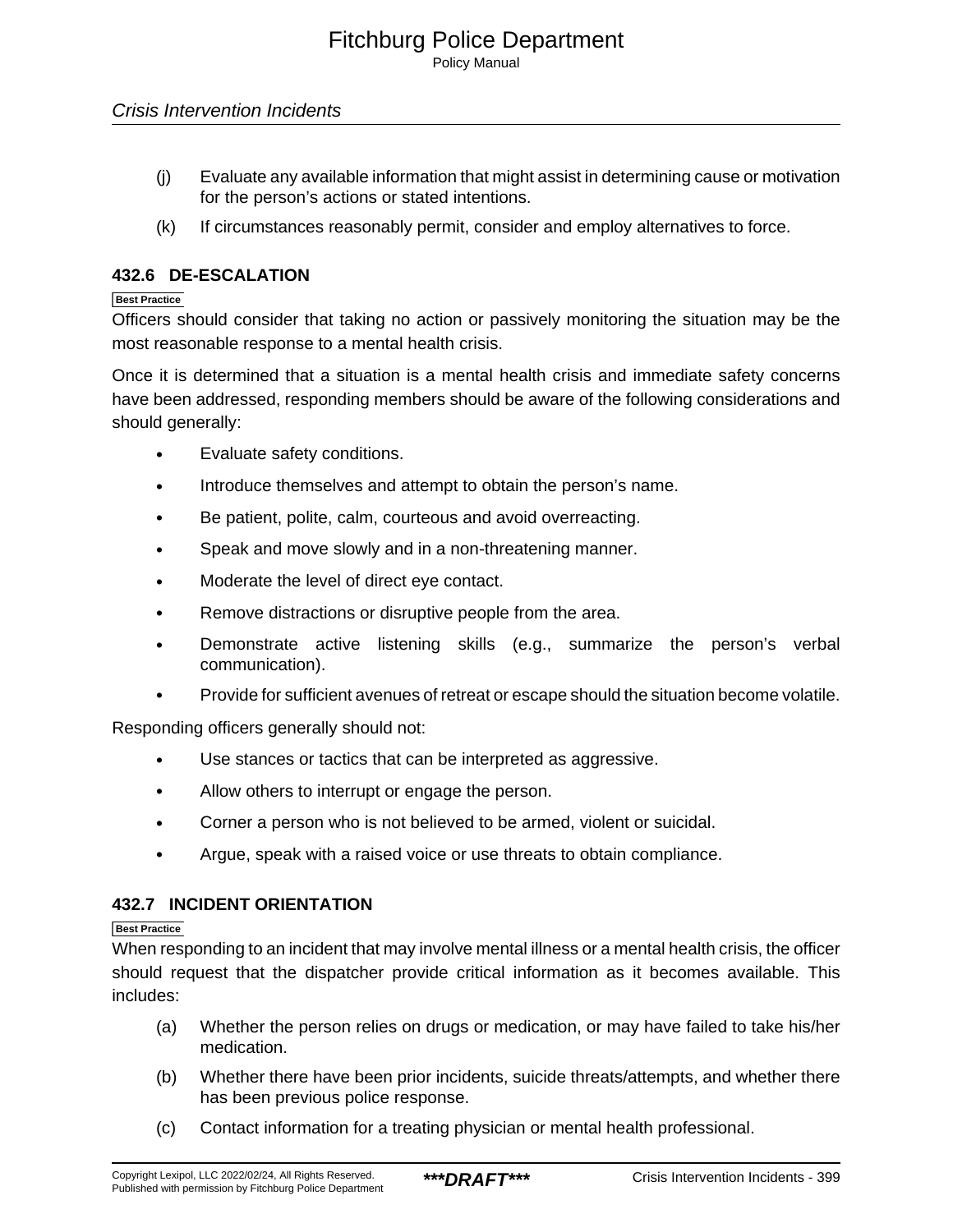(j) Evaluate any available information that might assist in determining cause or motivation for the person's actions or stated intentions.

(k) If circumstances reasonably permit, consider and employ alternatives to force.

### 432.6 DE-ESCALATION

Best Practice

Officers should consider that taking no action or passively monitoring the situation may be the most reasonable response to a mental health crisis.

Once it is determined that a situation is a mental health crisis and immediate safety concerns have been addressed, responding members should be aware of the following considerations and should generally:

- Evaluate safety conditions.
- Introduce themselves and attempt to obtain the person's name.
- Be patient, polite, calm, courteous and avoid overreacting.
- Speak and move slowly and in a non-threatening manner.
- Moderate the level of direct eye contact.
- Remove distractions or disruptive people from the area.
- Demonstrate active listening skills (e.g., summarize the person's verbal communication).
- Provide for sufficient avenues of retreat or escape should the situation become volatile.

Responding officers generally should not:

- Use stances or tactics that can be interpreted as aggressive.
- Allow others to interrupt or engage the person.
- Corner a person who is not believed to be armed, violent or suicidal.
- Argue, speak with a raised voice or use threats to obtain compliance.

### 432.7 INCIDENT ORIENTATION

Best Practice

When responding to an incident that may involve mental illness or a mental health crisis, the officer should request that the dispatcher provide critical information as it becomes available. This includes:

(a) Whether the person relies on drugs or medication, or may have failed to take his/her medication.

(b) Whether there have been prior incidents, suicide threats/attempts, and whether there has been previous police response.

(c) Contact information for a treating physician or mental health professional.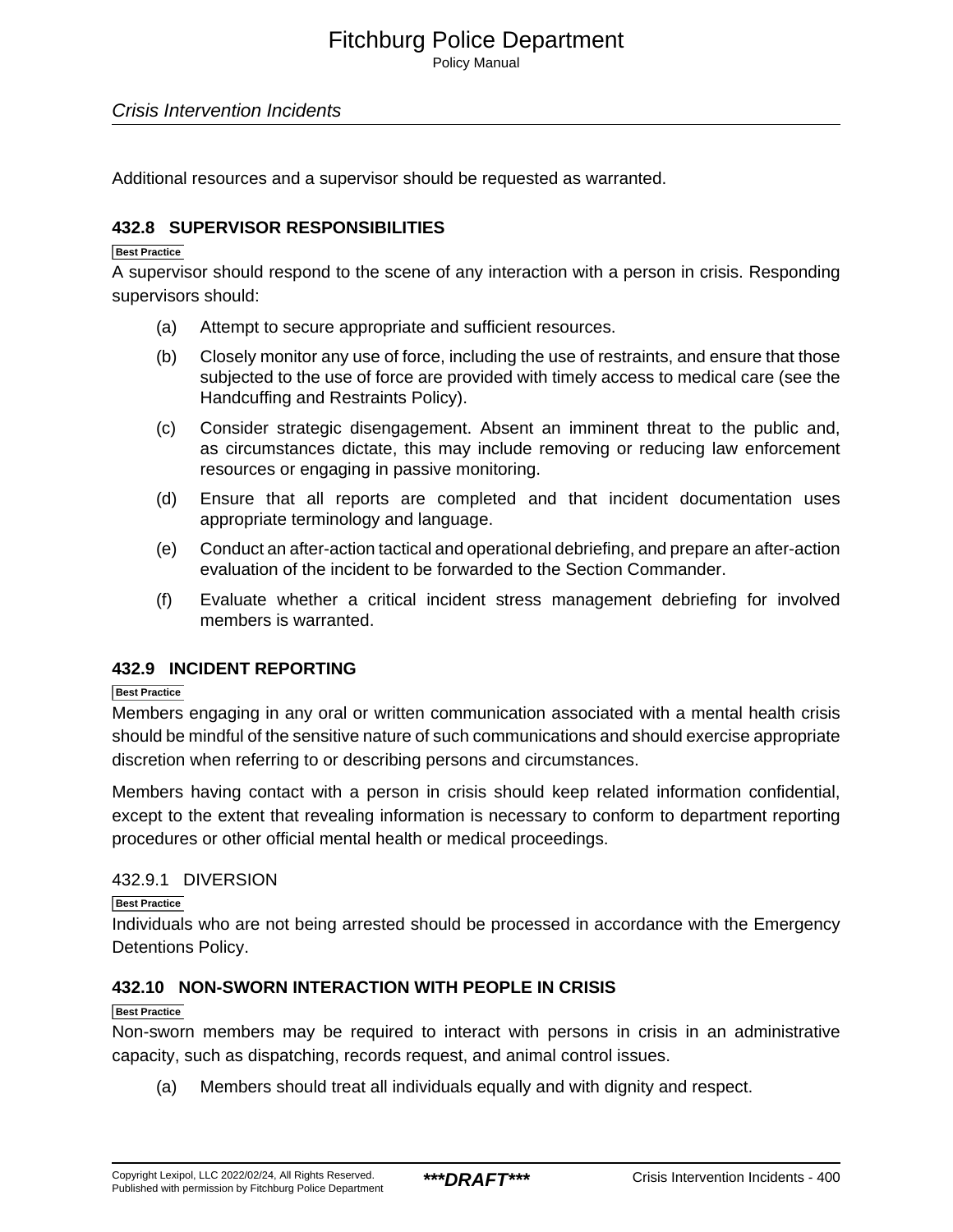Additional resources and a supervisor should be requested as warranted.

## 432.8 SUPERVISOR RESPONSIBILITIES

Best Practice

A supervisor should respond to the scene of any interaction with a person in crisis. Responding supervisors should:

(a) Attempt to secure appropriate and sufficient resources.

(b) Closely monitor any use of force, including the use of restraints, and ensure that those subjected to the use of force are provided with timely access to medical care (see the Handcuffing and Restraints Policy).

(c) Consider strategic disengagement. Absent an imminent threat to the public and, as circumstances dictate, this may include removing or reducing law enforcement resources or engaging in passive monitoring.

(d) Ensure that all reports are completed and that incident documentation uses appropriate terminology and language.

(e) Conduct an after-action tactical and operational debriefing, and prepare an after-action evaluation of the incident to be forwarded to the Section Commander.

(f) Evaluate whether a critical incident stress management debriefing for involved members is warranted.

## 432.9 INCIDENT REPORTING

Best Practice

Members engaging in any oral or written communication associated with a mental health crisis should be mindful of the sensitive nature of such communications and should exercise appropriate discretion when referring to or describing persons and circumstances.

Members having contact with a person in crisis should keep related information confidential, except to the extent that revealing information is necessary to conform to department reporting procedures or other official mental health or medical proceedings.

### 432.9.1 DIVERSION

Best Practice

Individuals who are not being arrested should be processed in accordance with the Emergency Detentions Policy.

## 432.10 NON-SWORN INTERACTION WITH PEOPLE IN CRISIS

Best Practice

Non-sworn members may be required to interact with persons in crisis in an administrative capacity, such as dispatching, records request, and animal control issues.

(a) Members should treat all individuals equally and with dignity and respect.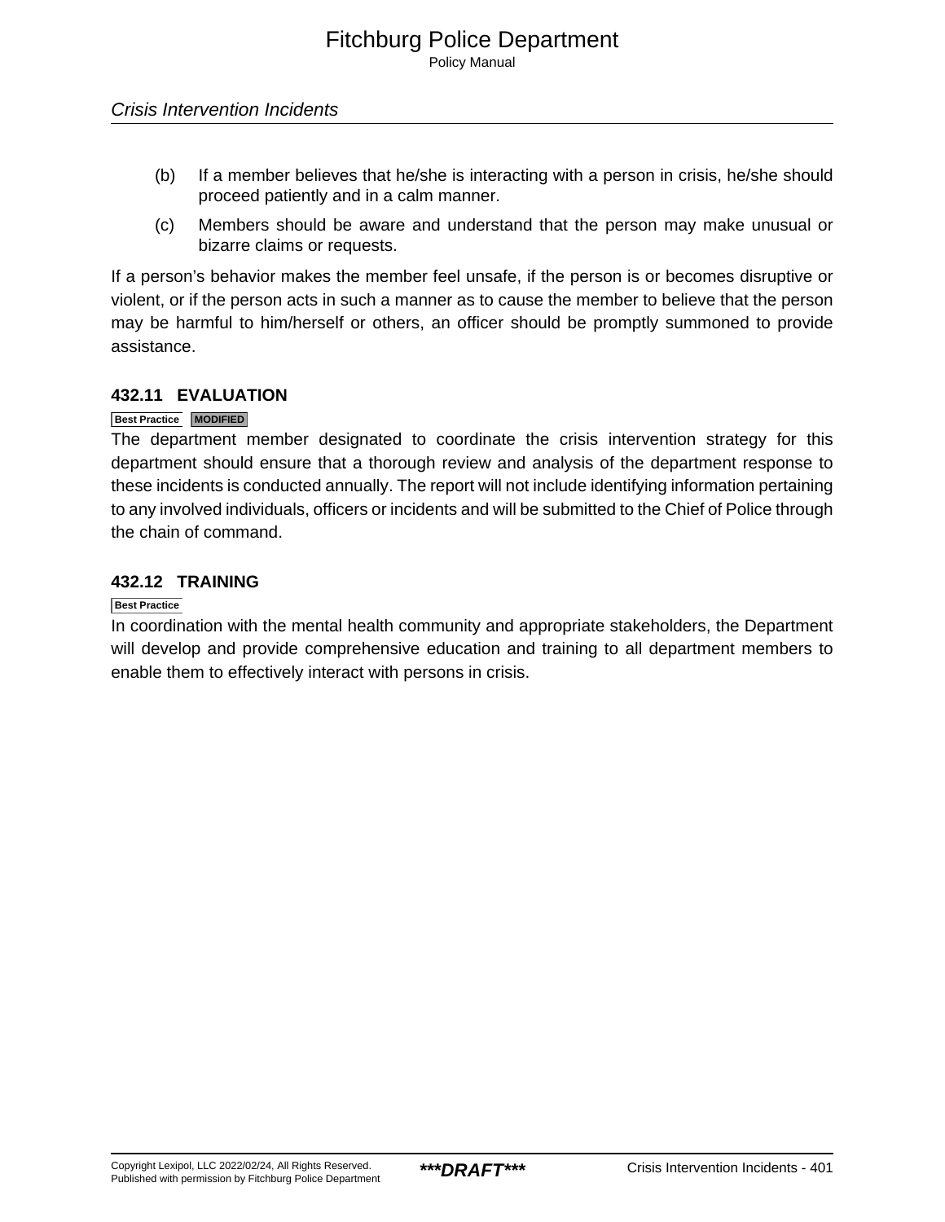(b) If a member believes that he/she is interacting with a person in crisis, he/she should proceed patiently and in a calm manner.

(c) Members should be aware and understand that the person may make unusual or bizarre claims or requests.

If a person's behavior makes the member feel unsafe, if the person is or becomes disruptive or violent, or if the person acts in such a manner as to cause the member to believe that the person may be harmful to him/herself or others, an officer should be promptly summoned to provide assistance.

### 432.11 EVALUATION

Best Practice MODIFIED

The department member designated to coordinate the crisis intervention strategy for this department should ensure that a thorough review and analysis of the department response to these incidents is conducted annually. The report will not include identifying information pertaining to any involved individuals, officers or incidents and will be submitted to the Chief of Police through the chain of command.

### 432.12 TRAINING

Best Practice

In coordination with the mental health community and appropriate stakeholders, the Department will develop and provide comprehensive education and training to all department members to enable them to effectively interact with persons in crisis.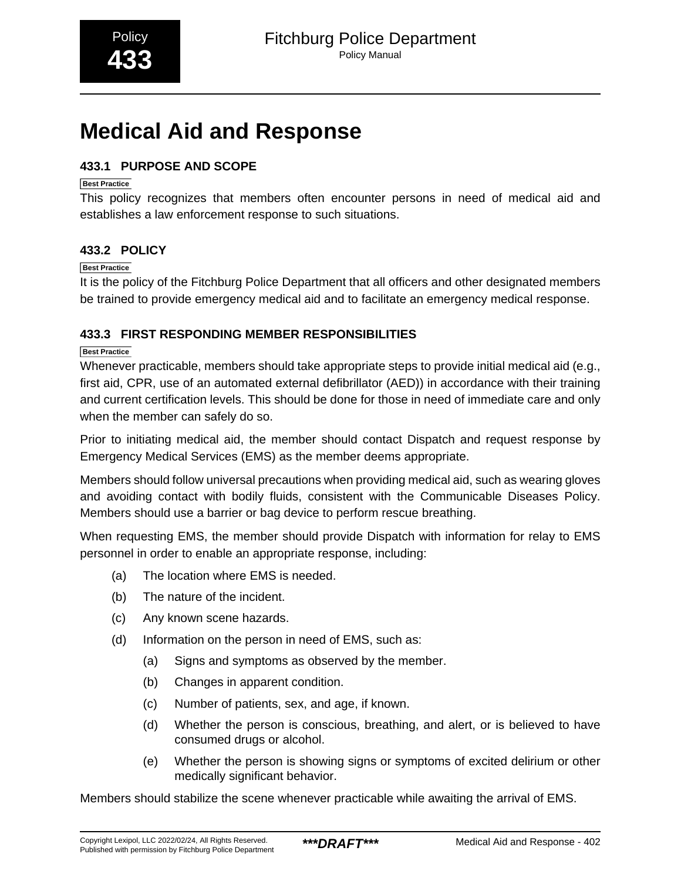# Medical Aid and Response

## 433.1 PURPOSE AND SCOPE

Best Practice

This policy recognizes that members often encounter persons in need of medical aid and establishes a law enforcement response to such situations.

## 433.2 POLICY

Best Practice

It is the policy of the Fitchburg Police Department that all officers and other designated members be trained to provide emergency medical aid and to facilitate an emergency medical response.

## 433.3 FIRST RESPONDING MEMBER RESPONSIBILITIES

Best Practice

Whenever practicable, members should take appropriate steps to provide initial medical aid (e.g., first aid, CPR, use of an automated external defibrillator (AED)) in accordance with their training and current certification levels. This should be done for those in need of immediate care and only when the member can safely do so.

Prior to initiating medical aid, the member should contact Dispatch and request response by Emergency Medical Services (EMS) as the member deems appropriate.

Members should follow universal precautions when providing medical aid, such as wearing gloves and avoiding contact with bodily fluids, consistent with the Communicable Diseases Policy. Members should use a barrier or bag device to perform rescue breathing.

When requesting EMS, the member should provide Dispatch with information for relay to EMS personnel in order to enable an appropriate response, including:

(a) The location where EMS is needed.

(b) The nature of the incident.

(c) Any known scene hazards.

(d) Information on the person in need of EMS, such as:

    (a) Signs and symptoms as observed by the member.

    (b) Changes in apparent condition.

    (c) Number of patients, sex, and age, if known.

    (d) Whether the person is conscious, breathing, and alert, or is believed to have consumed drugs or alcohol.

    (e) Whether the person is showing signs or symptoms of excited delirium or other medically significant behavior.

Members should stabilize the scene whenever practicable while awaiting the arrival of EMS.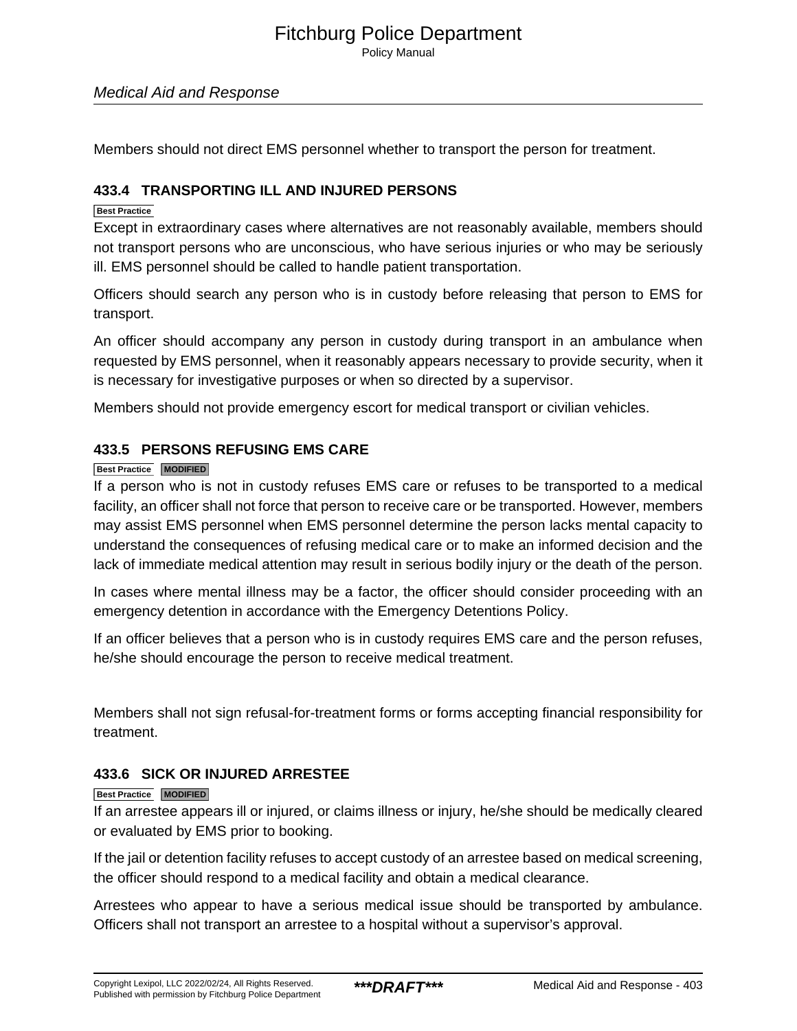Members should not direct EMS personnel whether to transport the person for treatment.

### 433.4 TRANSPORTING ILL AND INJURED PERSONS

Best Practice

Except in extraordinary cases where alternatives are not reasonably available, members should not transport persons who are unconscious, who have serious injuries or who may be seriously ill. EMS personnel should be called to handle patient transportation.

Officers should search any person who is in custody before releasing that person to EMS for transport.

An officer should accompany any person in custody during transport in an ambulance when requested by EMS personnel, when it reasonably appears necessary to provide security, when it is necessary for investigative purposes or when so directed by a supervisor.

Members should not provide emergency escort for medical transport or civilian vehicles.

### 433.5 PERSONS REFUSING EMS CARE

Best Practice MODIFIED

If a person who is not in custody refuses EMS care or refuses to be transported to a medical facility, an officer shall not force that person to receive care or be transported. However, members may assist EMS personnel when EMS personnel determine the person lacks mental capacity to understand the consequences of refusing medical care or to make an informed decision and the lack of immediate medical attention may result in serious bodily injury or the death of the person.

In cases where mental illness may be a factor, the officer should consider proceeding with an emergency detention in accordance with the Emergency Detentions Policy.

If an officer believes that a person who is in custody requires EMS care and the person refuses, he/she should encourage the person to receive medical treatment.

Members shall not sign refusal-for-treatment forms or forms accepting financial responsibility for treatment.

### 433.6 SICK OR INJURED ARRESTEE

Best Practice MODIFIED

If an arrestee appears ill or injured, or claims illness or injury, he/she should be medically cleared or evaluated by EMS prior to booking.

If the jail or detention facility refuses to accept custody of an arrestee based on medical screening, the officer should respond to a medical facility and obtain a medical clearance.

Arrestees who appear to have a serious medical issue should be transported by ambulance. Officers shall not transport an arrestee to a hospital without a supervisor's approval.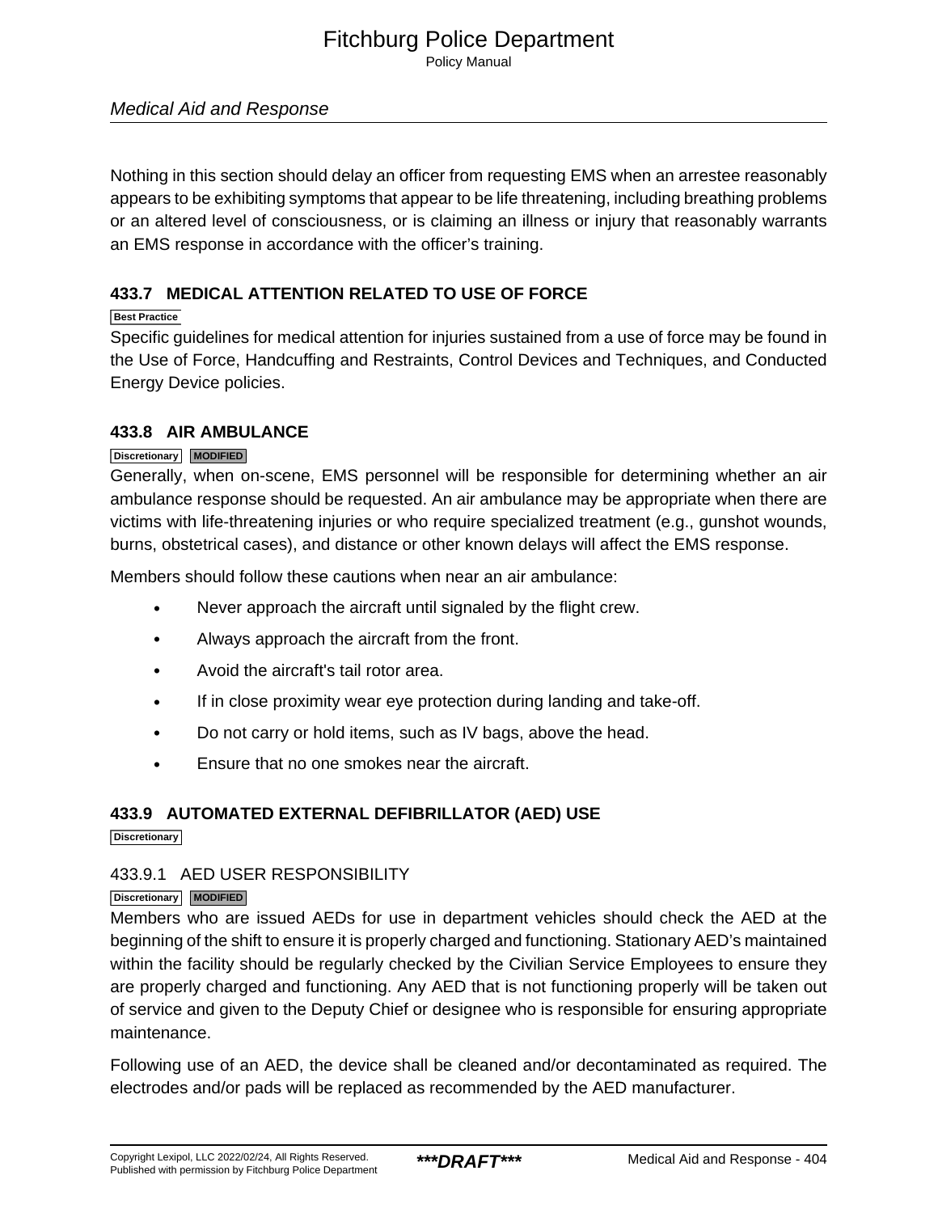Nothing in this section should delay an officer from requesting EMS when an arrestee reasonably appears to be exhibiting symptoms that appear to be life threatening, including breathing problems or an altered level of consciousness, or is claiming an illness or injury that reasonably warrants an EMS response in accordance with the officer's training.

### 433.7 MEDICAL ATTENTION RELATED TO USE OF FORCE

Best Practice

Specific guidelines for medical attention for injuries sustained from a use of force may be found in the Use of Force, Handcuffing and Restraints, Control Devices and Techniques, and Conducted Energy Device policies.

### 433.8 AIR AMBULANCE

Discretionary MODIFIED

Generally, when on-scene, EMS personnel will be responsible for determining whether an air ambulance response should be requested. An air ambulance may be appropriate when there are victims with life-threatening injuries or who require specialized treatment (e.g., gunshot wounds, burns, obstetrical cases), and distance or other known delays will affect the EMS response.

Members should follow these cautions when near an air ambulance:

- Never approach the aircraft until signaled by the flight crew.
- Always approach the aircraft from the front.
- Avoid the aircraft's tail rotor area.
- If in close proximity wear eye protection during landing and take-off.
- Do not carry or hold items, such as IV bags, above the head.
- Ensure that no one smokes near the aircraft.

### 433.9 AUTOMATED EXTERNAL DEFIBRILLATOR (AED) USE

Discretionary

#### 433.9.1 AED USER RESPONSIBILITY

Discretionary MODIFIED

Members who are issued AEDs for use in department vehicles should check the AED at the beginning of the shift to ensure it is properly charged and functioning. Stationary AED's maintained within the facility should be regularly checked by the Civilian Service Employees to ensure they are properly charged and functioning. Any AED that is not functioning properly will be taken out of service and given to the Deputy Chief or designee who is responsible for ensuring appropriate maintenance.

Following use of an AED, the device shall be cleaned and/or decontaminated as required. The electrodes and/or pads will be replaced as recommended by the AED manufacturer.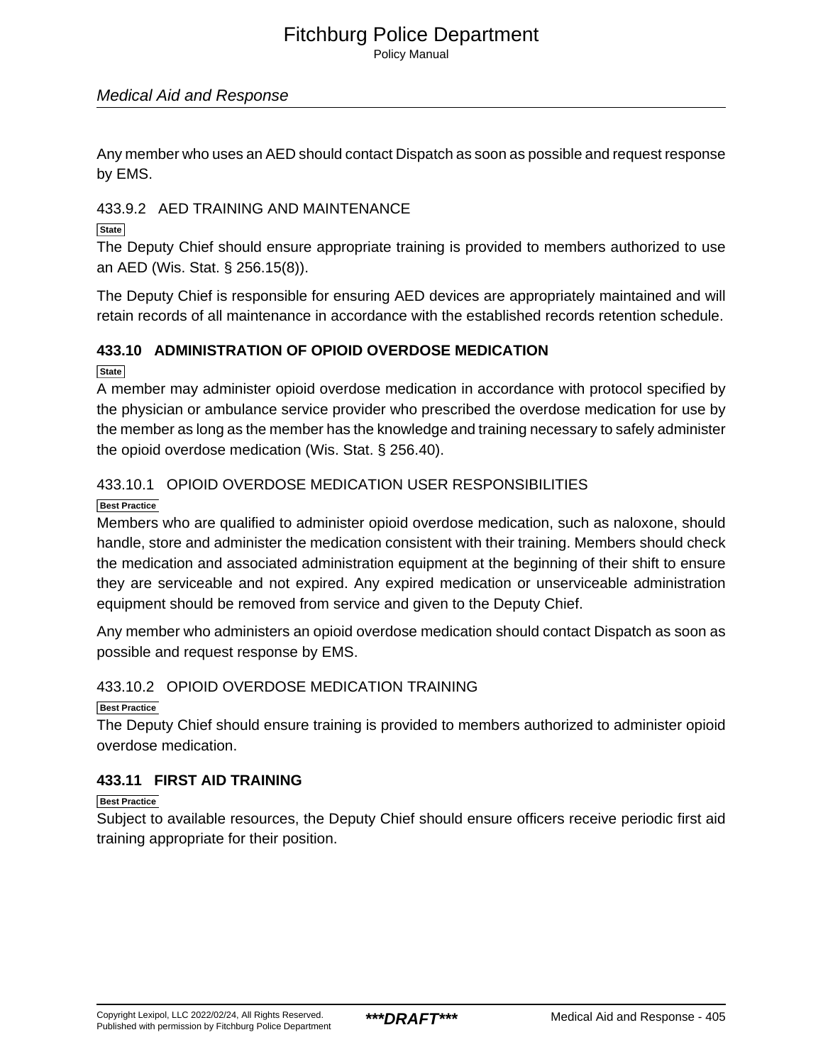Any member who uses an AED should contact Dispatch as soon as possible and request response by EMS.

### 433.9.2 AED TRAINING AND MAINTENANCE

State

The Deputy Chief should ensure appropriate training is provided to members authorized to use an AED (Wis. Stat. § 256.15(8)).

The Deputy Chief is responsible for ensuring AED devices are appropriately maintained and will retain records of all maintenance in accordance with the established records retention schedule.

## 433.10 ADMINISTRATION OF OPIOID OVERDOSE MEDICATION

State

A member may administer opioid overdose medication in accordance with protocol specified by the physician or ambulance service provider who prescribed the overdose medication for use by the member as long as the member has the knowledge and training necessary to safely administer the opioid overdose medication (Wis. Stat. § 256.40).

### 433.10.1 OPIOID OVERDOSE MEDICATION USER RESPONSIBILITIES

Best Practice

Members who are qualified to administer opioid overdose medication, such as naloxone, should handle, store and administer the medication consistent with their training. Members should check the medication and associated administration equipment at the beginning of their shift to ensure they are serviceable and not expired. Any expired medication or unserviceable administration equipment should be removed from service and given to the Deputy Chief.

Any member who administers an opioid overdose medication should contact Dispatch as soon as possible and request response by EMS.

### 433.10.2 OPIOID OVERDOSE MEDICATION TRAINING

Best Practice

The Deputy Chief should ensure training is provided to members authorized to administer opioid overdose medication.

## 433.11 FIRST AID TRAINING

Best Practice

Subject to available resources, the Deputy Chief should ensure officers receive periodic first aid training appropriate for their position.